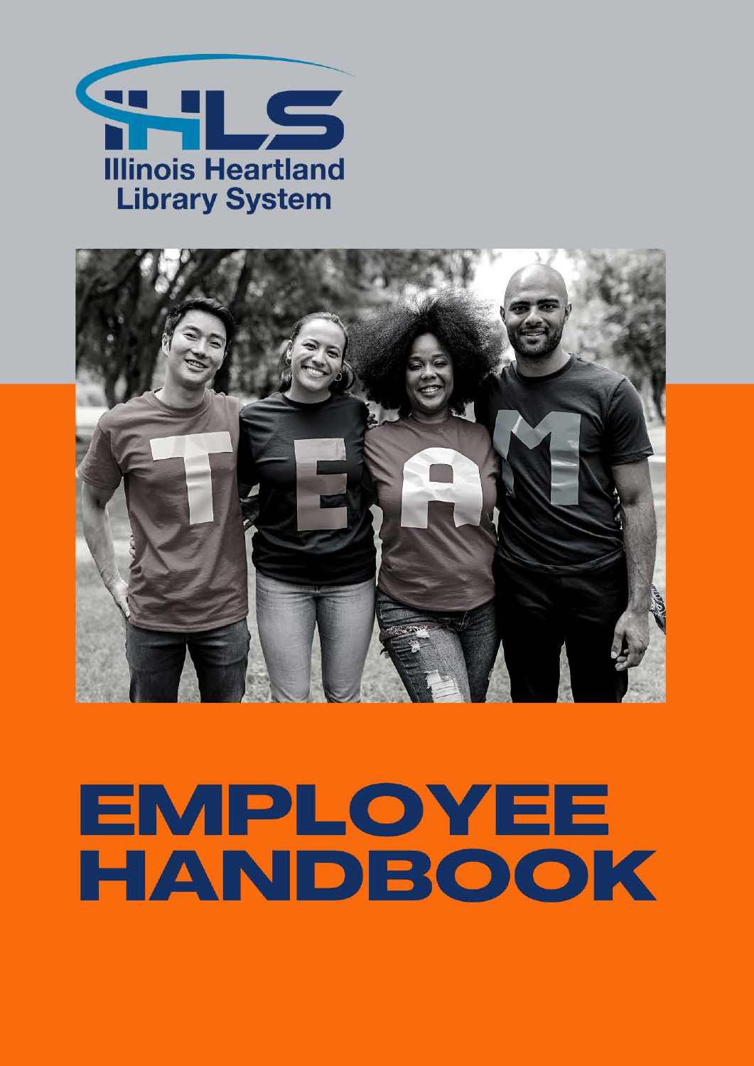IHLS

Illinois Heartland Library System

# EMPLOYEE HANDBOOK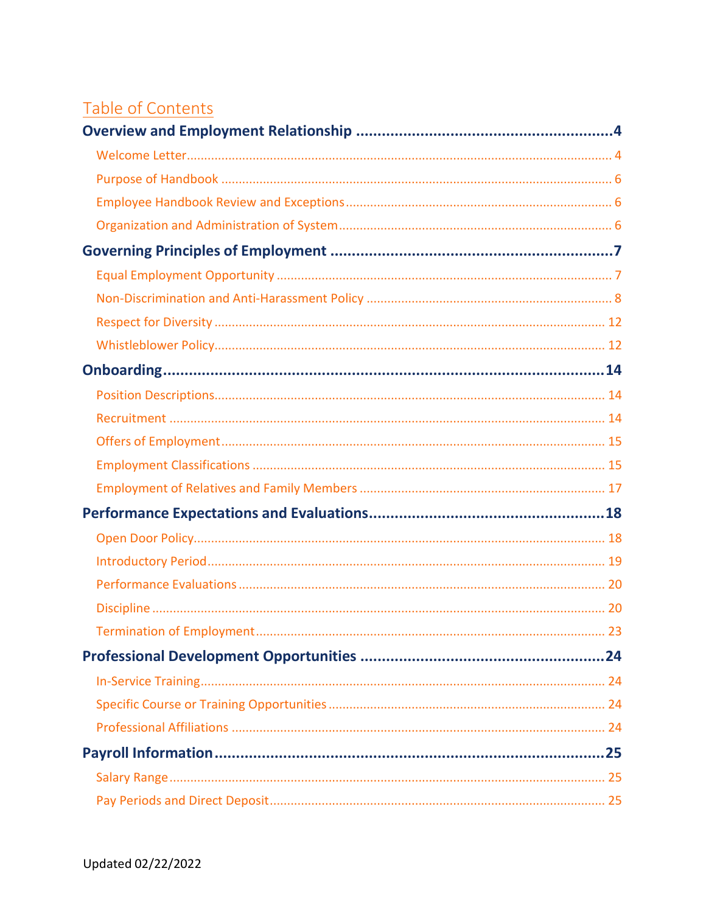# Table of Contents

**Overview and Employment Relationship** ....................................................... 4

- Welcome Letter ....................................................... 4
- Purpose of Handbook ....................................................... 6
- Employee Handbook Review and Exceptions ....................................................... 6
- Organization and Administration of System ....................................................... 6

**Governing Principles of Employment** ....................................................... 7

- Equal Employment Opportunity ....................................................... 7
- Non-Discrimination and Anti-Harassment Policy ....................................................... 8
- Respect for Diversity ....................................................... 12
- Whistleblower Policy ....................................................... 12

**Onboarding** ....................................................... 14

- Position Descriptions ....................................................... 14
- Recruitment ....................................................... 14
- Offers of Employment ....................................................... 15
- Employment Classifications ....................................................... 15
- Employment of Relatives and Family Members ....................................................... 17

**Performance Expectations and Evaluations** ....................................................... 18

- Open Door Policy ....................................................... 18
- Introductory Period ....................................................... 19
- Performance Evaluations ....................................................... 20
- Discipline ....................................................... 20
- Termination of Employment ....................................................... 23

**Professional Development Opportunities** ....................................................... 24

- In-Service Training ....................................................... 24
- Specific Course or Training Opportunities ....................................................... 24
- Professional Affiliations ....................................................... 24

**Payroll Information** ....................................................... 25

- Salary Range ....................................................... 25
- Pay Periods and Direct Deposit ....................................................... 25

Updated 02/22/2022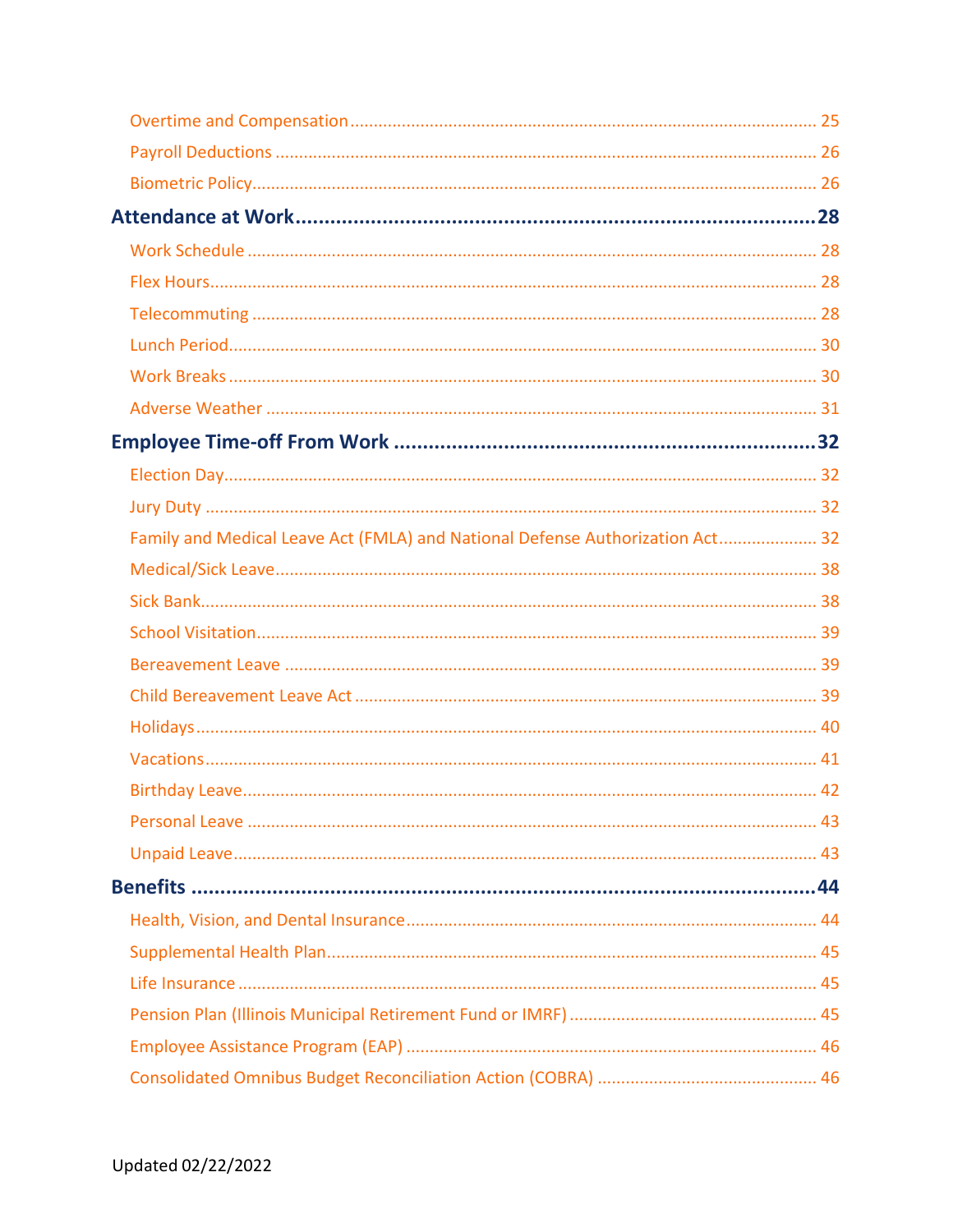- Overtime and Compensation ........ 25
- Payroll Deductions ........ 26
- Biometric Policy ........ 26

**Attendance at Work ........ 28**

- Work Schedule ........ 28
- Flex Hours ........ 28
- Telecommuting ........ 28
- Lunch Period ........ 30
- Work Breaks ........ 30
- Adverse Weather ........ 31

**Employee Time-off From Work ........ 32**

- Election Day ........ 32
- Jury Duty ........ 32
- Family and Medical Leave Act (FMLA) and National Defense Authorization Act ........ 32
- Medical/Sick Leave ........ 38
- Sick Bank ........ 38
- School Visitation ........ 39
- Bereavement Leave ........ 39
- Child Bereavement Leave Act ........ 39
- Holidays ........ 40
- Vacations ........ 41
- Birthday Leave ........ 42
- Personal Leave ........ 43
- Unpaid Leave ........ 43

**Benefits ........ 44**

- Health, Vision, and Dental Insurance ........ 44
- Supplemental Health Plan ........ 45
- Life Insurance ........ 45
- Pension Plan (Illinois Municipal Retirement Fund or IMRF) ........ 45
- Employee Assistance Program (EAP) ........ 46
- Consolidated Omnibus Budget Reconciliation Action (COBRA) ........ 46

Updated 02/22/2022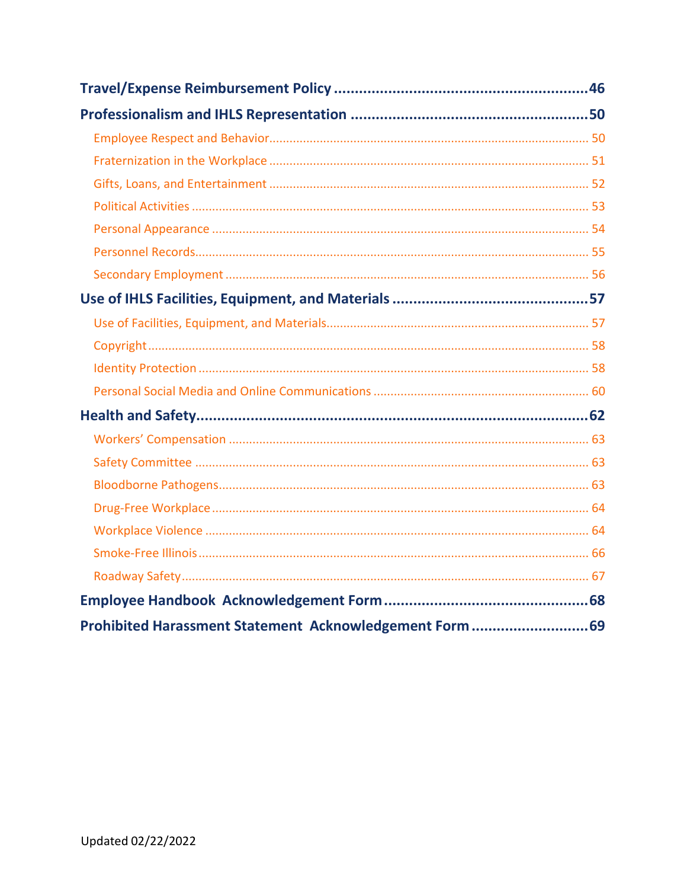**Travel/Expense Reimbursement Policy** ........................................................... 46

**Professionalism and IHLS Representation** ..................................................... 50

- Employee Respect and Behavior ........................................................... 50
- Fraternization in the Workplace ........................................................... 51
- Gifts, Loans, and Entertainment ........................................................... 52
- Political Activities ........................................................... 53
- Personal Appearance ........................................................... 54
- Personnel Records ........................................................... 55
- Secondary Employment ........................................................... 56

**Use of IHLS Facilities, Equipment, and Materials** ............................................. 57

- Use of Facilities, Equipment, and Materials ........................................................... 57
- Copyright ........................................................... 58
- Identity Protection ........................................................... 58
- Personal Social Media and Online Communications ........................................................... 60

**Health and Safety** ........................................................... 62

- Workers' Compensation ........................................................... 63
- Safety Committee ........................................................... 63
- Bloodborne Pathogens ........................................................... 63
- Drug-Free Workplace ........................................................... 64
- Workplace Violence ........................................................... 64
- Smoke-Free Illinois ........................................................... 66
- Roadway Safety ........................................................... 67

**Employee Handbook Acknowledgement Form** ............................................... 68

**Prohibited Harassment Statement Acknowledgement Form** ............................ 69

Updated 02/22/2022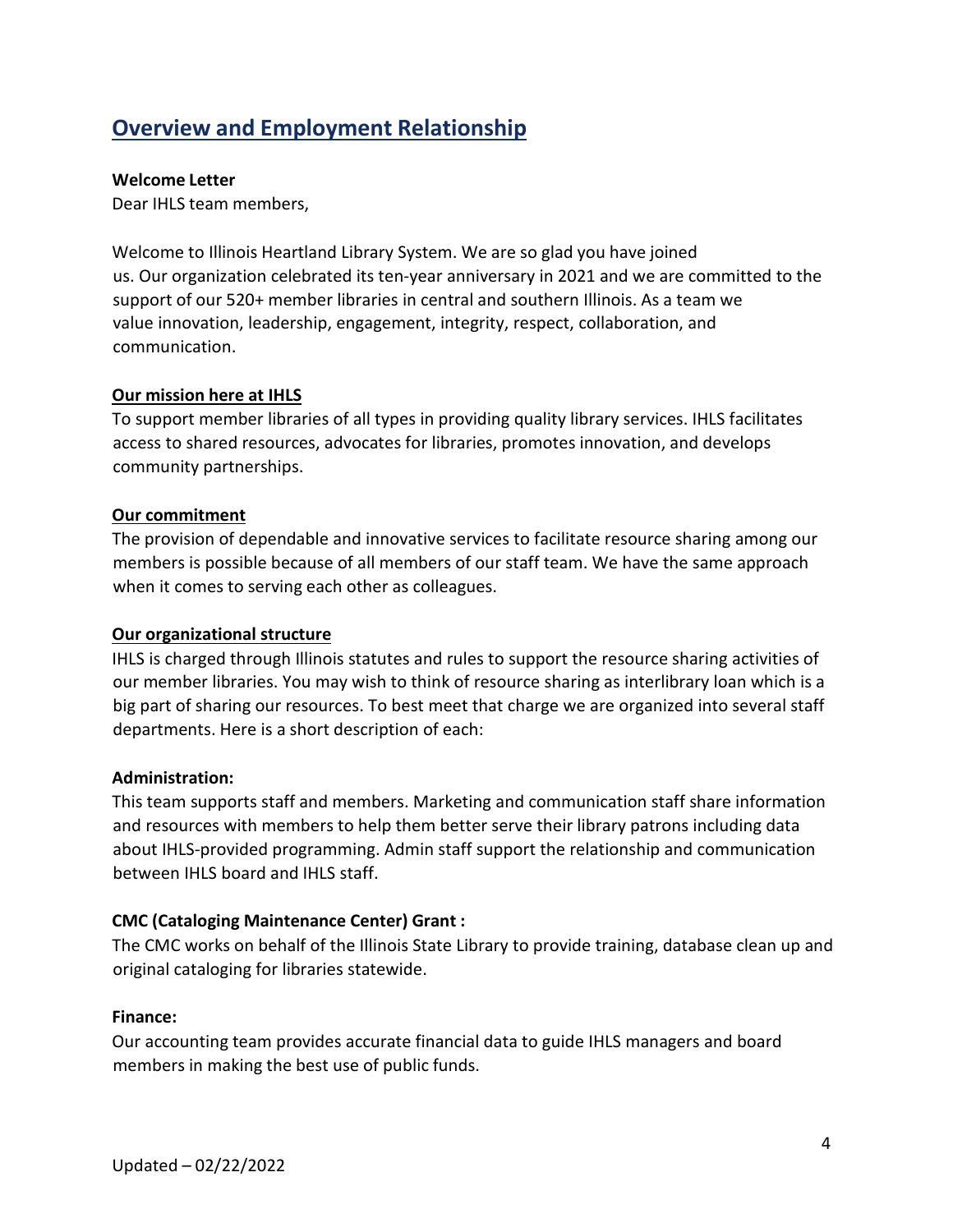## Overview and Employment Relationship

**Welcome Letter**

Dear IHLS team members,

Welcome to Illinois Heartland Library System. We are so glad you have joined us. Our organization celebrated its ten-year anniversary in 2021 and we are committed to the support of our 520+ member libraries in central and southern Illinois. As a team we value innovation, leadership, engagement, integrity, respect, collaboration, and communication.

**Our mission here at IHLS**

To support member libraries of all types in providing quality library services. IHLS facilitates access to shared resources, advocates for libraries, promotes innovation, and develops community partnerships.

**Our commitment**

The provision of dependable and innovative services to facilitate resource sharing among our members is possible because of all members of our staff team. We have the same approach when it comes to serving each other as colleagues.

**Our organizational structure**

IHLS is charged through Illinois statutes and rules to support the resource sharing activities of our member libraries. You may wish to think of resource sharing as interlibrary loan which is a big part of sharing our resources. To best meet that charge we are organized into several staff departments. Here is a short description of each:

**Administration:**

This team supports staff and members. Marketing and communication staff share information and resources with members to help them better serve their library patrons including data about IHLS-provided programming. Admin staff support the relationship and communication between IHLS board and IHLS staff.

**CMC (Cataloging Maintenance Center) Grant :**

The CMC works on behalf of the Illinois State Library to provide training, database clean up and original cataloging for libraries statewide.

**Finance:**

Our accounting team provides accurate financial data to guide IHLS managers and board members in making the best use of public funds.

Updated – 02/22/2022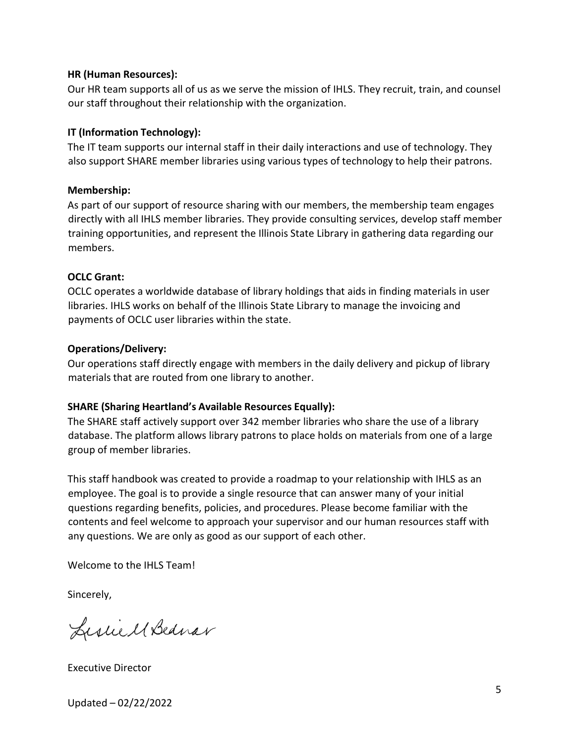**HR (Human Resources):**

Our HR team supports all of us as we serve the mission of IHLS. They recruit, train, and counsel our staff throughout their relationship with the organization.

**IT (Information Technology):**

The IT team supports our internal staff in their daily interactions and use of technology. They also support SHARE member libraries using various types of technology to help their patrons.

**Membership:**

As part of our support of resource sharing with our members, the membership team engages directly with all IHLS member libraries. They provide consulting services, develop staff member training opportunities, and represent the Illinois State Library in gathering data regarding our members.

**OCLC Grant:**

OCLC operates a worldwide database of library holdings that aids in finding materials in user libraries. IHLS works on behalf of the Illinois State Library to manage the invoicing and payments of OCLC user libraries within the state.

**Operations/Delivery:**

Our operations staff directly engage with members in the daily delivery and pickup of library materials that are routed from one library to another.

**SHARE (Sharing Heartland's Available Resources Equally):**

The SHARE staff actively support over 342 member libraries who share the use of a library database. The platform allows library patrons to place holds on materials from one of a large group of member libraries.

This staff handbook was created to provide a roadmap to your relationship with IHLS as an employee. The goal is to provide a single resource that can answer many of your initial questions regarding benefits, policies, and procedures. Please become familiar with the contents and feel welcome to approach your supervisor and our human resources staff with any questions. We are only as good as our support of each other.

Welcome to the IHLS Team!

Sincerely,

Leslie M Bednar

Executive Director

Updated – 02/22/2022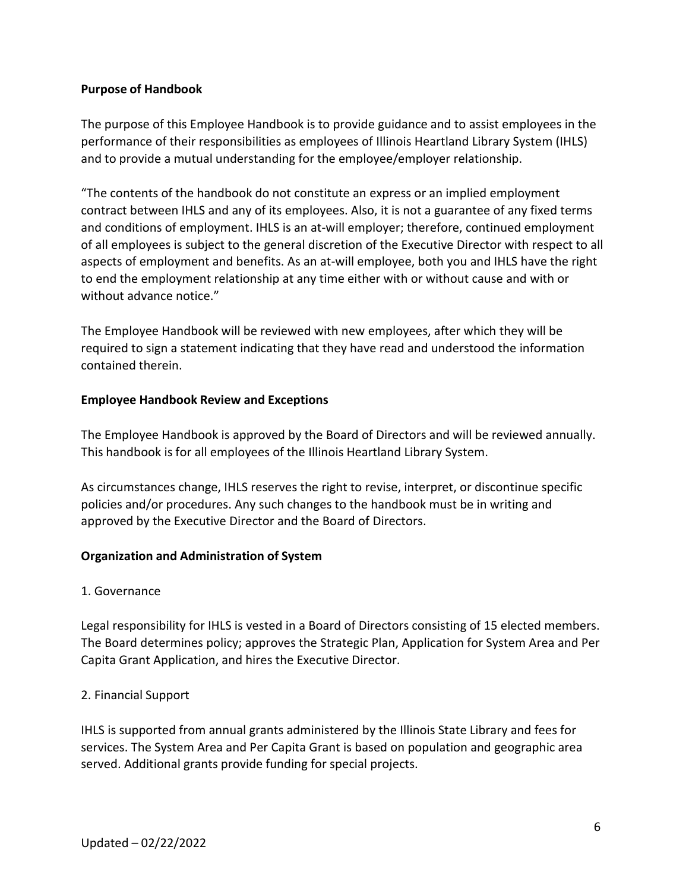**Purpose of Handbook**

The purpose of this Employee Handbook is to provide guidance and to assist employees in the performance of their responsibilities as employees of Illinois Heartland Library System (IHLS) and to provide a mutual understanding for the employee/employer relationship.

"The contents of the handbook do not constitute an express or an implied employment contract between IHLS and any of its employees. Also, it is not a guarantee of any fixed terms and conditions of employment. IHLS is an at-will employer; therefore, continued employment of all employees is subject to the general discretion of the Executive Director with respect to all aspects of employment and benefits. As an at-will employee, both you and IHLS have the right to end the employment relationship at any time either with or without cause and with or without advance notice."

The Employee Handbook will be reviewed with new employees, after which they will be required to sign a statement indicating that they have read and understood the information contained therein.

**Employee Handbook Review and Exceptions**

The Employee Handbook is approved by the Board of Directors and will be reviewed annually. This handbook is for all employees of the Illinois Heartland Library System.

As circumstances change, IHLS reserves the right to revise, interpret, or discontinue specific policies and/or procedures. Any such changes to the handbook must be in writing and approved by the Executive Director and the Board of Directors.

**Organization and Administration of System**

1. Governance

Legal responsibility for IHLS is vested in a Board of Directors consisting of 15 elected members. The Board determines policy; approves the Strategic Plan, Application for System Area and Per Capita Grant Application, and hires the Executive Director.

2. Financial Support

IHLS is supported from annual grants administered by the Illinois State Library and fees for services. The System Area and Per Capita Grant is based on population and geographic area served. Additional grants provide funding for special projects.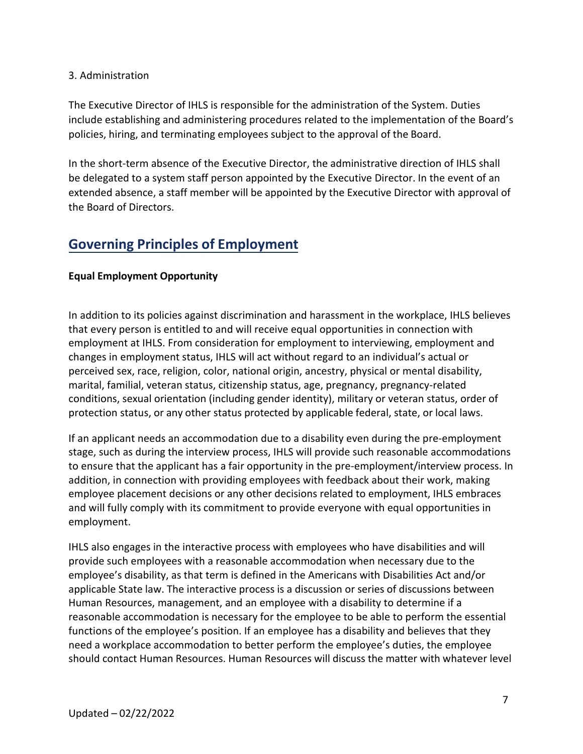3. Administration

The Executive Director of IHLS is responsible for the administration of the System. Duties include establishing and administering procedures related to the implementation of the Board's policies, hiring, and terminating employees subject to the approval of the Board.

In the short-term absence of the Executive Director, the administrative direction of IHLS shall be delegated to a system staff person appointed by the Executive Director. In the event of an extended absence, a staff member will be appointed by the Executive Director with approval of the Board of Directors.

## Governing Principles of Employment

**Equal Employment Opportunity**

In addition to its policies against discrimination and harassment in the workplace, IHLS believes that every person is entitled to and will receive equal opportunities in connection with employment at IHLS. From consideration for employment to interviewing, employment and changes in employment status, IHLS will act without regard to an individual's actual or perceived sex, race, religion, color, national origin, ancestry, physical or mental disability, marital, familial, veteran status, citizenship status, age, pregnancy, pregnancy-related conditions, sexual orientation (including gender identity), military or veteran status, order of protection status, or any other status protected by applicable federal, state, or local laws.

If an applicant needs an accommodation due to a disability even during the pre-employment stage, such as during the interview process, IHLS will provide such reasonable accommodations to ensure that the applicant has a fair opportunity in the pre-employment/interview process. In addition, in connection with providing employees with feedback about their work, making employee placement decisions or any other decisions related to employment, IHLS embraces and will fully comply with its commitment to provide everyone with equal opportunities in employment.

IHLS also engages in the interactive process with employees who have disabilities and will provide such employees with a reasonable accommodation when necessary due to the employee's disability, as that term is defined in the Americans with Disabilities Act and/or applicable State law. The interactive process is a discussion or series of discussions between Human Resources, management, and an employee with a disability to determine if a reasonable accommodation is necessary for the employee to be able to perform the essential functions of the employee's position. If an employee has a disability and believes that they need a workplace accommodation to better perform the employee's duties, the employee should contact Human Resources. Human Resources will discuss the matter with whatever level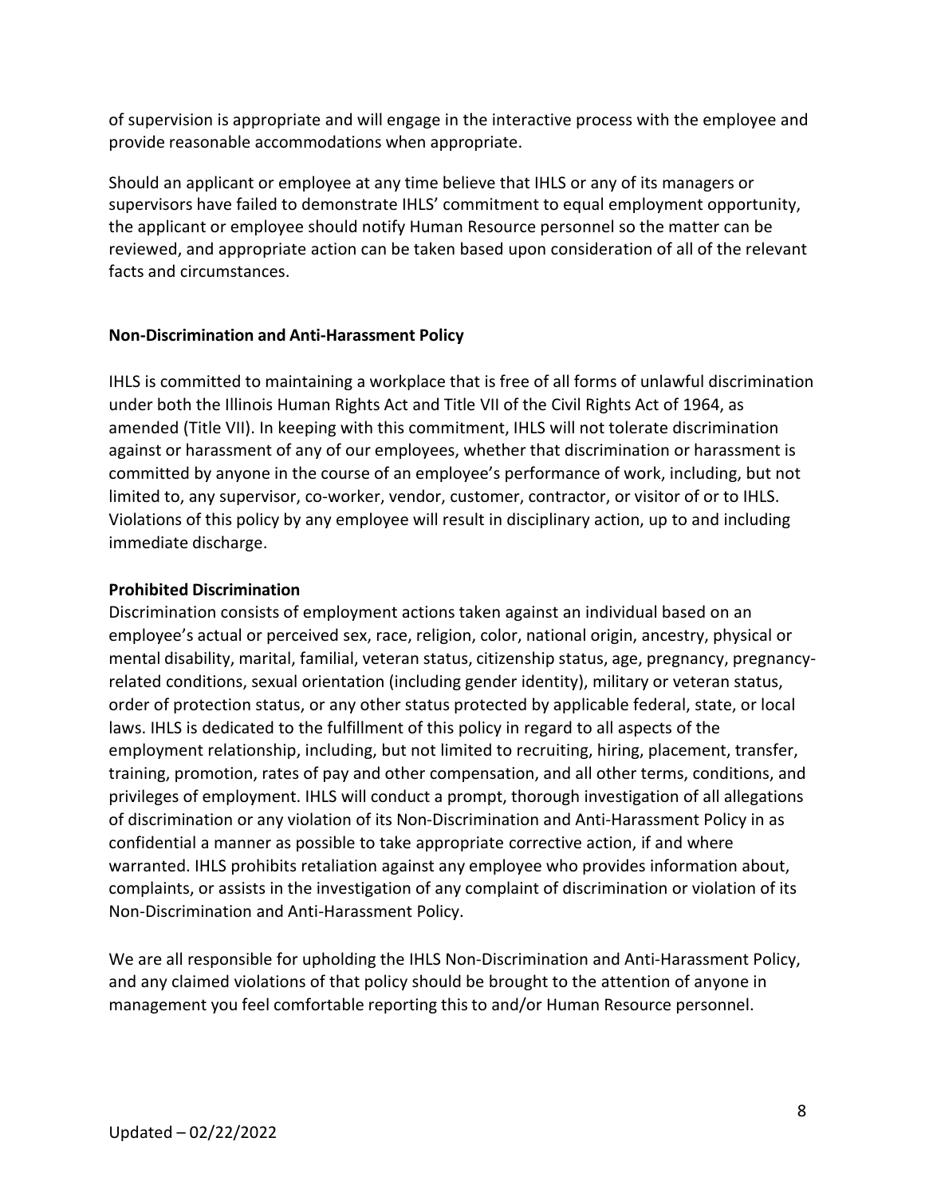of supervision is appropriate and will engage in the interactive process with the employee and provide reasonable accommodations when appropriate.

Should an applicant or employee at any time believe that IHLS or any of its managers or supervisors have failed to demonstrate IHLS' commitment to equal employment opportunity, the applicant or employee should notify Human Resource personnel so the matter can be reviewed, and appropriate action can be taken based upon consideration of all of the relevant facts and circumstances.

**Non-Discrimination and Anti-Harassment Policy**

IHLS is committed to maintaining a workplace that is free of all forms of unlawful discrimination under both the Illinois Human Rights Act and Title VII of the Civil Rights Act of 1964, as amended (Title VII). In keeping with this commitment, IHLS will not tolerate discrimination against or harassment of any of our employees, whether that discrimination or harassment is committed by anyone in the course of an employee's performance of work, including, but not limited to, any supervisor, co-worker, vendor, customer, contractor, or visitor of or to IHLS. Violations of this policy by any employee will result in disciplinary action, up to and including immediate discharge.

**Prohibited Discrimination**

Discrimination consists of employment actions taken against an individual based on an employee's actual or perceived sex, race, religion, color, national origin, ancestry, physical or mental disability, marital, familial, veteran status, citizenship status, age, pregnancy, pregnancy-related conditions, sexual orientation (including gender identity), military or veteran status, order of protection status, or any other status protected by applicable federal, state, or local laws. IHLS is dedicated to the fulfillment of this policy in regard to all aspects of the employment relationship, including, but not limited to recruiting, hiring, placement, transfer, training, promotion, rates of pay and other compensation, and all other terms, conditions, and privileges of employment. IHLS will conduct a prompt, thorough investigation of all allegations of discrimination or any violation of its Non-Discrimination and Anti-Harassment Policy in as confidential a manner as possible to take appropriate corrective action, if and where warranted. IHLS prohibits retaliation against any employee who provides information about, complaints, or assists in the investigation of any complaint of discrimination or violation of its Non-Discrimination and Anti-Harassment Policy.

We are all responsible for upholding the IHLS Non-Discrimination and Anti-Harassment Policy, and any claimed violations of that policy should be brought to the attention of anyone in management you feel comfortable reporting this to and/or Human Resource personnel.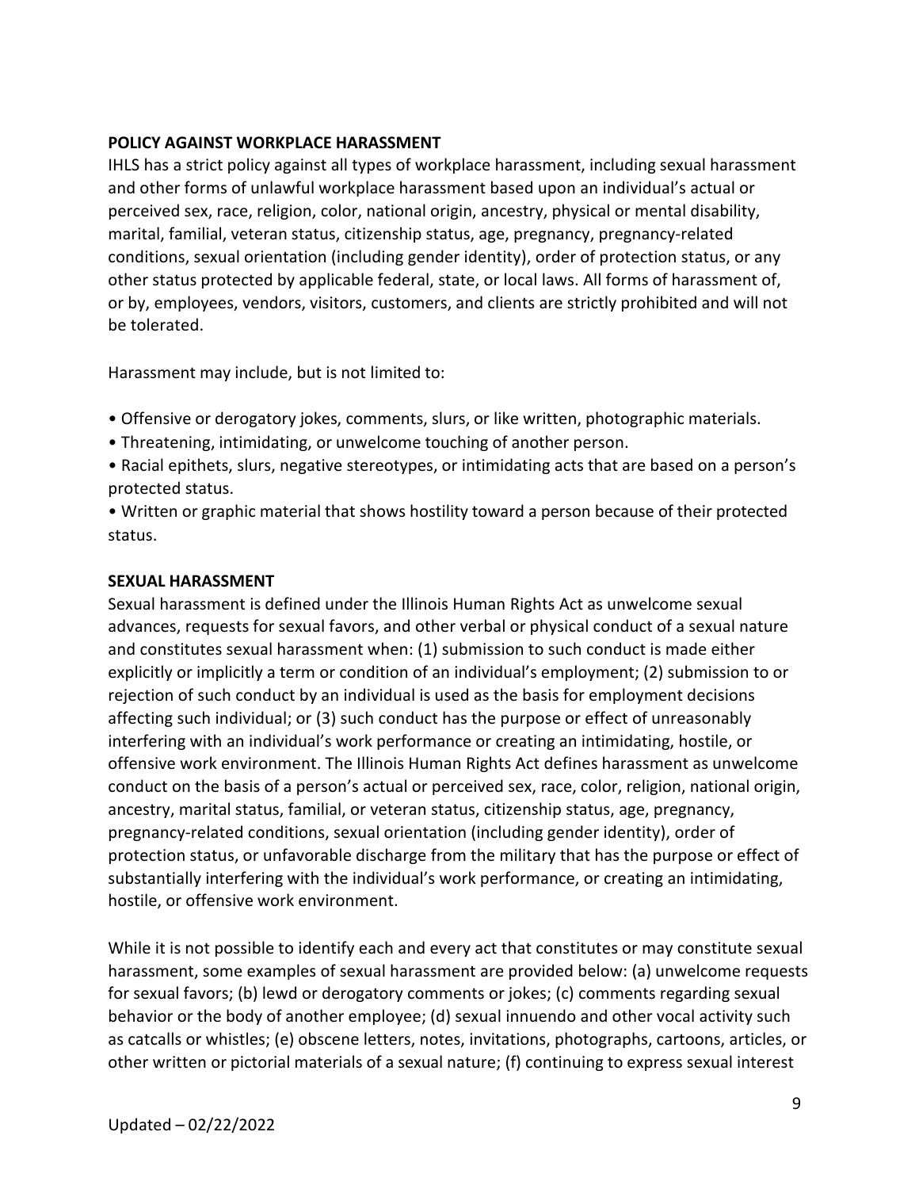**POLICY AGAINST WORKPLACE HARASSMENT**

IHLS has a strict policy against all types of workplace harassment, including sexual harassment and other forms of unlawful workplace harassment based upon an individual's actual or perceived sex, race, religion, color, national origin, ancestry, physical or mental disability, marital, familial, veteran status, citizenship status, age, pregnancy, pregnancy-related conditions, sexual orientation (including gender identity), order of protection status, or any other status protected by applicable federal, state, or local laws. All forms of harassment of, or by, employees, vendors, visitors, customers, and clients are strictly prohibited and will not be tolerated.

Harassment may include, but is not limited to:

- Offensive or derogatory jokes, comments, slurs, or like written, photographic materials.
- Threatening, intimidating, or unwelcome touching of another person.
- Racial epithets, slurs, negative stereotypes, or intimidating acts that are based on a person's protected status.
- Written or graphic material that shows hostility toward a person because of their protected status.

**SEXUAL HARASSMENT**

Sexual harassment is defined under the Illinois Human Rights Act as unwelcome sexual advances, requests for sexual favors, and other verbal or physical conduct of a sexual nature and constitutes sexual harassment when: (1) submission to such conduct is made either explicitly or implicitly a term or condition of an individual's employment; (2) submission to or rejection of such conduct by an individual is used as the basis for employment decisions affecting such individual; or (3) such conduct has the purpose or effect of unreasonably interfering with an individual's work performance or creating an intimidating, hostile, or offensive work environment. The Illinois Human Rights Act defines harassment as unwelcome conduct on the basis of a person's actual or perceived sex, race, color, religion, national origin, ancestry, marital status, familial, or veteran status, citizenship status, age, pregnancy, pregnancy-related conditions, sexual orientation (including gender identity), order of protection status, or unfavorable discharge from the military that has the purpose or effect of substantially interfering with the individual's work performance, or creating an intimidating, hostile, or offensive work environment.

While it is not possible to identify each and every act that constitutes or may constitute sexual harassment, some examples of sexual harassment are provided below: (a) unwelcome requests for sexual favors; (b) lewd or derogatory comments or jokes; (c) comments regarding sexual behavior or the body of another employee; (d) sexual innuendo and other vocal activity such as catcalls or whistles; (e) obscene letters, notes, invitations, photographs, cartoons, articles, or other written or pictorial materials of a sexual nature; (f) continuing to express sexual interest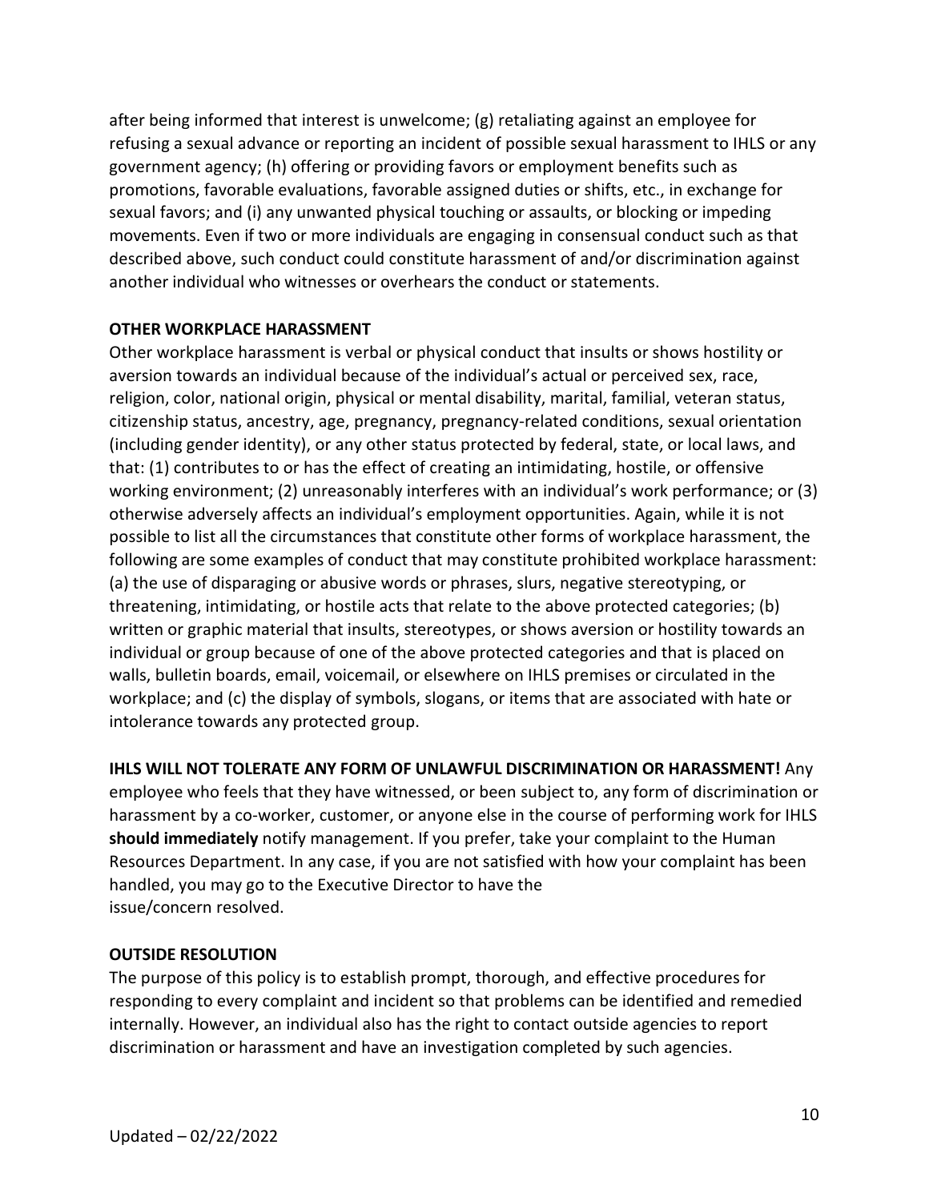after being informed that interest is unwelcome; (g) retaliating against an employee for refusing a sexual advance or reporting an incident of possible sexual harassment to IHLS or any government agency; (h) offering or providing favors or employment benefits such as promotions, favorable evaluations, favorable assigned duties or shifts, etc., in exchange for sexual favors; and (i) any unwanted physical touching or assaults, or blocking or impeding movements. Even if two or more individuals are engaging in consensual conduct such as that described above, such conduct could constitute harassment of and/or discrimination against another individual who witnesses or overhears the conduct or statements.

**OTHER WORKPLACE HARASSMENT**

Other workplace harassment is verbal or physical conduct that insults or shows hostility or aversion towards an individual because of the individual's actual or perceived sex, race, religion, color, national origin, physical or mental disability, marital, familial, veteran status, citizenship status, ancestry, age, pregnancy, pregnancy-related conditions, sexual orientation (including gender identity), or any other status protected by federal, state, or local laws, and that: (1) contributes to or has the effect of creating an intimidating, hostile, or offensive working environment; (2) unreasonably interferes with an individual's work performance; or (3) otherwise adversely affects an individual's employment opportunities. Again, while it is not possible to list all the circumstances that constitute other forms of workplace harassment, the following are some examples of conduct that may constitute prohibited workplace harassment: (a) the use of disparaging or abusive words or phrases, slurs, negative stereotyping, or threatening, intimidating, or hostile acts that relate to the above protected categories; (b) written or graphic material that insults, stereotypes, or shows aversion or hostility towards an individual or group because of one of the above protected categories and that is placed on walls, bulletin boards, email, voicemail, or elsewhere on IHLS premises or circulated in the workplace; and (c) the display of symbols, slogans, or items that are associated with hate or intolerance towards any protected group.

**IHLS WILL NOT TOLERATE ANY FORM OF UNLAWFUL DISCRIMINATION OR HARASSMENT!** Any employee who feels that they have witnessed, or been subject to, any form of discrimination or harassment by a co-worker, customer, or anyone else in the course of performing work for IHLS **should immediately** notify management. If you prefer, take your complaint to the Human Resources Department. In any case, if you are not satisfied with how your complaint has been handled, you may go to the Executive Director to have the issue/concern resolved.

**OUTSIDE RESOLUTION**

The purpose of this policy is to establish prompt, thorough, and effective procedures for responding to every complaint and incident so that problems can be identified and remedied internally. However, an individual also has the right to contact outside agencies to report discrimination or harassment and have an investigation completed by such agencies.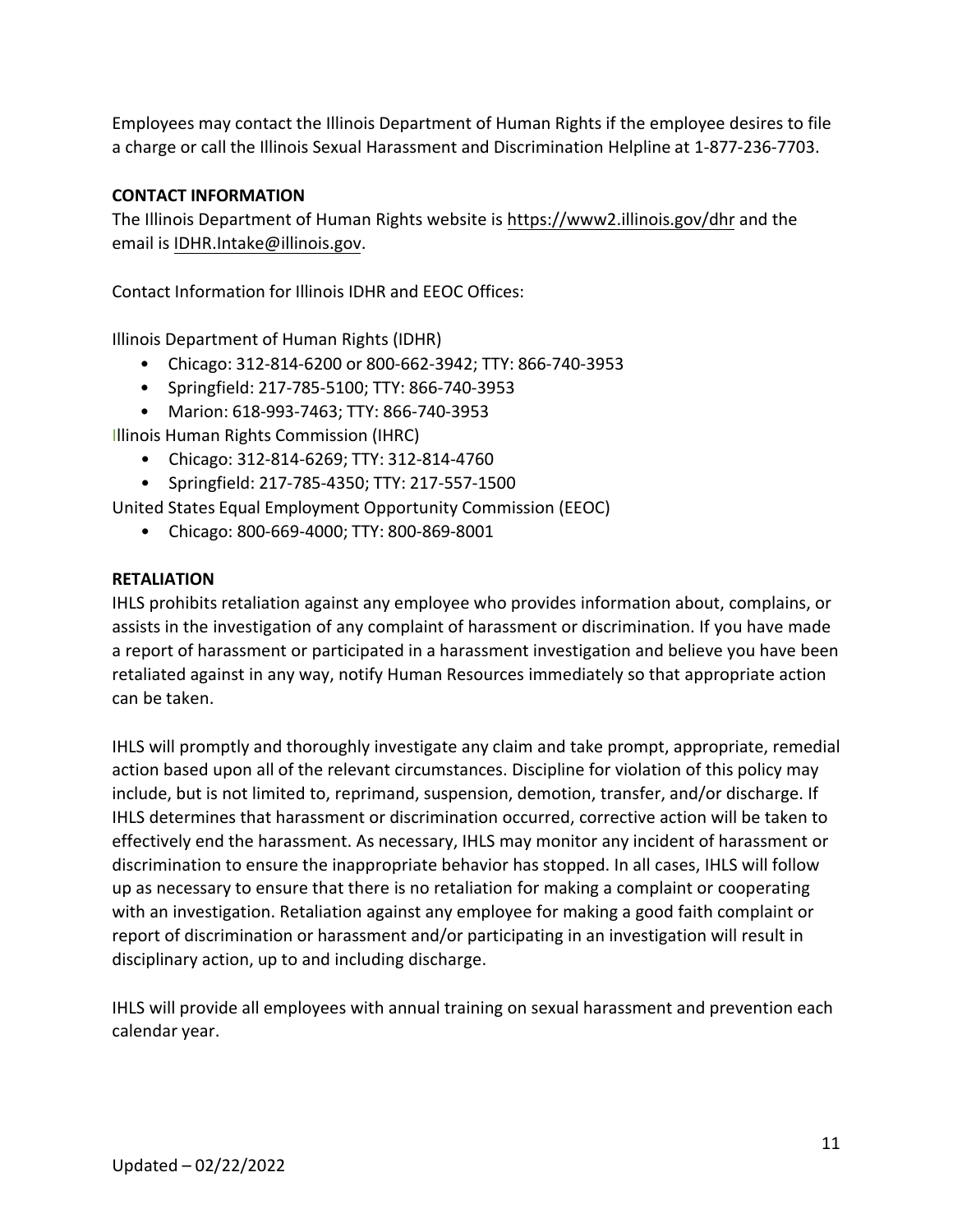Employees may contact the Illinois Department of Human Rights if the employee desires to file a charge or call the Illinois Sexual Harassment and Discrimination Helpline at 1-877-236-7703.

**CONTACT INFORMATION**

The Illinois Department of Human Rights website is https://www2.illinois.gov/dhr and the email is IDHR.Intake@illinois.gov.

Contact Information for Illinois IDHR and EEOC Offices:

Illinois Department of Human Rights (IDHR)

- Chicago: 312-814-6200 or 800-662-3942; TTY: 866-740-3953
- Springfield: 217-785-5100; TTY: 866-740-3953
- Marion: 618-993-7463; TTY: 866-740-3953

Illinois Human Rights Commission (IHRC)

- Chicago: 312-814-6269; TTY: 312-814-4760
- Springfield: 217-785-4350; TTY: 217-557-1500

United States Equal Employment Opportunity Commission (EEOC)

- Chicago: 800-669-4000; TTY: 800-869-8001

**RETALIATION**

IHLS prohibits retaliation against any employee who provides information about, complains, or assists in the investigation of any complaint of harassment or discrimination. If you have made a report of harassment or participated in a harassment investigation and believe you have been retaliated against in any way, notify Human Resources immediately so that appropriate action can be taken.

IHLS will promptly and thoroughly investigate any claim and take prompt, appropriate, remedial action based upon all of the relevant circumstances. Discipline for violation of this policy may include, but is not limited to, reprimand, suspension, demotion, transfer, and/or discharge. If IHLS determines that harassment or discrimination occurred, corrective action will be taken to effectively end the harassment. As necessary, IHLS may monitor any incident of harassment or discrimination to ensure the inappropriate behavior has stopped. In all cases, IHLS will follow up as necessary to ensure that there is no retaliation for making a complaint or cooperating with an investigation. Retaliation against any employee for making a good faith complaint or report of discrimination or harassment and/or participating in an investigation will result in disciplinary action, up to and including discharge.

IHLS will provide all employees with annual training on sexual harassment and prevention each calendar year.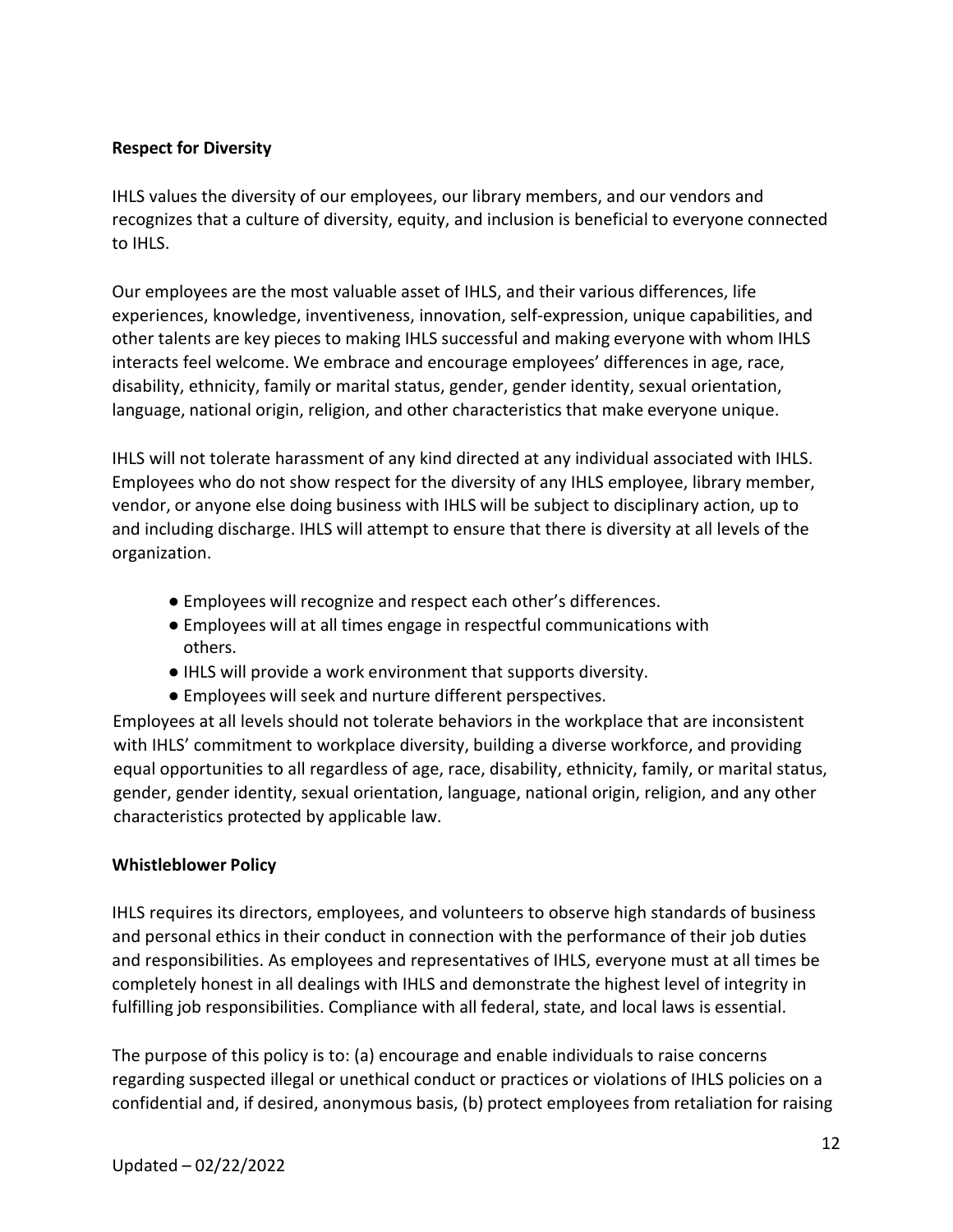**Respect for Diversity**

IHLS values the diversity of our employees, our library members, and our vendors and recognizes that a culture of diversity, equity, and inclusion is beneficial to everyone connected to IHLS.

Our employees are the most valuable asset of IHLS, and their various differences, life experiences, knowledge, inventiveness, innovation, self-expression, unique capabilities, and other talents are key pieces to making IHLS successful and making everyone with whom IHLS interacts feel welcome. We embrace and encourage employees' differences in age, race, disability, ethnicity, family or marital status, gender, gender identity, sexual orientation, language, national origin, religion, and other characteristics that make everyone unique.

IHLS will not tolerate harassment of any kind directed at any individual associated with IHLS. Employees who do not show respect for the diversity of any IHLS employee, library member, vendor, or anyone else doing business with IHLS will be subject to disciplinary action, up to and including discharge. IHLS will attempt to ensure that there is diversity at all levels of the organization.

- Employees will recognize and respect each other's differences.
- Employees will at all times engage in respectful communications with others.
- IHLS will provide a work environment that supports diversity.
- Employees will seek and nurture different perspectives.

Employees at all levels should not tolerate behaviors in the workplace that are inconsistent with IHLS' commitment to workplace diversity, building a diverse workforce, and providing equal opportunities to all regardless of age, race, disability, ethnicity, family, or marital status, gender, gender identity, sexual orientation, language, national origin, religion, and any other characteristics protected by applicable law.

**Whistleblower Policy**

IHLS requires its directors, employees, and volunteers to observe high standards of business and personal ethics in their conduct in connection with the performance of their job duties and responsibilities. As employees and representatives of IHLS, everyone must at all times be completely honest in all dealings with IHLS and demonstrate the highest level of integrity in fulfilling job responsibilities. Compliance with all federal, state, and local laws is essential.

The purpose of this policy is to: (a) encourage and enable individuals to raise concerns regarding suspected illegal or unethical conduct or practices or violations of IHLS policies on a confidential and, if desired, anonymous basis, (b) protect employees from retaliation for raising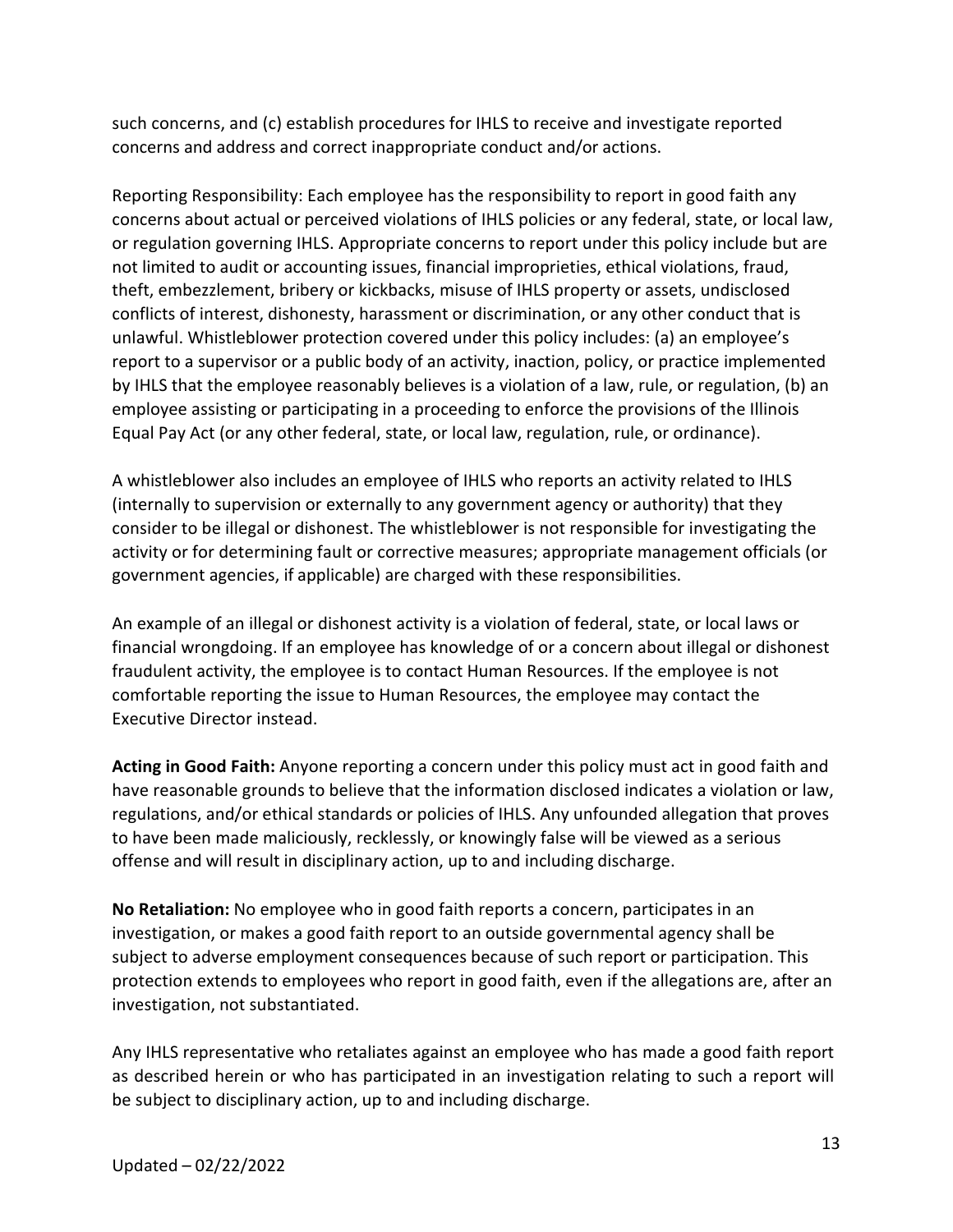such concerns, and (c) establish procedures for IHLS to receive and investigate reported concerns and address and correct inappropriate conduct and/or actions.

Reporting Responsibility: Each employee has the responsibility to report in good faith any concerns about actual or perceived violations of IHLS policies or any federal, state, or local law, or regulation governing IHLS. Appropriate concerns to report under this policy include but are not limited to audit or accounting issues, financial improprieties, ethical violations, fraud, theft, embezzlement, bribery or kickbacks, misuse of IHLS property or assets, undisclosed conflicts of interest, dishonesty, harassment or discrimination, or any other conduct that is unlawful. Whistleblower protection covered under this policy includes: (a) an employee's report to a supervisor or a public body of an activity, inaction, policy, or practice implemented by IHLS that the employee reasonably believes is a violation of a law, rule, or regulation, (b) an employee assisting or participating in a proceeding to enforce the provisions of the Illinois Equal Pay Act (or any other federal, state, or local law, regulation, rule, or ordinance).

A whistleblower also includes an employee of IHLS who reports an activity related to IHLS (internally to supervision or externally to any government agency or authority) that they consider to be illegal or dishonest. The whistleblower is not responsible for investigating the activity or for determining fault or corrective measures; appropriate management officials (or government agencies, if applicable) are charged with these responsibilities.

An example of an illegal or dishonest activity is a violation of federal, state, or local laws or financial wrongdoing. If an employee has knowledge of or a concern about illegal or dishonest fraudulent activity, the employee is to contact Human Resources. If the employee is not comfortable reporting the issue to Human Resources, the employee may contact the Executive Director instead.

**Acting in Good Faith:** Anyone reporting a concern under this policy must act in good faith and have reasonable grounds to believe that the information disclosed indicates a violation or law, regulations, and/or ethical standards or policies of IHLS. Any unfounded allegation that proves to have been made maliciously, recklessly, or knowingly false will be viewed as a serious offense and will result in disciplinary action, up to and including discharge.

**No Retaliation:** No employee who in good faith reports a concern, participates in an investigation, or makes a good faith report to an outside governmental agency shall be subject to adverse employment consequences because of such report or participation. This protection extends to employees who report in good faith, even if the allegations are, after an investigation, not substantiated.

Any IHLS representative who retaliates against an employee who has made a good faith report as described herein or who has participated in an investigation relating to such a report will be subject to disciplinary action, up to and including discharge.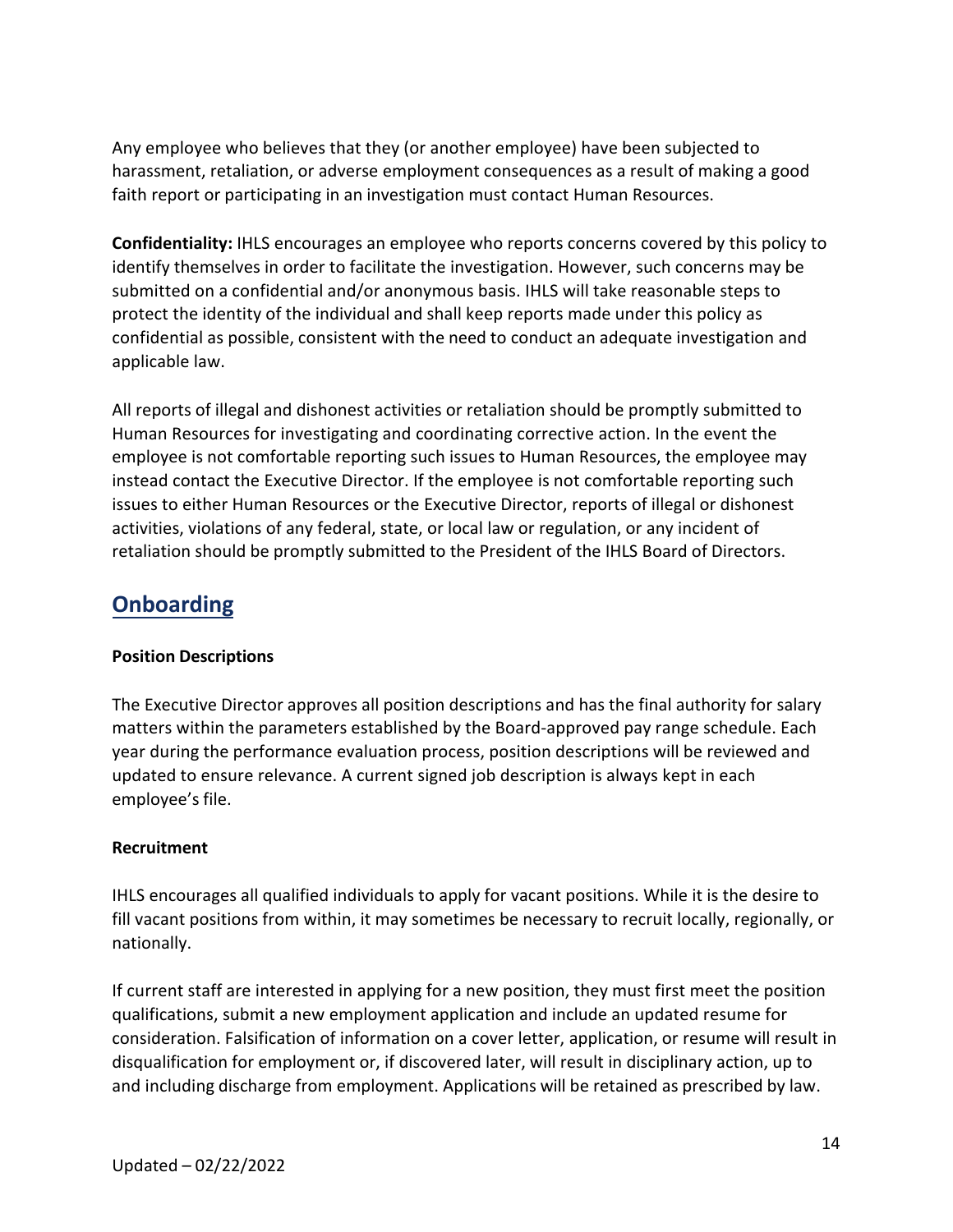Any employee who believes that they (or another employee) have been subjected to harassment, retaliation, or adverse employment consequences as a result of making a good faith report or participating in an investigation must contact Human Resources.

**Confidentiality:** IHLS encourages an employee who reports concerns covered by this policy to identify themselves in order to facilitate the investigation. However, such concerns may be submitted on a confidential and/or anonymous basis. IHLS will take reasonable steps to protect the identity of the individual and shall keep reports made under this policy as confidential as possible, consistent with the need to conduct an adequate investigation and applicable law.

All reports of illegal and dishonest activities or retaliation should be promptly submitted to Human Resources for investigating and coordinating corrective action. In the event the employee is not comfortable reporting such issues to Human Resources, the employee may instead contact the Executive Director. If the employee is not comfortable reporting such issues to either Human Resources or the Executive Director, reports of illegal or dishonest activities, violations of any federal, state, or local law or regulation, or any incident of retaliation should be promptly submitted to the President of the IHLS Board of Directors.

## Onboarding

**Position Descriptions**

The Executive Director approves all position descriptions and has the final authority for salary matters within the parameters established by the Board-approved pay range schedule. Each year during the performance evaluation process, position descriptions will be reviewed and updated to ensure relevance. A current signed job description is always kept in each employee's file.

**Recruitment**

IHLS encourages all qualified individuals to apply for vacant positions. While it is the desire to fill vacant positions from within, it may sometimes be necessary to recruit locally, regionally, or nationally.

If current staff are interested in applying for a new position, they must first meet the position qualifications, submit a new employment application and include an updated resume for consideration. Falsification of information on a cover letter, application, or resume will result in disqualification for employment or, if discovered later, will result in disciplinary action, up to and including discharge from employment. Applications will be retained as prescribed by law.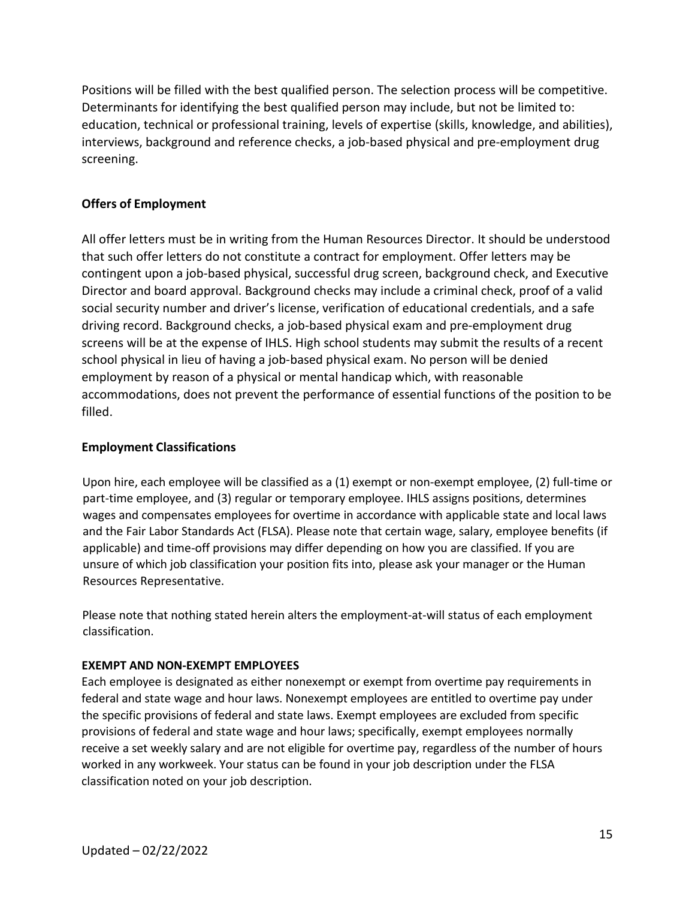Positions will be filled with the best qualified person. The selection process will be competitive. Determinants for identifying the best qualified person may include, but not be limited to: education, technical or professional training, levels of expertise (skills, knowledge, and abilities), interviews, background and reference checks, a job-based physical and pre-employment drug screening.

### Offers of Employment

All offer letters must be in writing from the Human Resources Director. It should be understood that such offer letters do not constitute a contract for employment. Offer letters may be contingent upon a job-based physical, successful drug screen, background check, and Executive Director and board approval. Background checks may include a criminal check, proof of a valid social security number and driver's license, verification of educational credentials, and a safe driving record. Background checks, a job-based physical exam and pre-employment drug screens will be at the expense of IHLS. High school students may submit the results of a recent school physical in lieu of having a job-based physical exam. No person will be denied employment by reason of a physical or mental handicap which, with reasonable accommodations, does not prevent the performance of essential functions of the position to be filled.

### Employment Classifications

Upon hire, each employee will be classified as a (1) exempt or non-exempt employee, (2) full-time or part-time employee, and (3) regular or temporary employee. IHLS assigns positions, determines wages and compensates employees for overtime in accordance with applicable state and local laws and the Fair Labor Standards Act (FLSA). Please note that certain wage, salary, employee benefits (if applicable) and time-off provisions may differ depending on how you are classified. If you are unsure of which job classification your position fits into, please ask your manager or the Human Resources Representative.

Please note that nothing stated herein alters the employment-at-will status of each employment classification.

#### EXEMPT AND NON-EXEMPT EMPLOYEES

Each employee is designated as either nonexempt or exempt from overtime pay requirements in federal and state wage and hour laws. Nonexempt employees are entitled to overtime pay under the specific provisions of federal and state laws. Exempt employees are excluded from specific provisions of federal and state wage and hour laws; specifically, exempt employees normally receive a set weekly salary and are not eligible for overtime pay, regardless of the number of hours worked in any workweek. Your status can be found in your job description under the FLSA classification noted on your job description.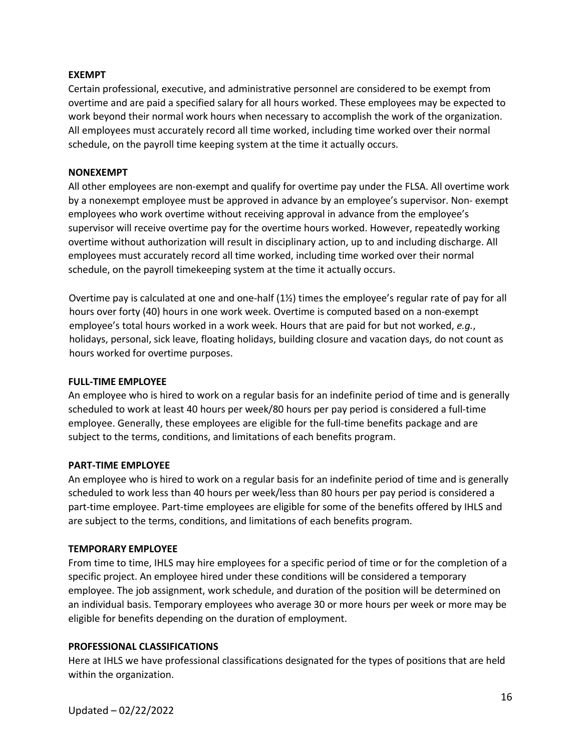**EXEMPT**

Certain professional, executive, and administrative personnel are considered to be exempt from overtime and are paid a specified salary for all hours worked. These employees may be expected to work beyond their normal work hours when necessary to accomplish the work of the organization. All employees must accurately record all time worked, including time worked over their normal schedule, on the payroll time keeping system at the time it actually occurs.

**NONEXEMPT**

All other employees are non-exempt and qualify for overtime pay under the FLSA. All overtime work by a nonexempt employee must be approved in advance by an employee's supervisor. Non- exempt employees who work overtime without receiving approval in advance from the employee's supervisor will receive overtime pay for the overtime hours worked. However, repeatedly working overtime without authorization will result in disciplinary action, up to and including discharge. All employees must accurately record all time worked, including time worked over their normal schedule, on the payroll timekeeping system at the time it actually occurs.

Overtime pay is calculated at one and one-half (1½) times the employee's regular rate of pay for all hours over forty (40) hours in one work week. Overtime is computed based on a non-exempt employee's total hours worked in a work week. Hours that are paid for but not worked, *e.g.*, holidays, personal, sick leave, floating holidays, building closure and vacation days, do not count as hours worked for overtime purposes.

**FULL-TIME EMPLOYEE**

An employee who is hired to work on a regular basis for an indefinite period of time and is generally scheduled to work at least 40 hours per week/80 hours per pay period is considered a full-time employee. Generally, these employees are eligible for the full-time benefits package and are subject to the terms, conditions, and limitations of each benefits program.

**PART-TIME EMPLOYEE**

An employee who is hired to work on a regular basis for an indefinite period of time and is generally scheduled to work less than 40 hours per week/less than 80 hours per pay period is considered a part-time employee. Part-time employees are eligible for some of the benefits offered by IHLS and are subject to the terms, conditions, and limitations of each benefits program.

**TEMPORARY EMPLOYEE**

From time to time, IHLS may hire employees for a specific period of time or for the completion of a specific project. An employee hired under these conditions will be considered a temporary employee. The job assignment, work schedule, and duration of the position will be determined on an individual basis. Temporary employees who average 30 or more hours per week or more may be eligible for benefits depending on the duration of employment.

**PROFESSIONAL CLASSIFICATIONS**

Here at IHLS we have professional classifications designated for the types of positions that are held within the organization.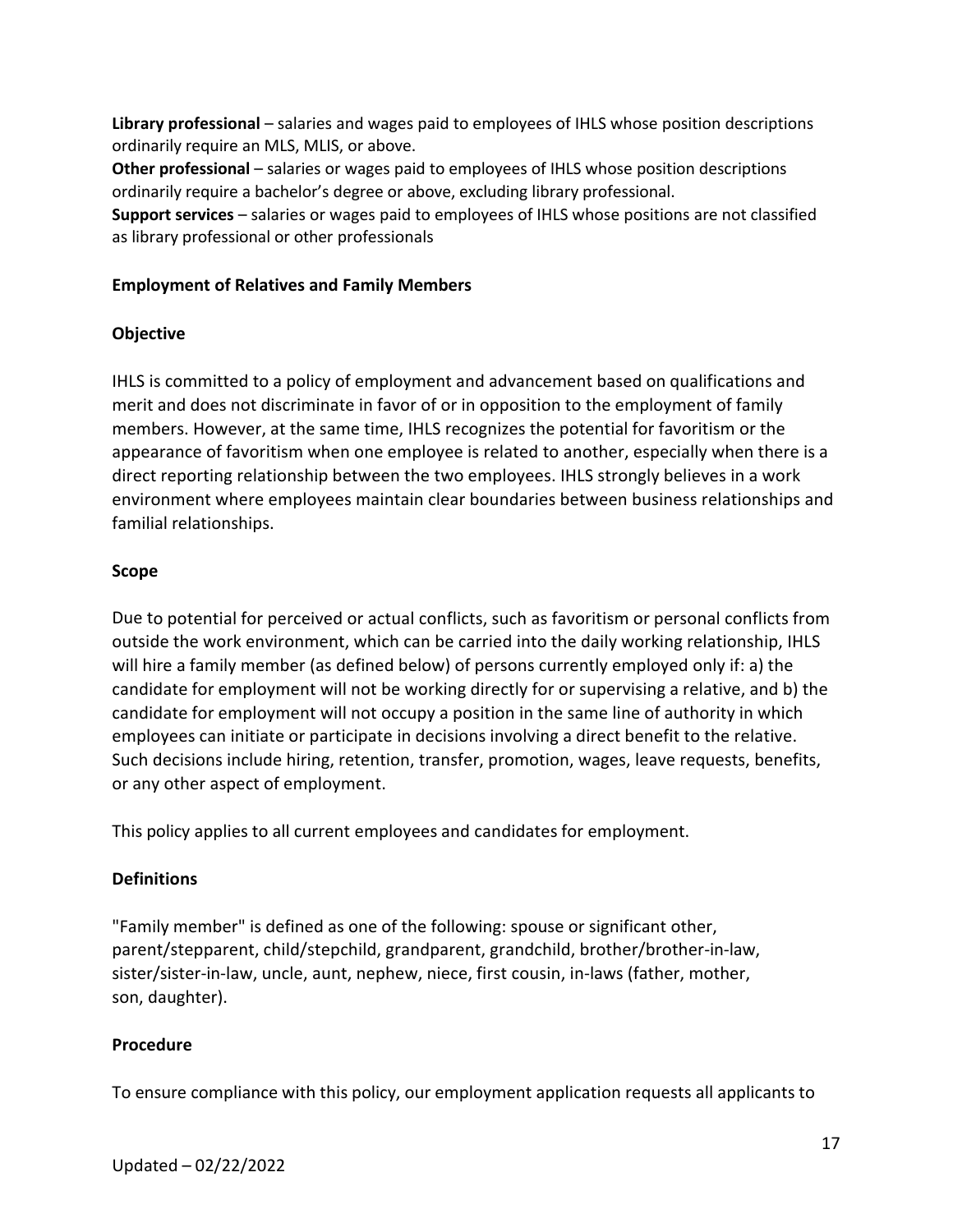**Library professional** – salaries and wages paid to employees of IHLS whose position descriptions ordinarily require an MLS, MLIS, or above.

**Other professional** – salaries or wages paid to employees of IHLS whose position descriptions ordinarily require a bachelor's degree or above, excluding library professional.

**Support services** – salaries or wages paid to employees of IHLS whose positions are not classified as library professional or other professionals

## Employment of Relatives and Family Members

### Objective

IHLS is committed to a policy of employment and advancement based on qualifications and merit and does not discriminate in favor of or in opposition to the employment of family members. However, at the same time, IHLS recognizes the potential for favoritism or the appearance of favoritism when one employee is related to another, especially when there is a direct reporting relationship between the two employees. IHLS strongly believes in a work environment where employees maintain clear boundaries between business relationships and familial relationships.

### Scope

Due to potential for perceived or actual conflicts, such as favoritism or personal conflicts from outside the work environment, which can be carried into the daily working relationship, IHLS will hire a family member (as defined below) of persons currently employed only if: a) the candidate for employment will not be working directly for or supervising a relative, and b) the candidate for employment will not occupy a position in the same line of authority in which employees can initiate or participate in decisions involving a direct benefit to the relative. Such decisions include hiring, retention, transfer, promotion, wages, leave requests, benefits, or any other aspect of employment.

This policy applies to all current employees and candidates for employment.

### Definitions

"Family member" is defined as one of the following: spouse or significant other, parent/stepparent, child/stepchild, grandparent, grandchild, brother/brother-in-law, sister/sister-in-law, uncle, aunt, nephew, niece, first cousin, in-laws (father, mother, son, daughter).

### Procedure

To ensure compliance with this policy, our employment application requests all applicants to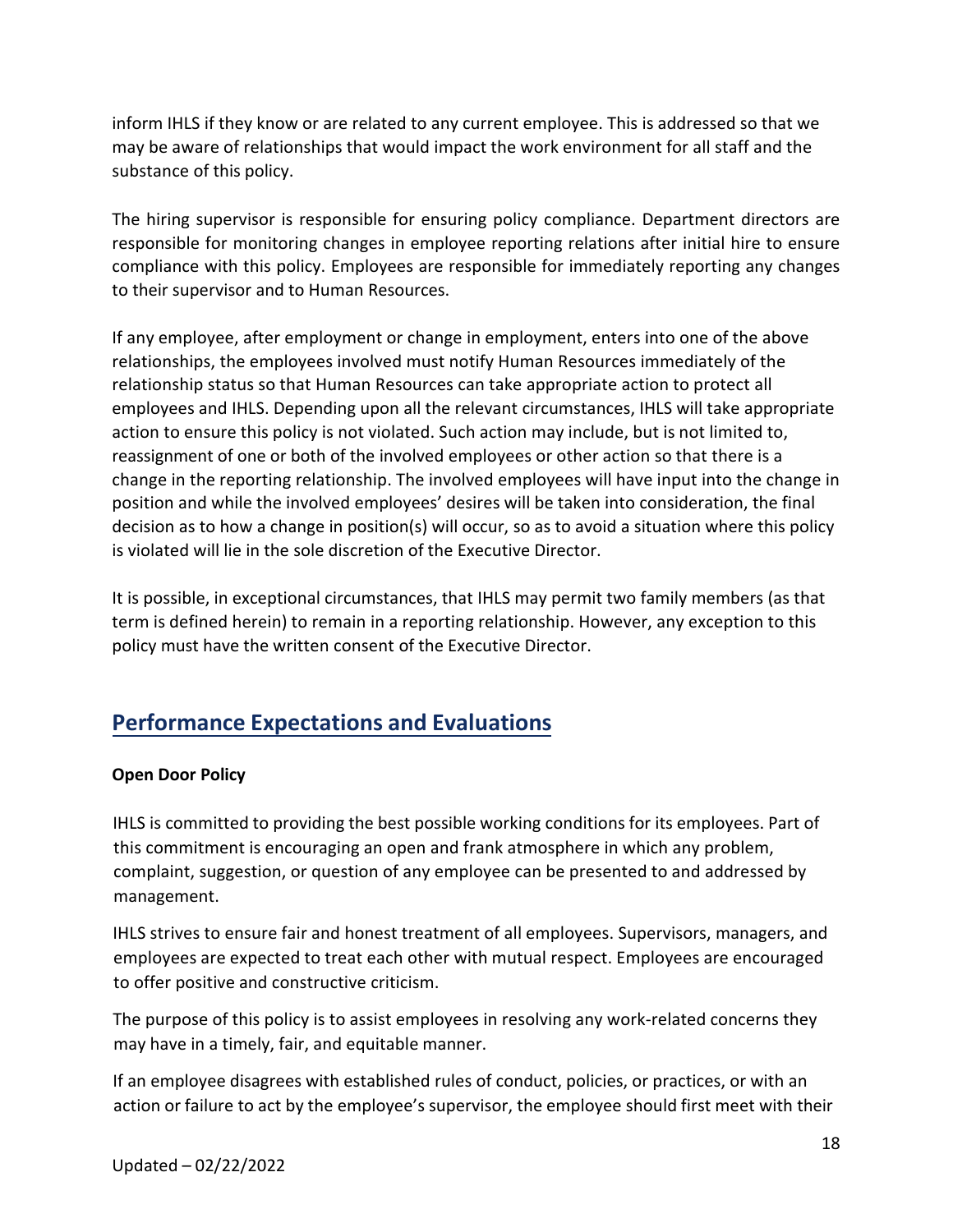inform IHLS if they know or are related to any current employee. This is addressed so that we may be aware of relationships that would impact the work environment for all staff and the substance of this policy.

The hiring supervisor is responsible for ensuring policy compliance. Department directors are responsible for monitoring changes in employee reporting relations after initial hire to ensure compliance with this policy. Employees are responsible for immediately reporting any changes to their supervisor and to Human Resources.

If any employee, after employment or change in employment, enters into one of the above relationships, the employees involved must notify Human Resources immediately of the relationship status so that Human Resources can take appropriate action to protect all employees and IHLS. Depending upon all the relevant circumstances, IHLS will take appropriate action to ensure this policy is not violated. Such action may include, but is not limited to, reassignment of one or both of the involved employees or other action so that there is a change in the reporting relationship. The involved employees will have input into the change in position and while the involved employees' desires will be taken into consideration, the final decision as to how a change in position(s) will occur, so as to avoid a situation where this policy is violated will lie in the sole discretion of the Executive Director.

It is possible, in exceptional circumstances, that IHLS may permit two family members (as that term is defined herein) to remain in a reporting relationship. However, any exception to this policy must have the written consent of the Executive Director.

## Performance Expectations and Evaluations

**Open Door Policy**

IHLS is committed to providing the best possible working conditions for its employees. Part of this commitment is encouraging an open and frank atmosphere in which any problem, complaint, suggestion, or question of any employee can be presented to and addressed by management.

IHLS strives to ensure fair and honest treatment of all employees. Supervisors, managers, and employees are expected to treat each other with mutual respect. Employees are encouraged to offer positive and constructive criticism.

The purpose of this policy is to assist employees in resolving any work-related concerns they may have in a timely, fair, and equitable manner.

If an employee disagrees with established rules of conduct, policies, or practices, or with an action or failure to act by the employee's supervisor, the employee should first meet with their

Updated – 02/22/2022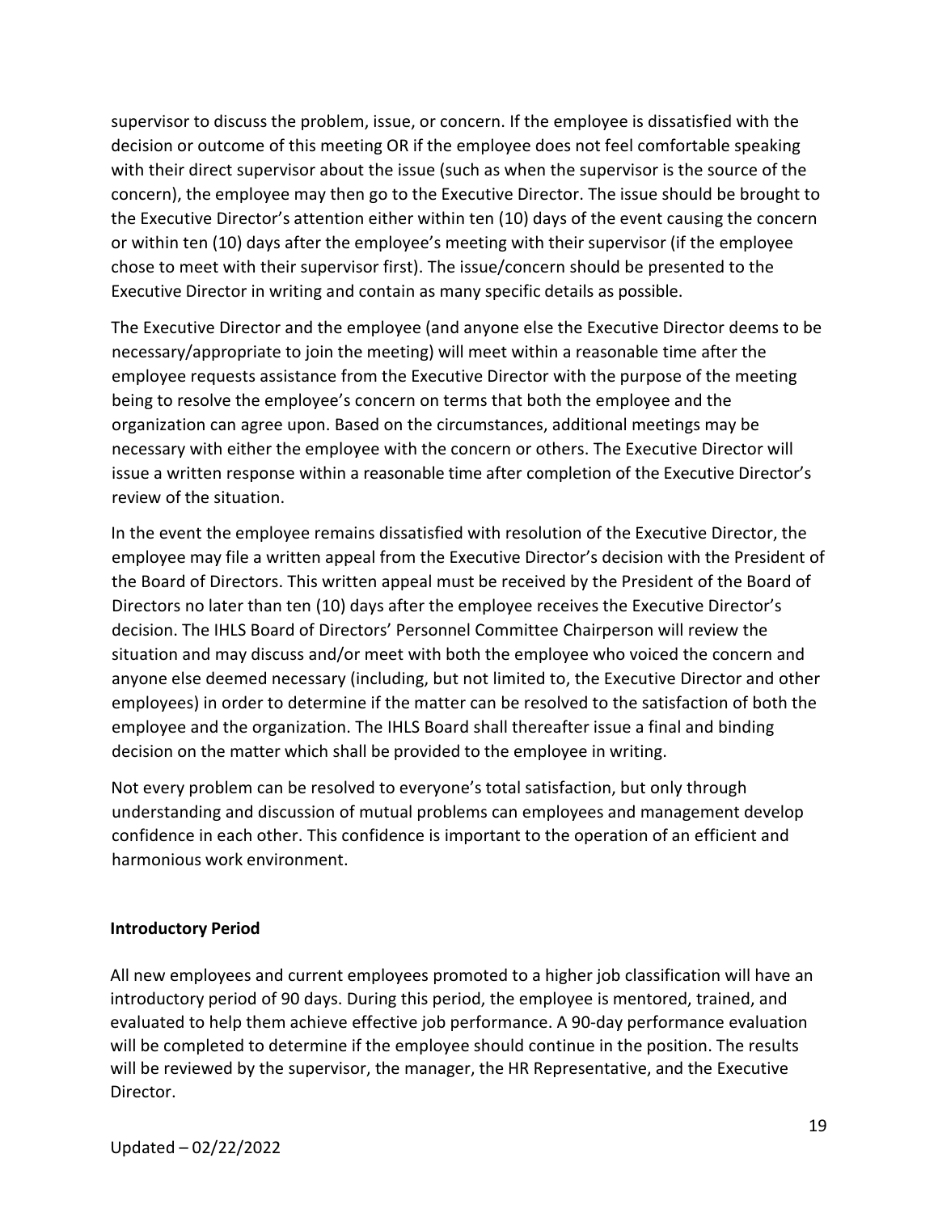supervisor to discuss the problem, issue, or concern. If the employee is dissatisfied with the decision or outcome of this meeting OR if the employee does not feel comfortable speaking with their direct supervisor about the issue (such as when the supervisor is the source of the concern), the employee may then go to the Executive Director. The issue should be brought to the Executive Director's attention either within ten (10) days of the event causing the concern or within ten (10) days after the employee's meeting with their supervisor (if the employee chose to meet with their supervisor first). The issue/concern should be presented to the Executive Director in writing and contain as many specific details as possible.

The Executive Director and the employee (and anyone else the Executive Director deems to be necessary/appropriate to join the meeting) will meet within a reasonable time after the employee requests assistance from the Executive Director with the purpose of the meeting being to resolve the employee's concern on terms that both the employee and the organization can agree upon. Based on the circumstances, additional meetings may be necessary with either the employee with the concern or others. The Executive Director will issue a written response within a reasonable time after completion of the Executive Director's review of the situation.

In the event the employee remains dissatisfied with resolution of the Executive Director, the employee may file a written appeal from the Executive Director's decision with the President of the Board of Directors. This written appeal must be received by the President of the Board of Directors no later than ten (10) days after the employee receives the Executive Director's decision. The IHLS Board of Directors' Personnel Committee Chairperson will review the situation and may discuss and/or meet with both the employee who voiced the concern and anyone else deemed necessary (including, but not limited to, the Executive Director and other employees) in order to determine if the matter can be resolved to the satisfaction of both the employee and the organization. The IHLS Board shall thereafter issue a final and binding decision on the matter which shall be provided to the employee in writing.

Not every problem can be resolved to everyone's total satisfaction, but only through understanding and discussion of mutual problems can employees and management develop confidence in each other. This confidence is important to the operation of an efficient and harmonious work environment.

**Introductory Period**

All new employees and current employees promoted to a higher job classification will have an introductory period of 90 days. During this period, the employee is mentored, trained, and evaluated to help them achieve effective job performance. A 90-day performance evaluation will be completed to determine if the employee should continue in the position. The results will be reviewed by the supervisor, the manager, the HR Representative, and the Executive Director.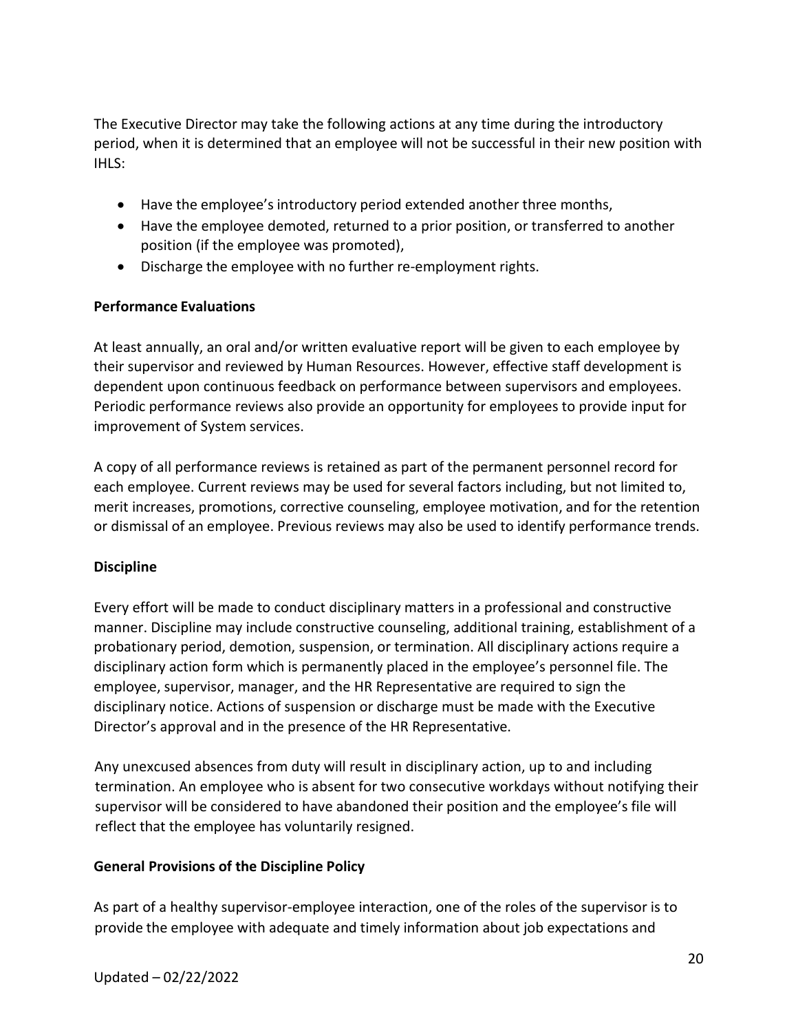The Executive Director may take the following actions at any time during the introductory period, when it is determined that an employee will not be successful in their new position with IHLS:

- Have the employee's introductory period extended another three months,
- Have the employee demoted, returned to a prior position, or transferred to another position (if the employee was promoted),
- Discharge the employee with no further re-employment rights.

**Performance Evaluations**

At least annually, an oral and/or written evaluative report will be given to each employee by their supervisor and reviewed by Human Resources. However, effective staff development is dependent upon continuous feedback on performance between supervisors and employees. Periodic performance reviews also provide an opportunity for employees to provide input for improvement of System services.

A copy of all performance reviews is retained as part of the permanent personnel record for each employee. Current reviews may be used for several factors including, but not limited to, merit increases, promotions, corrective counseling, employee motivation, and for the retention or dismissal of an employee. Previous reviews may also be used to identify performance trends.

**Discipline**

Every effort will be made to conduct disciplinary matters in a professional and constructive manner. Discipline may include constructive counseling, additional training, establishment of a probationary period, demotion, suspension, or termination. All disciplinary actions require a disciplinary action form which is permanently placed in the employee's personnel file. The employee, supervisor, manager, and the HR Representative are required to sign the disciplinary notice. Actions of suspension or discharge must be made with the Executive Director's approval and in the presence of the HR Representative.

Any unexcused absences from duty will result in disciplinary action, up to and including termination. An employee who is absent for two consecutive workdays without notifying their supervisor will be considered to have abandoned their position and the employee's file will reflect that the employee has voluntarily resigned.

**General Provisions of the Discipline Policy**

As part of a healthy supervisor-employee interaction, one of the roles of the supervisor is to provide the employee with adequate and timely information about job expectations and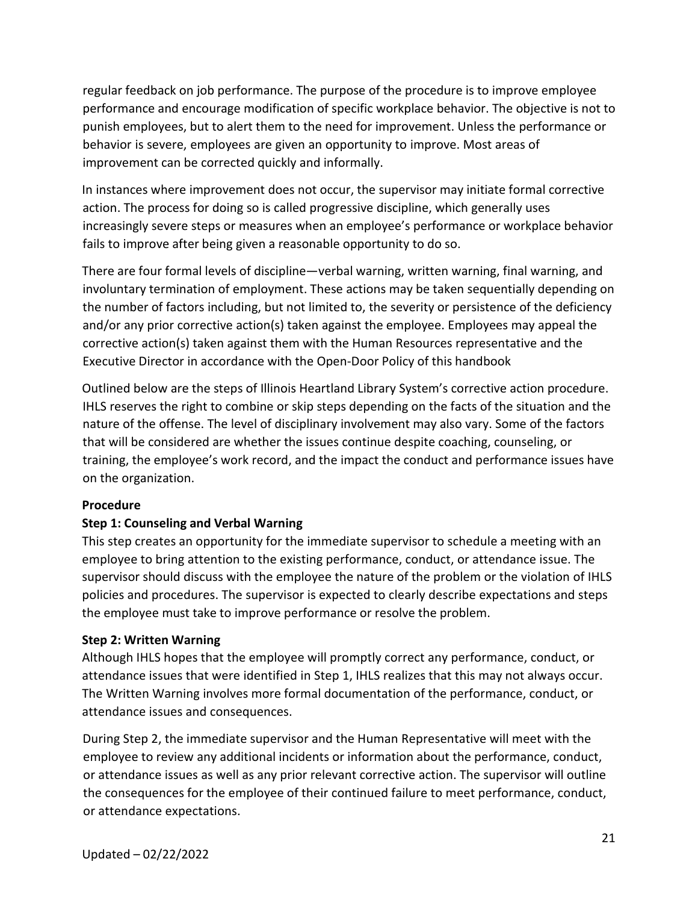regular feedback on job performance. The purpose of the procedure is to improve employee performance and encourage modification of specific workplace behavior. The objective is not to punish employees, but to alert them to the need for improvement. Unless the performance or behavior is severe, employees are given an opportunity to improve. Most areas of improvement can be corrected quickly and informally.

In instances where improvement does not occur, the supervisor may initiate formal corrective action. The process for doing so is called progressive discipline, which generally uses increasingly severe steps or measures when an employee's performance or workplace behavior fails to improve after being given a reasonable opportunity to do so.

There are four formal levels of discipline—verbal warning, written warning, final warning, and involuntary termination of employment. These actions may be taken sequentially depending on the number of factors including, but not limited to, the severity or persistence of the deficiency and/or any prior corrective action(s) taken against the employee. Employees may appeal the corrective action(s) taken against them with the Human Resources representative and the Executive Director in accordance with the Open-Door Policy of this handbook

Outlined below are the steps of Illinois Heartland Library System's corrective action procedure. IHLS reserves the right to combine or skip steps depending on the facts of the situation and the nature of the offense. The level of disciplinary involvement may also vary. Some of the factors that will be considered are whether the issues continue despite coaching, counseling, or training, the employee's work record, and the impact the conduct and performance issues have on the organization.

**Procedure**

**Step 1: Counseling and Verbal Warning**

This step creates an opportunity for the immediate supervisor to schedule a meeting with an employee to bring attention to the existing performance, conduct, or attendance issue. The supervisor should discuss with the employee the nature of the problem or the violation of IHLS policies and procedures. The supervisor is expected to clearly describe expectations and steps the employee must take to improve performance or resolve the problem.

**Step 2: Written Warning**

Although IHLS hopes that the employee will promptly correct any performance, conduct, or attendance issues that were identified in Step 1, IHLS realizes that this may not always occur. The Written Warning involves more formal documentation of the performance, conduct, or attendance issues and consequences.

During Step 2, the immediate supervisor and the Human Representative will meet with the employee to review any additional incidents or information about the performance, conduct, or attendance issues as well as any prior relevant corrective action. The supervisor will outline the consequences for the employee of their continued failure to meet performance, conduct, or attendance expectations.

Updated – 02/22/2022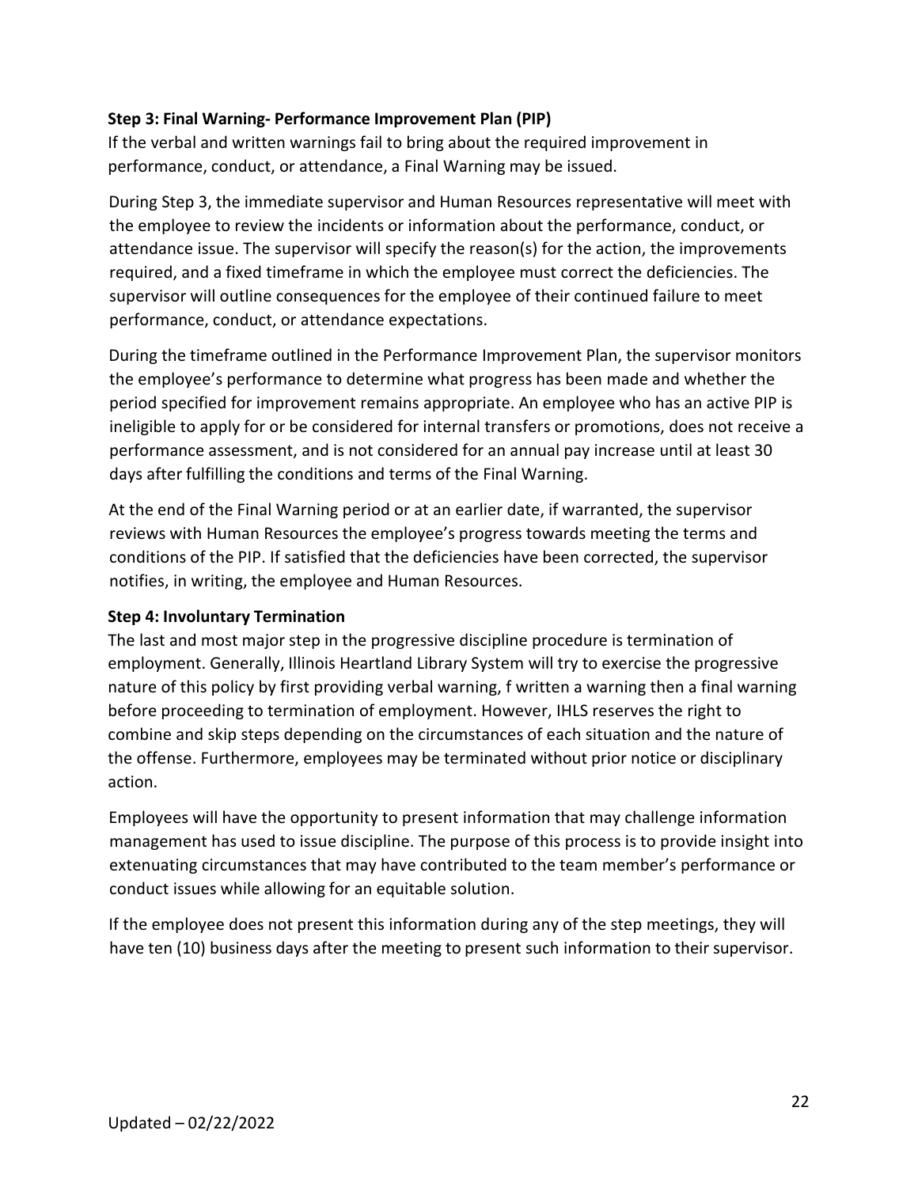**Step 3: Final Warning- Performance Improvement Plan (PIP)**

If the verbal and written warnings fail to bring about the required improvement in performance, conduct, or attendance, a Final Warning may be issued.

During Step 3, the immediate supervisor and Human Resources representative will meet with the employee to review the incidents or information about the performance, conduct, or attendance issue. The supervisor will specify the reason(s) for the action, the improvements required, and a fixed timeframe in which the employee must correct the deficiencies. The supervisor will outline consequences for the employee of their continued failure to meet performance, conduct, or attendance expectations.

During the timeframe outlined in the Performance Improvement Plan, the supervisor monitors the employee's performance to determine what progress has been made and whether the period specified for improvement remains appropriate. An employee who has an active PIP is ineligible to apply for or be considered for internal transfers or promotions, does not receive a performance assessment, and is not considered for an annual pay increase until at least 30 days after fulfilling the conditions and terms of the Final Warning.

At the end of the Final Warning period or at an earlier date, if warranted, the supervisor reviews with Human Resources the employee's progress towards meeting the terms and conditions of the PIP. If satisfied that the deficiencies have been corrected, the supervisor notifies, in writing, the employee and Human Resources.

**Step 4: Involuntary Termination**

The last and most major step in the progressive discipline procedure is termination of employment. Generally, Illinois Heartland Library System will try to exercise the progressive nature of this policy by first providing verbal warning, f written a warning then a final warning before proceeding to termination of employment. However, IHLS reserves the right to combine and skip steps depending on the circumstances of each situation and the nature of the offense. Furthermore, employees may be terminated without prior notice or disciplinary action.

Employees will have the opportunity to present information that may challenge information management has used to issue discipline. The purpose of this process is to provide insight into extenuating circumstances that may have contributed to the team member's performance or conduct issues while allowing for an equitable solution.

If the employee does not present this information during any of the step meetings, they will have ten (10) business days after the meeting to present such information to their supervisor.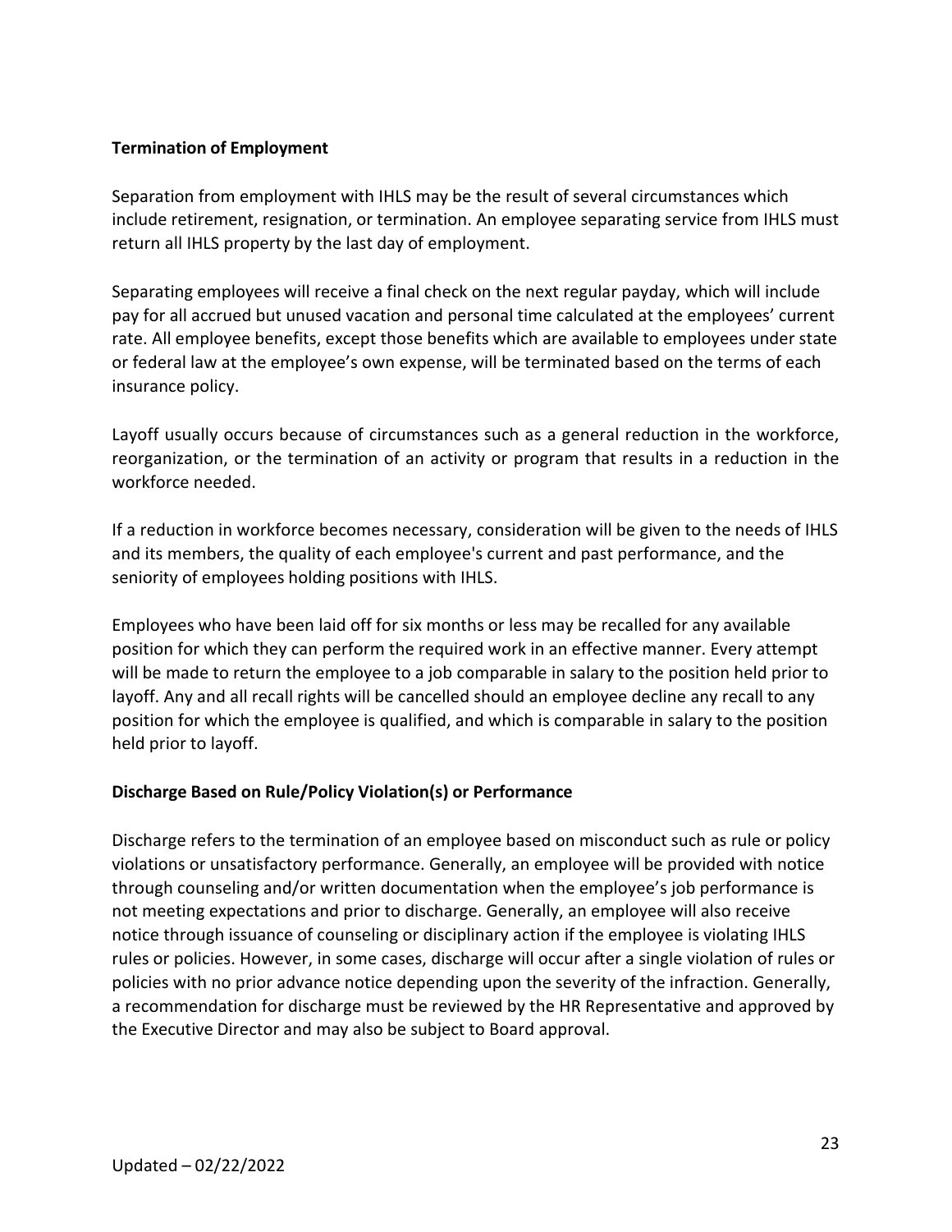**Termination of Employment**

Separation from employment with IHLS may be the result of several circumstances which include retirement, resignation, or termination. An employee separating service from IHLS must return all IHLS property by the last day of employment.

Separating employees will receive a final check on the next regular payday, which will include pay for all accrued but unused vacation and personal time calculated at the employees' current rate. All employee benefits, except those benefits which are available to employees under state or federal law at the employee's own expense, will be terminated based on the terms of each insurance policy.

Layoff usually occurs because of circumstances such as a general reduction in the workforce, reorganization, or the termination of an activity or program that results in a reduction in the workforce needed.

If a reduction in workforce becomes necessary, consideration will be given to the needs of IHLS and its members, the quality of each employee's current and past performance, and the seniority of employees holding positions with IHLS.

Employees who have been laid off for six months or less may be recalled for any available position for which they can perform the required work in an effective manner. Every attempt will be made to return the employee to a job comparable in salary to the position held prior to layoff. Any and all recall rights will be cancelled should an employee decline any recall to any position for which the employee is qualified, and which is comparable in salary to the position held prior to layoff.

**Discharge Based on Rule/Policy Violation(s) or Performance**

Discharge refers to the termination of an employee based on misconduct such as rule or policy violations or unsatisfactory performance. Generally, an employee will be provided with notice through counseling and/or written documentation when the employee's job performance is not meeting expectations and prior to discharge. Generally, an employee will also receive notice through issuance of counseling or disciplinary action if the employee is violating IHLS rules or policies. However, in some cases, discharge will occur after a single violation of rules or policies with no prior advance notice depending upon the severity of the infraction. Generally, a recommendation for discharge must be reviewed by the HR Representative and approved by the Executive Director and may also be subject to Board approval.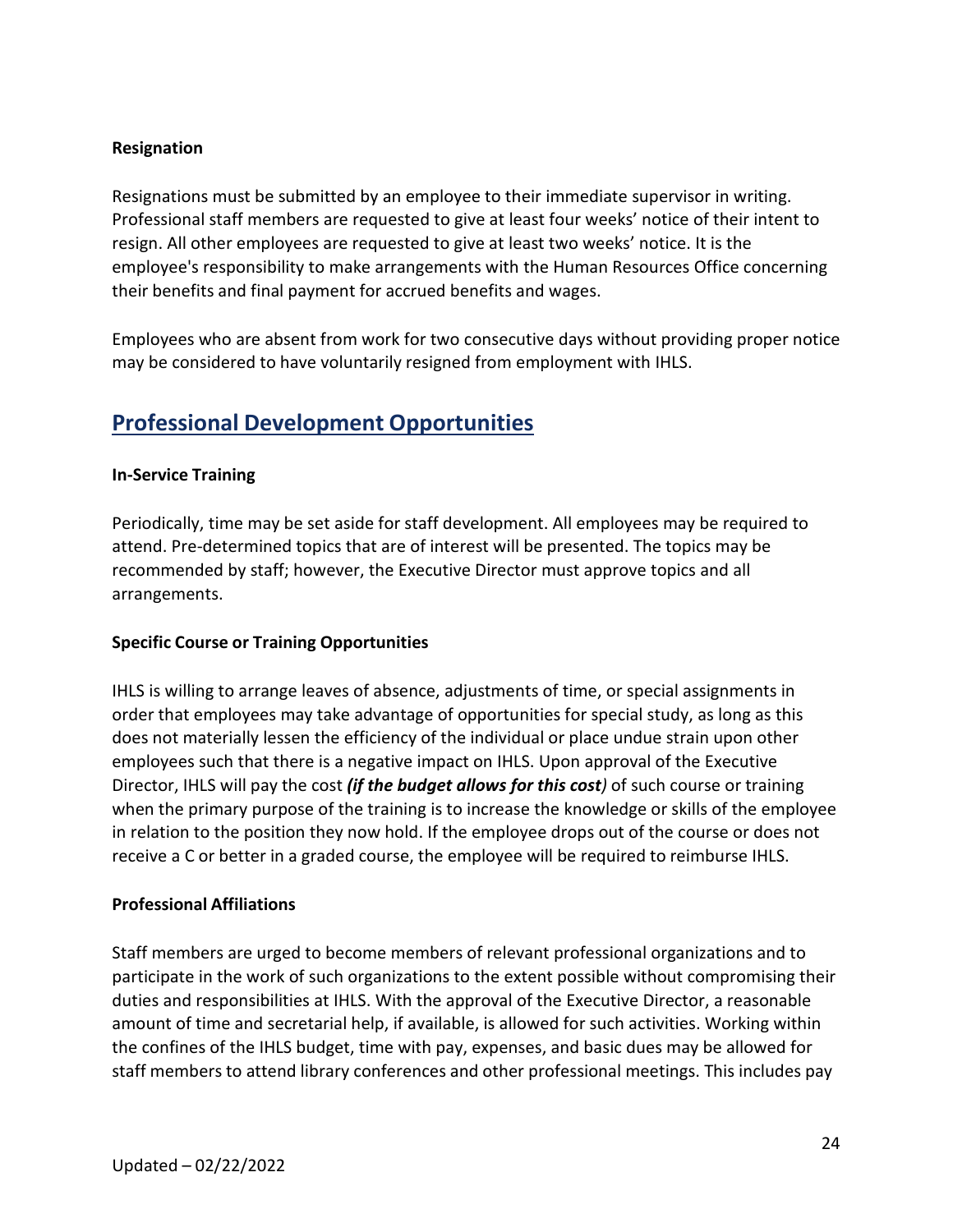### Resignation

Resignations must be submitted by an employee to their immediate supervisor in writing. Professional staff members are requested to give at least four weeks' notice of their intent to resign. All other employees are requested to give at least two weeks' notice. It is the employee's responsibility to make arrangements with the Human Resources Office concerning their benefits and final payment for accrued benefits and wages.

Employees who are absent from work for two consecutive days without providing proper notice may be considered to have voluntarily resigned from employment with IHLS.

## Professional Development Opportunities

### In-Service Training

Periodically, time may be set aside for staff development. All employees may be required to attend. Pre-determined topics that are of interest will be presented. The topics may be recommended by staff; however, the Executive Director must approve topics and all arrangements.

### Specific Course or Training Opportunities

IHLS is willing to arrange leaves of absence, adjustments of time, or special assignments in order that employees may take advantage of opportunities for special study, as long as this does not materially lessen the efficiency of the individual or place undue strain upon other employees such that there is a negative impact on IHLS. Upon approval of the Executive Director, IHLS will pay the cost *(**if the budget allows for this cost**)* of such course or training when the primary purpose of the training is to increase the knowledge or skills of the employee in relation to the position they now hold. If the employee drops out of the course or does not receive a C or better in a graded course, the employee will be required to reimburse IHLS.

### Professional Affiliations

Staff members are urged to become members of relevant professional organizations and to participate in the work of such organizations to the extent possible without compromising their duties and responsibilities at IHLS. With the approval of the Executive Director, a reasonable amount of time and secretarial help, if available, is allowed for such activities. Working within the confines of the IHLS budget, time with pay, expenses, and basic dues may be allowed for staff members to attend library conferences and other professional meetings. This includes pay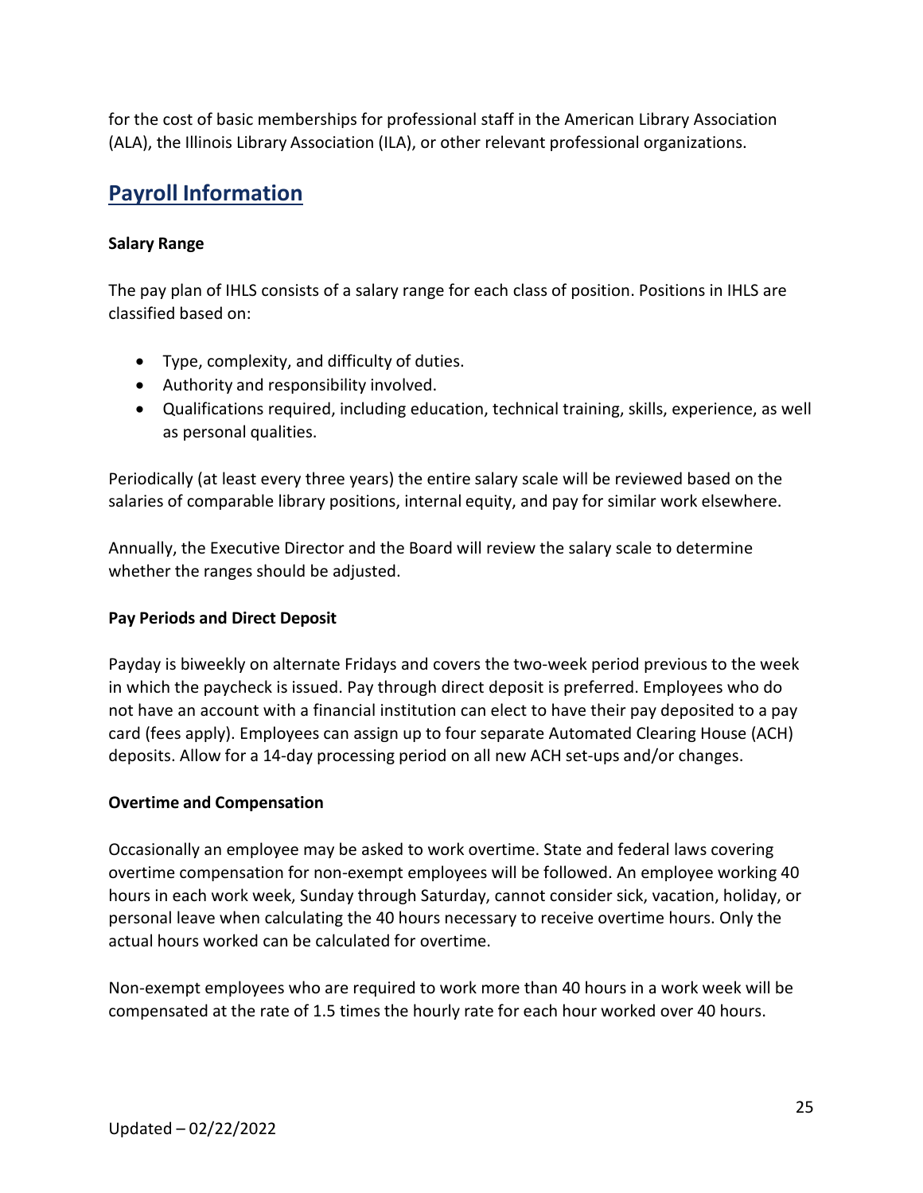for the cost of basic memberships for professional staff in the American Library Association (ALA), the Illinois Library Association (ILA), or other relevant professional organizations.

## Payroll Information

**Salary Range**

The pay plan of IHLS consists of a salary range for each class of position. Positions in IHLS are classified based on:

- Type, complexity, and difficulty of duties.
- Authority and responsibility involved.
- Qualifications required, including education, technical training, skills, experience, as well as personal qualities.

Periodically (at least every three years) the entire salary scale will be reviewed based on the salaries of comparable library positions, internal equity, and pay for similar work elsewhere.

Annually, the Executive Director and the Board will review the salary scale to determine whether the ranges should be adjusted.

**Pay Periods and Direct Deposit**

Payday is biweekly on alternate Fridays and covers the two-week period previous to the week in which the paycheck is issued. Pay through direct deposit is preferred. Employees who do not have an account with a financial institution can elect to have their pay deposited to a pay card (fees apply). Employees can assign up to four separate Automated Clearing House (ACH) deposits. Allow for a 14-day processing period on all new ACH set-ups and/or changes.

**Overtime and Compensation**

Occasionally an employee may be asked to work overtime. State and federal laws covering overtime compensation for non-exempt employees will be followed. An employee working 40 hours in each work week, Sunday through Saturday, cannot consider sick, vacation, holiday, or personal leave when calculating the 40 hours necessary to receive overtime hours. Only the actual hours worked can be calculated for overtime.

Non-exempt employees who are required to work more than 40 hours in a work week will be compensated at the rate of 1.5 times the hourly rate for each hour worked over 40 hours.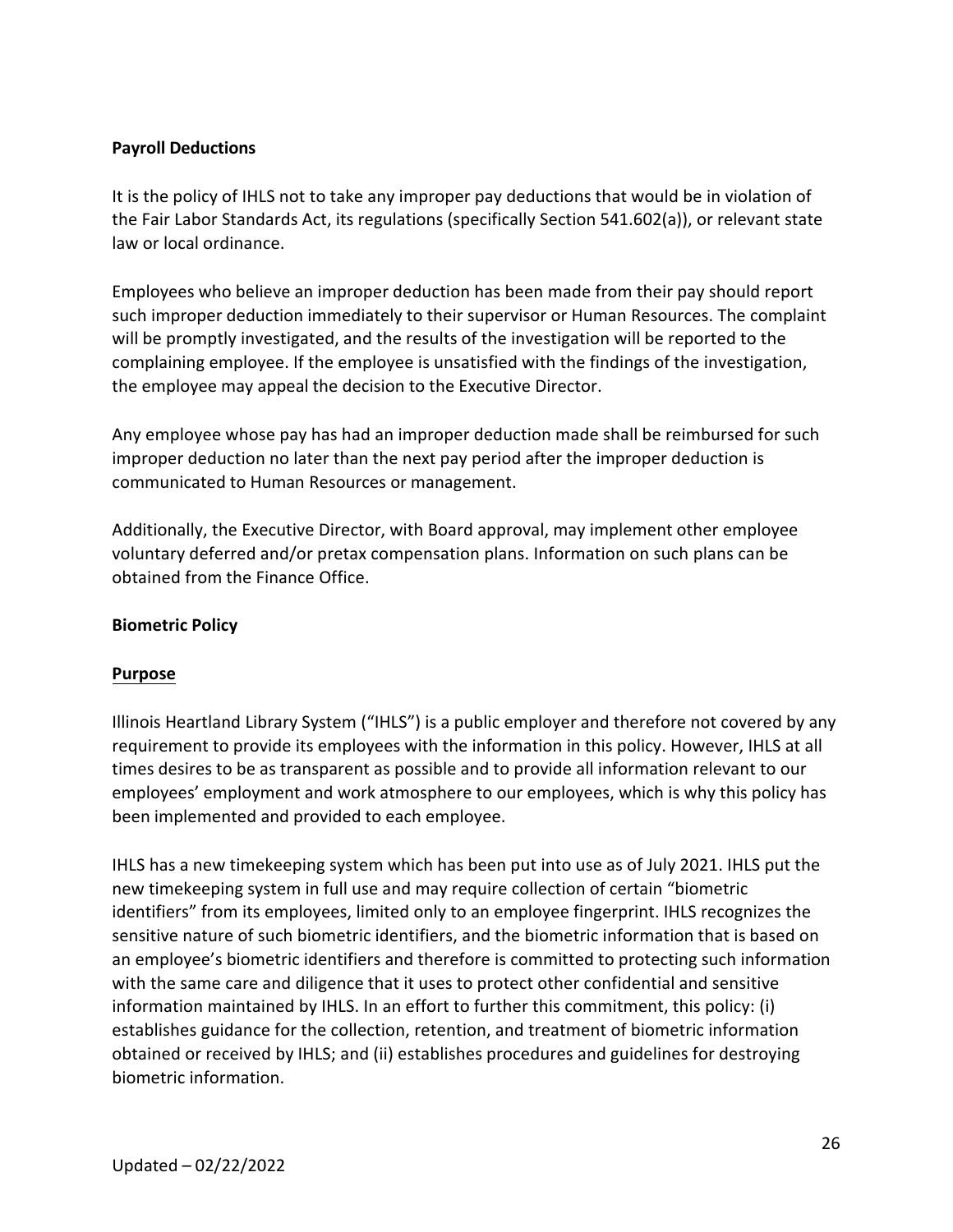**Payroll Deductions**

It is the policy of IHLS not to take any improper pay deductions that would be in violation of the Fair Labor Standards Act, its regulations (specifically Section 541.602(a)), or relevant state law or local ordinance.

Employees who believe an improper deduction has been made from their pay should report such improper deduction immediately to their supervisor or Human Resources. The complaint will be promptly investigated, and the results of the investigation will be reported to the complaining employee. If the employee is unsatisfied with the findings of the investigation, the employee may appeal the decision to the Executive Director.

Any employee whose pay has had an improper deduction made shall be reimbursed for such improper deduction no later than the next pay period after the improper deduction is communicated to Human Resources or management.

Additionally, the Executive Director, with Board approval, may implement other employee voluntary deferred and/or pretax compensation plans. Information on such plans can be obtained from the Finance Office.

**Biometric Policy**

**Purpose**

Illinois Heartland Library System ("IHLS") is a public employer and therefore not covered by any requirement to provide its employees with the information in this policy. However, IHLS at all times desires to be as transparent as possible and to provide all information relevant to our employees' employment and work atmosphere to our employees, which is why this policy has been implemented and provided to each employee.

IHLS has a new timekeeping system which has been put into use as of July 2021. IHLS put the new timekeeping system in full use and may require collection of certain "biometric identifiers" from its employees, limited only to an employee fingerprint. IHLS recognizes the sensitive nature of such biometric identifiers, and the biometric information that is based on an employee's biometric identifiers and therefore is committed to protecting such information with the same care and diligence that it uses to protect other confidential and sensitive information maintained by IHLS. In an effort to further this commitment, this policy: (i) establishes guidance for the collection, retention, and treatment of biometric information obtained or received by IHLS; and (ii) establishes procedures and guidelines for destroying biometric information.

Updated – 02/22/2022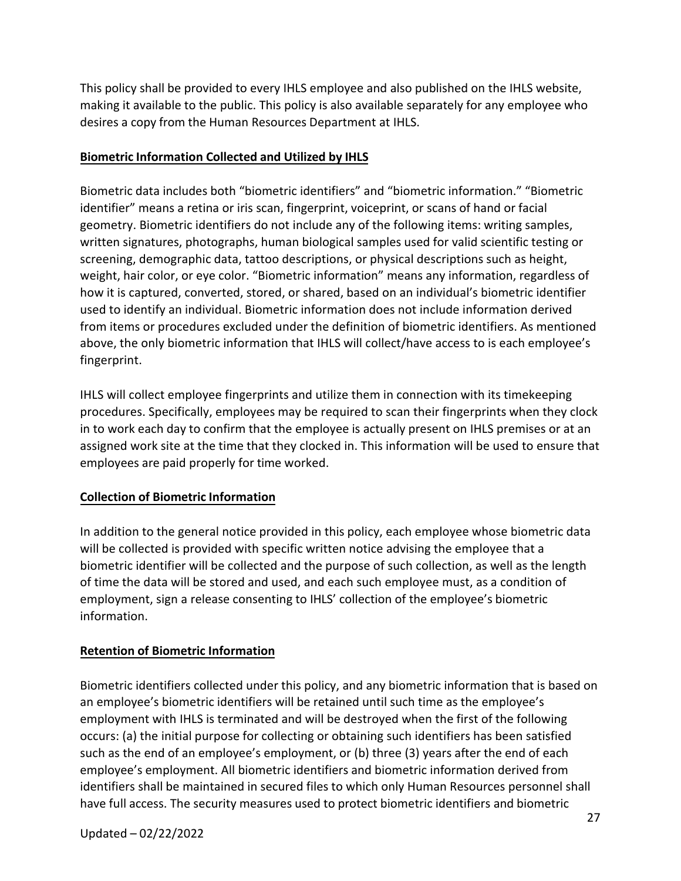This policy shall be provided to every IHLS employee and also published on the IHLS website, making it available to the public. This policy is also available separately for any employee who desires a copy from the Human Resources Department at IHLS.

**Biometric Information Collected and Utilized by IHLS**

Biometric data includes both "biometric identifiers" and "biometric information." "Biometric identifier" means a retina or iris scan, fingerprint, voiceprint, or scans of hand or facial geometry. Biometric identifiers do not include any of the following items: writing samples, written signatures, photographs, human biological samples used for valid scientific testing or screening, demographic data, tattoo descriptions, or physical descriptions such as height, weight, hair color, or eye color. "Biometric information" means any information, regardless of how it is captured, converted, stored, or shared, based on an individual's biometric identifier used to identify an individual. Biometric information does not include information derived from items or procedures excluded under the definition of biometric identifiers. As mentioned above, the only biometric information that IHLS will collect/have access to is each employee's fingerprint.

IHLS will collect employee fingerprints and utilize them in connection with its timekeeping procedures. Specifically, employees may be required to scan their fingerprints when they clock in to work each day to confirm that the employee is actually present on IHLS premises or at an assigned work site at the time that they clocked in. This information will be used to ensure that employees are paid properly for time worked.

**Collection of Biometric Information**

In addition to the general notice provided in this policy, each employee whose biometric data will be collected is provided with specific written notice advising the employee that a biometric identifier will be collected and the purpose of such collection, as well as the length of time the data will be stored and used, and each such employee must, as a condition of employment, sign a release consenting to IHLS' collection of the employee's biometric information.

**Retention of Biometric Information**

Biometric identifiers collected under this policy, and any biometric information that is based on an employee's biometric identifiers will be retained until such time as the employee's employment with IHLS is terminated and will be destroyed when the first of the following occurs: (a) the initial purpose for collecting or obtaining such identifiers has been satisfied such as the end of an employee's employment, or (b) three (3) years after the end of each employee's employment. All biometric identifiers and biometric information derived from identifiers shall be maintained in secured files to which only Human Resources personnel shall have full access. The security measures used to protect biometric identifiers and biometric

Updated – 02/22/2022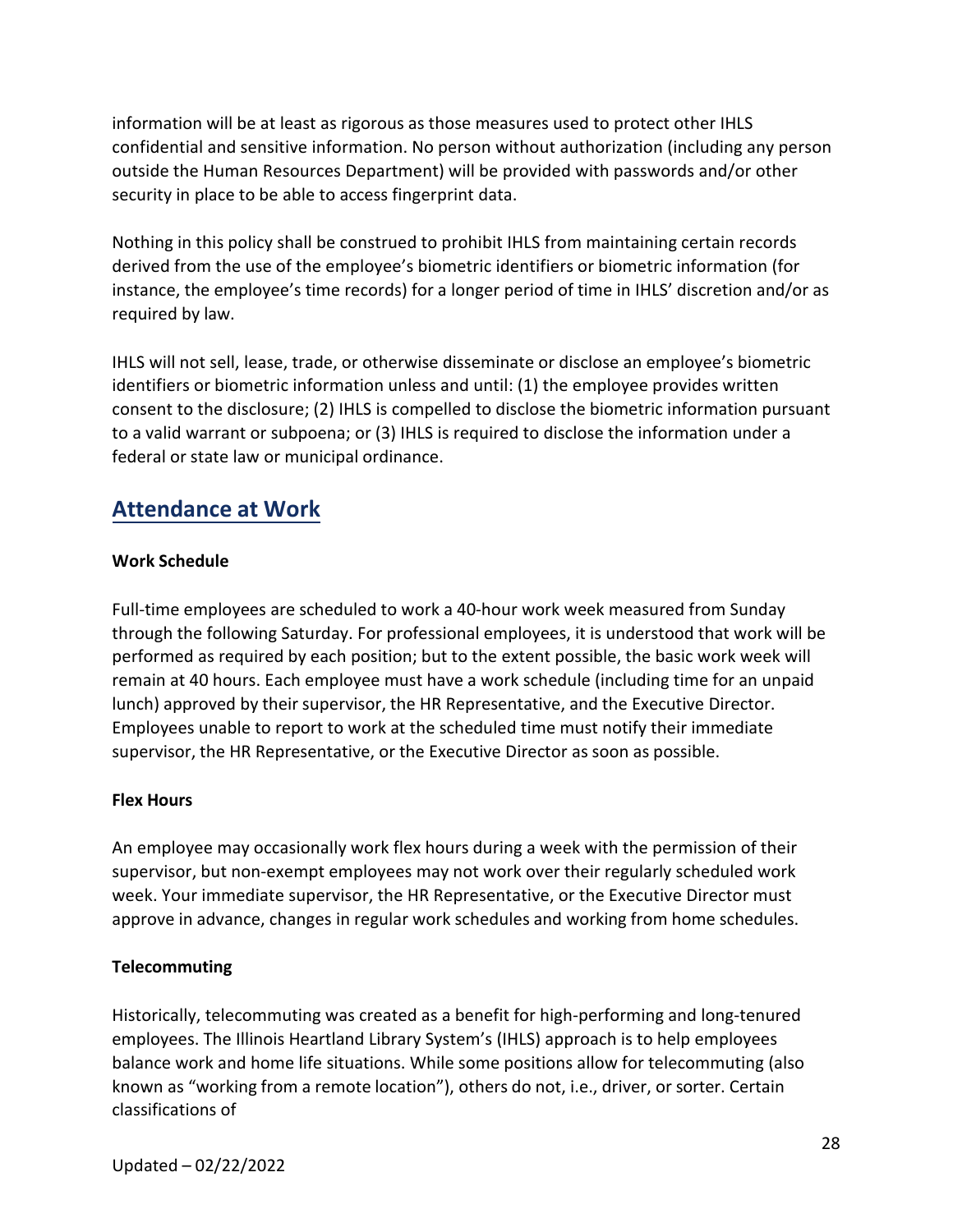information will be at least as rigorous as those measures used to protect other IHLS confidential and sensitive information. No person without authorization (including any person outside the Human Resources Department) will be provided with passwords and/or other security in place to be able to access fingerprint data.

Nothing in this policy shall be construed to prohibit IHLS from maintaining certain records derived from the use of the employee's biometric identifiers or biometric information (for instance, the employee's time records) for a longer period of time in IHLS' discretion and/or as required by law.

IHLS will not sell, lease, trade, or otherwise disseminate or disclose an employee's biometric identifiers or biometric information unless and until: (1) the employee provides written consent to the disclosure; (2) IHLS is compelled to disclose the biometric information pursuant to a valid warrant or subpoena; or (3) IHLS is required to disclose the information under a federal or state law or municipal ordinance.

## Attendance at Work

### Work Schedule

Full-time employees are scheduled to work a 40-hour work week measured from Sunday through the following Saturday. For professional employees, it is understood that work will be performed as required by each position; but to the extent possible, the basic work week will remain at 40 hours. Each employee must have a work schedule (including time for an unpaid lunch) approved by their supervisor, the HR Representative, and the Executive Director. Employees unable to report to work at the scheduled time must notify their immediate supervisor, the HR Representative, or the Executive Director as soon as possible.

### Flex Hours

An employee may occasionally work flex hours during a week with the permission of their supervisor, but non-exempt employees may not work over their regularly scheduled work week. Your immediate supervisor, the HR Representative, or the Executive Director must approve in advance, changes in regular work schedules and working from home schedules.

### Telecommuting

Historically, telecommuting was created as a benefit for high-performing and long-tenured employees. The Illinois Heartland Library System's (IHLS) approach is to help employees balance work and home life situations. While some positions allow for telecommuting (also known as "working from a remote location"), others do not, i.e., driver, or sorter. Certain classifications of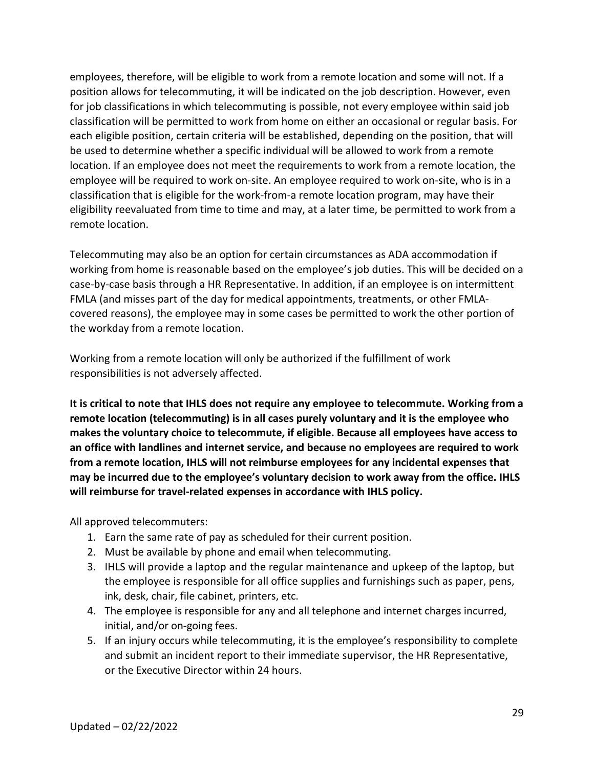employees, therefore, will be eligible to work from a remote location and some will not. If a position allows for telecommuting, it will be indicated on the job description. However, even for job classifications in which telecommuting is possible, not every employee within said job classification will be permitted to work from home on either an occasional or regular basis. For each eligible position, certain criteria will be established, depending on the position, that will be used to determine whether a specific individual will be allowed to work from a remote location. If an employee does not meet the requirements to work from a remote location, the employee will be required to work on-site. An employee required to work on-site, who is in a classification that is eligible for the work-from-a remote location program, may have their eligibility reevaluated from time to time and may, at a later time, be permitted to work from a remote location.

Telecommuting may also be an option for certain circumstances as ADA accommodation if working from home is reasonable based on the employee's job duties. This will be decided on a case-by-case basis through a HR Representative. In addition, if an employee is on intermittent FMLA (and misses part of the day for medical appointments, treatments, or other FMLA-covered reasons), the employee may in some cases be permitted to work the other portion of the workday from a remote location.

Working from a remote location will only be authorized if the fulfillment of work responsibilities is not adversely affected.

**It is critical to note that IHLS does not require any employee to telecommute. Working from a remote location (telecommuting) is in all cases purely voluntary and it is the employee who makes the voluntary choice to telecommute, if eligible. Because all employees have access to an office with landlines and internet service, and because no employees are required to work from a remote location, IHLS will not reimburse employees for any incidental expenses that may be incurred due to the employee's voluntary decision to work away from the office. IHLS will reimburse for travel-related expenses in accordance with IHLS policy.**

All approved telecommuters:

1. Earn the same rate of pay as scheduled for their current position.
2. Must be available by phone and email when telecommuting.
3. IHLS will provide a laptop and the regular maintenance and upkeep of the laptop, but the employee is responsible for all office supplies and furnishings such as paper, pens, ink, desk, chair, file cabinet, printers, etc.
4. The employee is responsible for any and all telephone and internet charges incurred, initial, and/or on-going fees.
5. If an injury occurs while telecommuting, it is the employee's responsibility to complete and submit an incident report to their immediate supervisor, the HR Representative, or the Executive Director within 24 hours.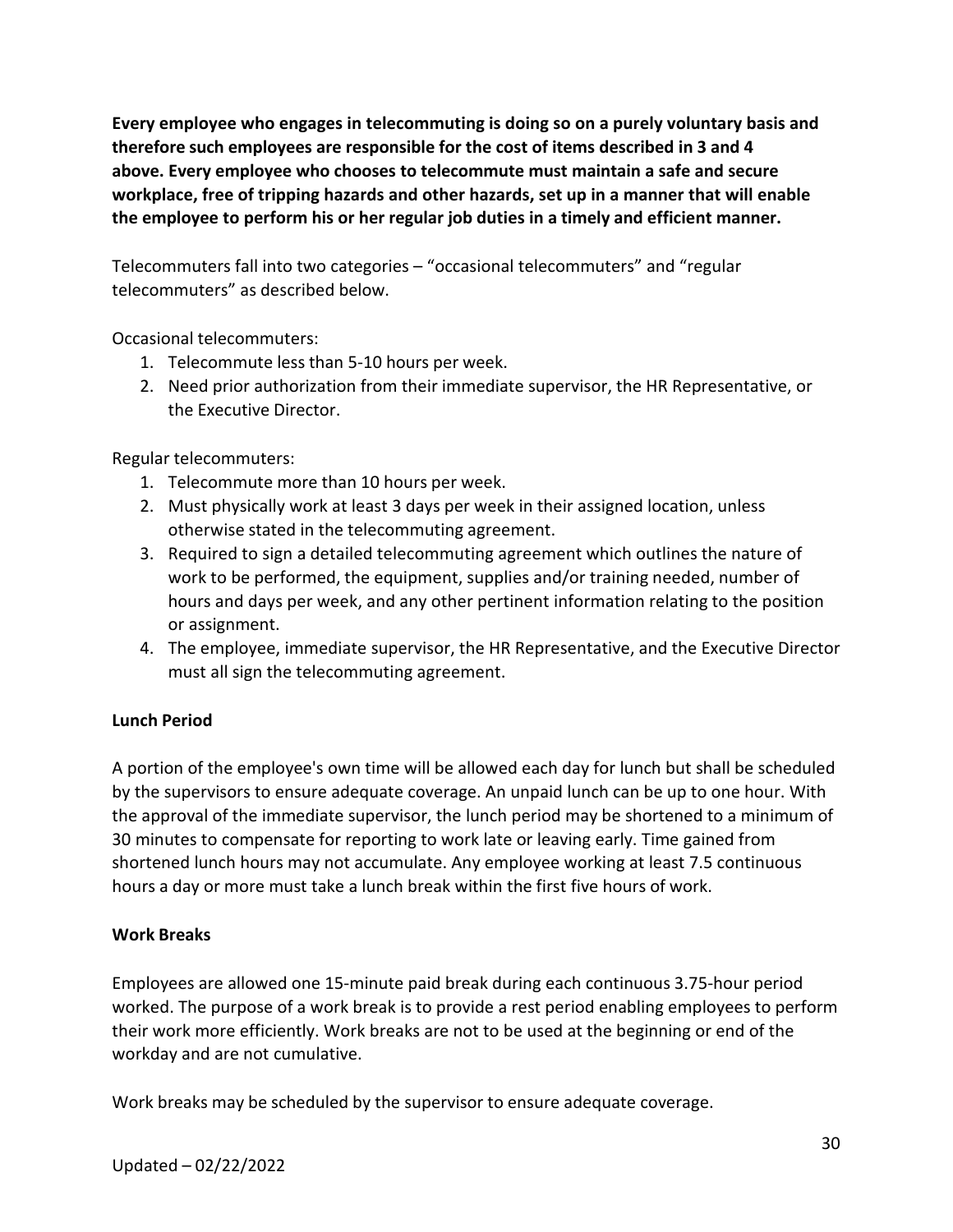**Every employee who engages in telecommuting is doing so on a purely voluntary basis and therefore such employees are responsible for the cost of items described in 3 and 4 above. Every employee who chooses to telecommute must maintain a safe and secure workplace, free of tripping hazards and other hazards, set up in a manner that will enable the employee to perform his or her regular job duties in a timely and efficient manner.**

Telecommuters fall into two categories – "occasional telecommuters" and "regular telecommuters" as described below.

Occasional telecommuters:

1. Telecommute less than 5-10 hours per week.
2. Need prior authorization from their immediate supervisor, the HR Representative, or the Executive Director.

Regular telecommuters:

1. Telecommute more than 10 hours per week.
2. Must physically work at least 3 days per week in their assigned location, unless otherwise stated in the telecommuting agreement.
3. Required to sign a detailed telecommuting agreement which outlines the nature of work to be performed, the equipment, supplies and/or training needed, number of hours and days per week, and any other pertinent information relating to the position or assignment.
4. The employee, immediate supervisor, the HR Representative, and the Executive Director must all sign the telecommuting agreement.

**Lunch Period**

A portion of the employee's own time will be allowed each day for lunch but shall be scheduled by the supervisors to ensure adequate coverage. An unpaid lunch can be up to one hour. With the approval of the immediate supervisor, the lunch period may be shortened to a minimum of 30 minutes to compensate for reporting to work late or leaving early. Time gained from shortened lunch hours may not accumulate. Any employee working at least 7.5 continuous hours a day or more must take a lunch break within the first five hours of work.

**Work Breaks**

Employees are allowed one 15-minute paid break during each continuous 3.75-hour period worked. The purpose of a work break is to provide a rest period enabling employees to perform their work more efficiently. Work breaks are not to be used at the beginning or end of the workday and are not cumulative.

Work breaks may be scheduled by the supervisor to ensure adequate coverage.

Updated – 02/22/2022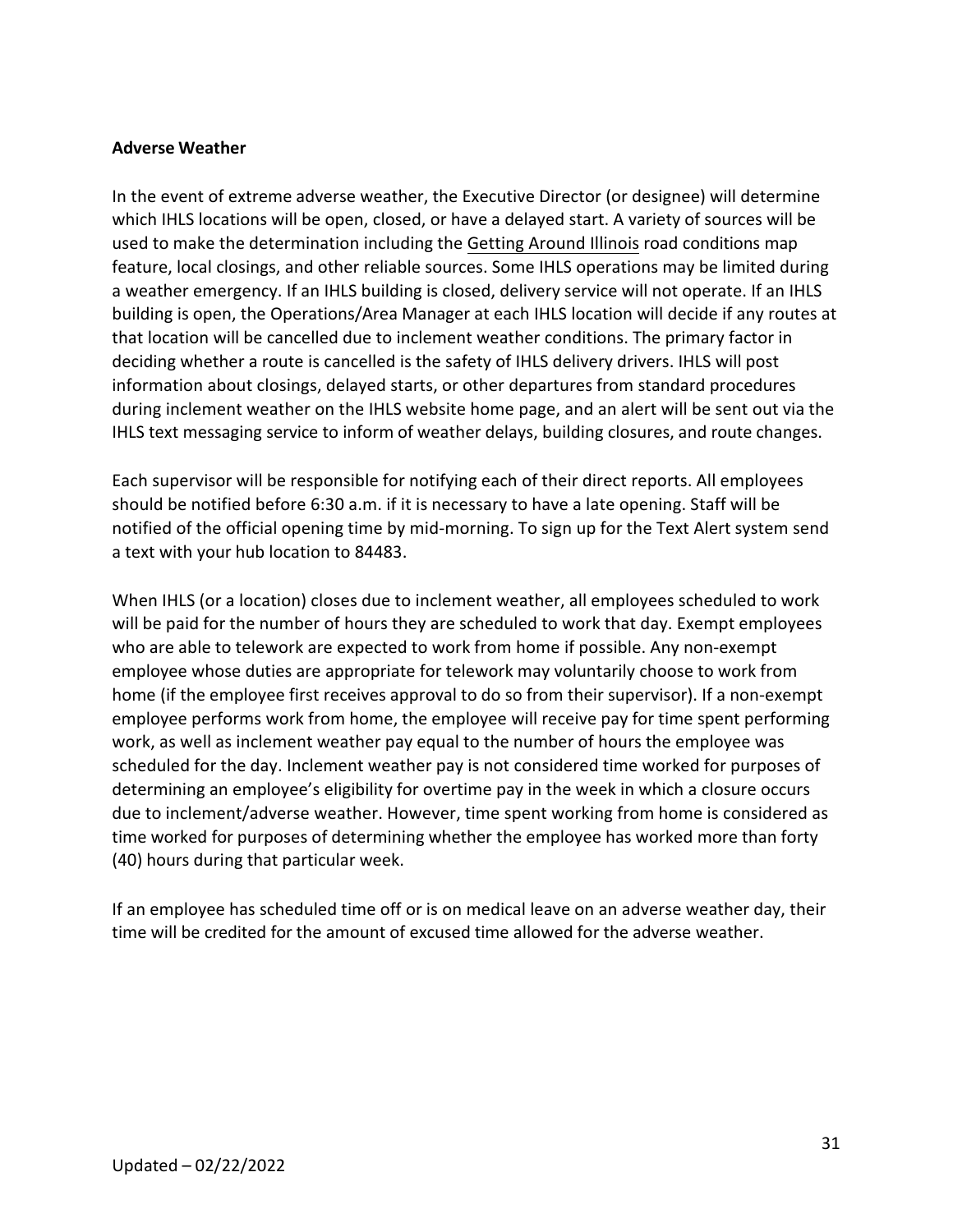**Adverse Weather**

In the event of extreme adverse weather, the Executive Director (or designee) will determine which IHLS locations will be open, closed, or have a delayed start. A variety of sources will be used to make the determination including the Getting Around Illinois road conditions map feature, local closings, and other reliable sources. Some IHLS operations may be limited during a weather emergency. If an IHLS building is closed, delivery service will not operate. If an IHLS building is open, the Operations/Area Manager at each IHLS location will decide if any routes at that location will be cancelled due to inclement weather conditions. The primary factor in deciding whether a route is cancelled is the safety of IHLS delivery drivers. IHLS will post information about closings, delayed starts, or other departures from standard procedures during inclement weather on the IHLS website home page, and an alert will be sent out via the IHLS text messaging service to inform of weather delays, building closures, and route changes.

Each supervisor will be responsible for notifying each of their direct reports. All employees should be notified before 6:30 a.m. if it is necessary to have a late opening. Staff will be notified of the official opening time by mid-morning. To sign up for the Text Alert system send a text with your hub location to 84483.

When IHLS (or a location) closes due to inclement weather, all employees scheduled to work will be paid for the number of hours they are scheduled to work that day. Exempt employees who are able to telework are expected to work from home if possible. Any non-exempt employee whose duties are appropriate for telework may voluntarily choose to work from home (if the employee first receives approval to do so from their supervisor). If a non-exempt employee performs work from home, the employee will receive pay for time spent performing work, as well as inclement weather pay equal to the number of hours the employee was scheduled for the day. Inclement weather pay is not considered time worked for purposes of determining an employee's eligibility for overtime pay in the week in which a closure occurs due to inclement/adverse weather. However, time spent working from home is considered as time worked for purposes of determining whether the employee has worked more than forty (40) hours during that particular week.

If an employee has scheduled time off or is on medical leave on an adverse weather day, their time will be credited for the amount of excused time allowed for the adverse weather.

Updated – 02/22/2022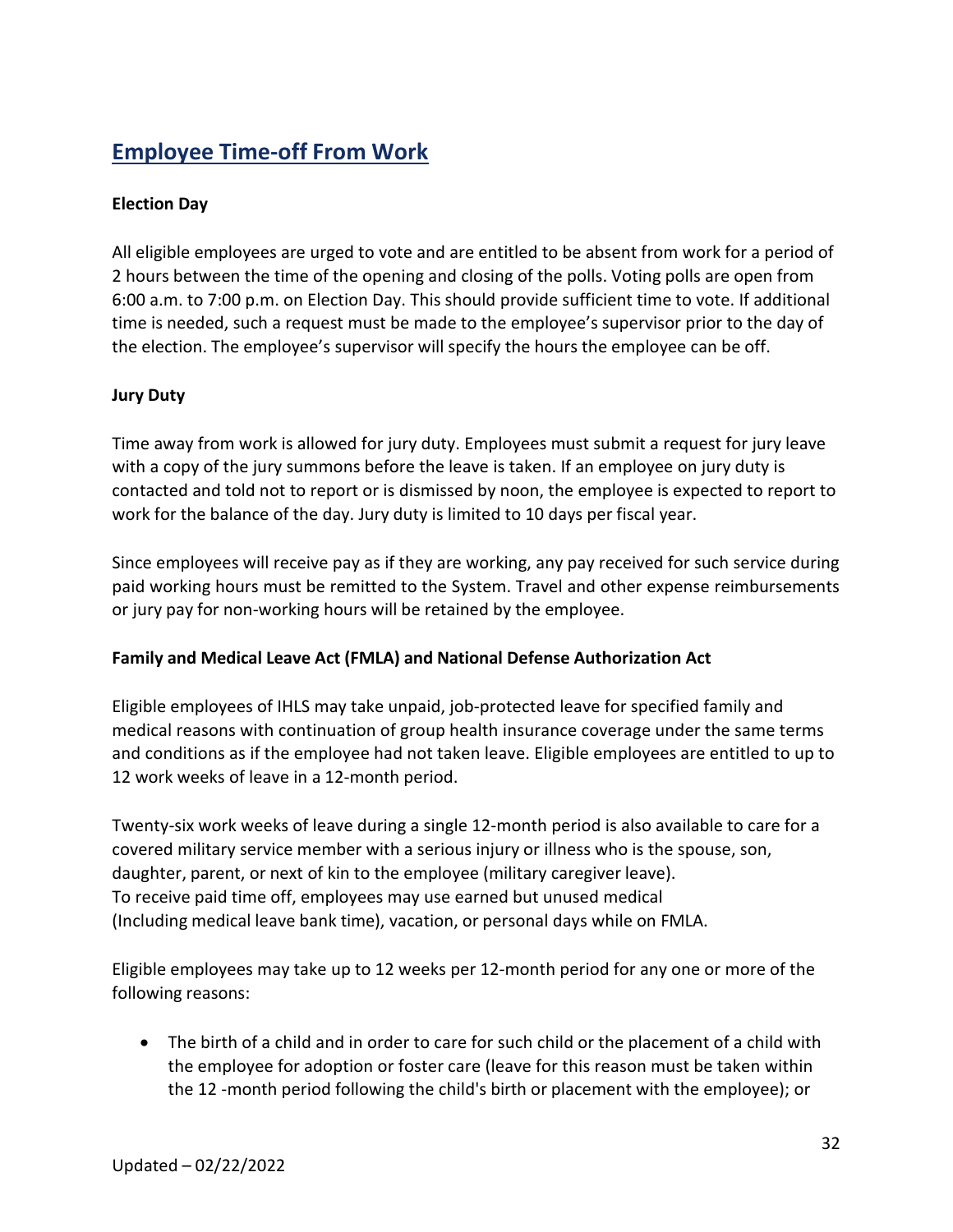## Employee Time-off From Work

### Election Day

All eligible employees are urged to vote and are entitled to be absent from work for a period of 2 hours between the time of the opening and closing of the polls. Voting polls are open from 6:00 a.m. to 7:00 p.m. on Election Day. This should provide sufficient time to vote. If additional time is needed, such a request must be made to the employee's supervisor prior to the day of the election. The employee's supervisor will specify the hours the employee can be off.

### Jury Duty

Time away from work is allowed for jury duty. Employees must submit a request for jury leave with a copy of the jury summons before the leave is taken. If an employee on jury duty is contacted and told not to report or is dismissed by noon, the employee is expected to report to work for the balance of the day. Jury duty is limited to 10 days per fiscal year.

Since employees will receive pay as if they are working, any pay received for such service during paid working hours must be remitted to the System. Travel and other expense reimbursements or jury pay for non-working hours will be retained by the employee.

### Family and Medical Leave Act (FMLA) and National Defense Authorization Act

Eligible employees of IHLS may take unpaid, job-protected leave for specified family and medical reasons with continuation of group health insurance coverage under the same terms and conditions as if the employee had not taken leave. Eligible employees are entitled to up to 12 work weeks of leave in a 12-month period.

Twenty-six work weeks of leave during a single 12-month period is also available to care for a covered military service member with a serious injury or illness who is the spouse, son, daughter, parent, or next of kin to the employee (military caregiver leave).
To receive paid time off, employees may use earned but unused medical (Including medical leave bank time), vacation, or personal days while on FMLA.

Eligible employees may take up to 12 weeks per 12-month period for any one or more of the following reasons:

- The birth of a child and in order to care for such child or the placement of a child with the employee for adoption or foster care (leave for this reason must be taken within the 12 -month period following the child's birth or placement with the employee); or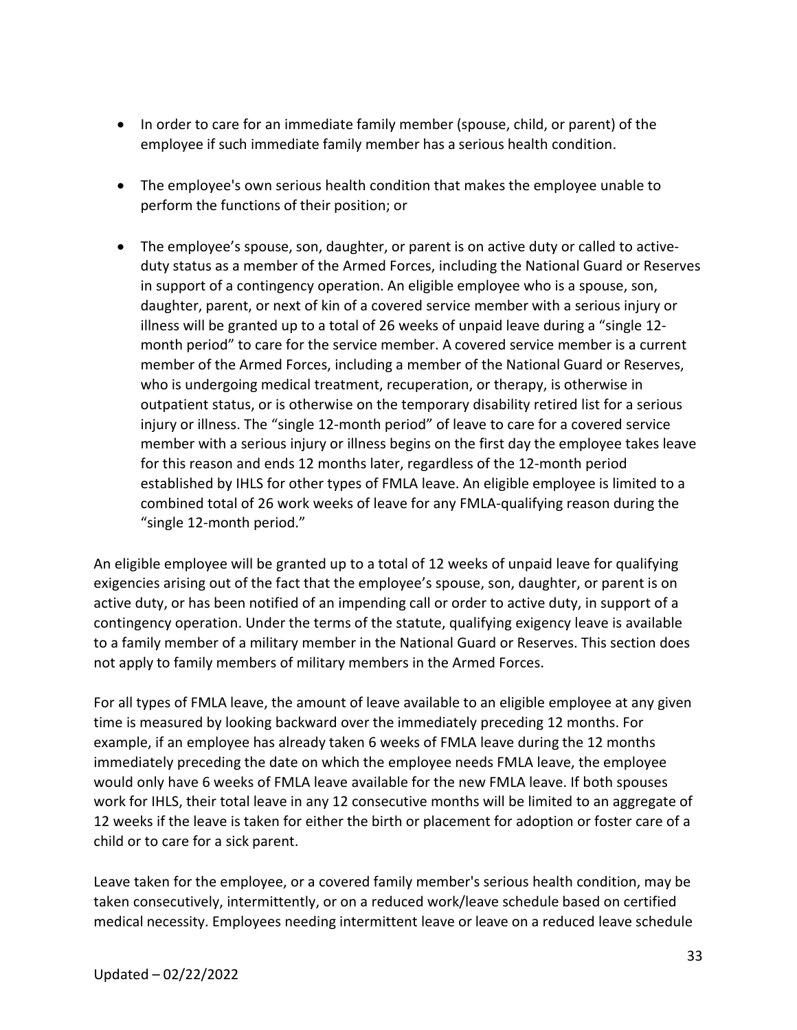- In order to care for an immediate family member (spouse, child, or parent) of the employee if such immediate family member has a serious health condition.

- The employee's own serious health condition that makes the employee unable to perform the functions of their position; or

- The employee's spouse, son, daughter, or parent is on active duty or called to active-duty status as a member of the Armed Forces, including the National Guard or Reserves in support of a contingency operation. An eligible employee who is a spouse, son, daughter, parent, or next of kin of a covered service member with a serious injury or illness will be granted up to a total of 26 weeks of unpaid leave during a "single 12-month period" to care for the service member. A covered service member is a current member of the Armed Forces, including a member of the National Guard or Reserves, who is undergoing medical treatment, recuperation, or therapy, is otherwise in outpatient status, or is otherwise on the temporary disability retired list for a serious injury or illness. The "single 12-month period" of leave to care for a covered service member with a serious injury or illness begins on the first day the employee takes leave for this reason and ends 12 months later, regardless of the 12-month period established by IHLS for other types of FMLA leave. An eligible employee is limited to a combined total of 26 work weeks of leave for any FMLA-qualifying reason during the "single 12-month period."

An eligible employee will be granted up to a total of 12 weeks of unpaid leave for qualifying exigencies arising out of the fact that the employee's spouse, son, daughter, or parent is on active duty, or has been notified of an impending call or order to active duty, in support of a contingency operation. Under the terms of the statute, qualifying exigency leave is available to a family member of a military member in the National Guard or Reserves. This section does not apply to family members of military members in the Armed Forces.

For all types of FMLA leave, the amount of leave available to an eligible employee at any given time is measured by looking backward over the immediately preceding 12 months. For example, if an employee has already taken 6 weeks of FMLA leave during the 12 months immediately preceding the date on which the employee needs FMLA leave, the employee would only have 6 weeks of FMLA leave available for the new FMLA leave. If both spouses work for IHLS, their total leave in any 12 consecutive months will be limited to an aggregate of 12 weeks if the leave is taken for either the birth or placement for adoption or foster care of a child or to care for a sick parent.

Leave taken for the employee, or a covered family member's serious health condition, may be taken consecutively, intermittently, or on a reduced work/leave schedule based on certified medical necessity. Employees needing intermittent leave or leave on a reduced leave schedule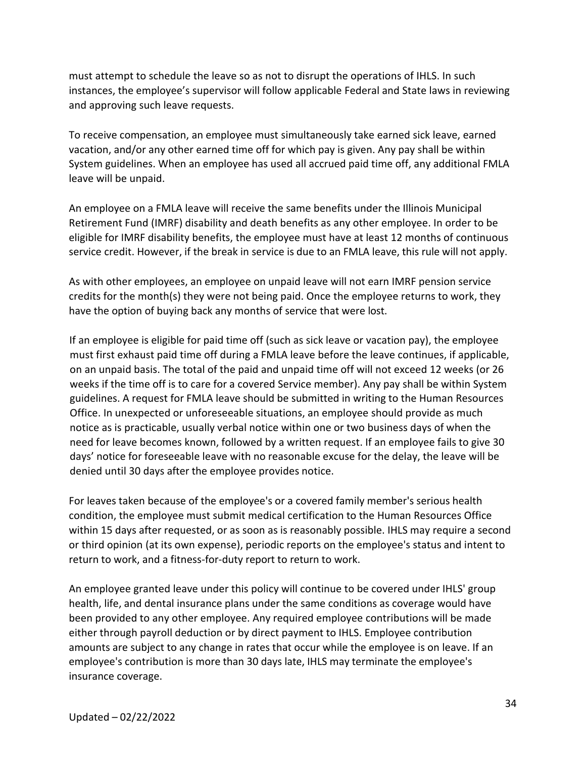must attempt to schedule the leave so as not to disrupt the operations of IHLS. In such instances, the employee's supervisor will follow applicable Federal and State laws in reviewing and approving such leave requests.

To receive compensation, an employee must simultaneously take earned sick leave, earned vacation, and/or any other earned time off for which pay is given. Any pay shall be within System guidelines. When an employee has used all accrued paid time off, any additional FMLA leave will be unpaid.

An employee on a FMLA leave will receive the same benefits under the Illinois Municipal Retirement Fund (IMRF) disability and death benefits as any other employee. In order to be eligible for IMRF disability benefits, the employee must have at least 12 months of continuous service credit. However, if the break in service is due to an FMLA leave, this rule will not apply.

As with other employees, an employee on unpaid leave will not earn IMRF pension service credits for the month(s) they were not being paid. Once the employee returns to work, they have the option of buying back any months of service that were lost.

If an employee is eligible for paid time off (such as sick leave or vacation pay), the employee must first exhaust paid time off during a FMLA leave before the leave continues, if applicable, on an unpaid basis. The total of the paid and unpaid time off will not exceed 12 weeks (or 26 weeks if the time off is to care for a covered Service member). Any pay shall be within System guidelines. A request for FMLA leave should be submitted in writing to the Human Resources Office. In unexpected or unforeseeable situations, an employee should provide as much notice as is practicable, usually verbal notice within one or two business days of when the need for leave becomes known, followed by a written request. If an employee fails to give 30 days' notice for foreseeable leave with no reasonable excuse for the delay, the leave will be denied until 30 days after the employee provides notice.

For leaves taken because of the employee's or a covered family member's serious health condition, the employee must submit medical certification to the Human Resources Office within 15 days after requested, or as soon as is reasonably possible. IHLS may require a second or third opinion (at its own expense), periodic reports on the employee's status and intent to return to work, and a fitness-for-duty report to return to work.

An employee granted leave under this policy will continue to be covered under IHLS' group health, life, and dental insurance plans under the same conditions as coverage would have been provided to any other employee. Any required employee contributions will be made either through payroll deduction or by direct payment to IHLS. Employee contribution amounts are subject to any change in rates that occur while the employee is on leave. If an employee's contribution is more than 30 days late, IHLS may terminate the employee's insurance coverage.

Updated – 02/22/2022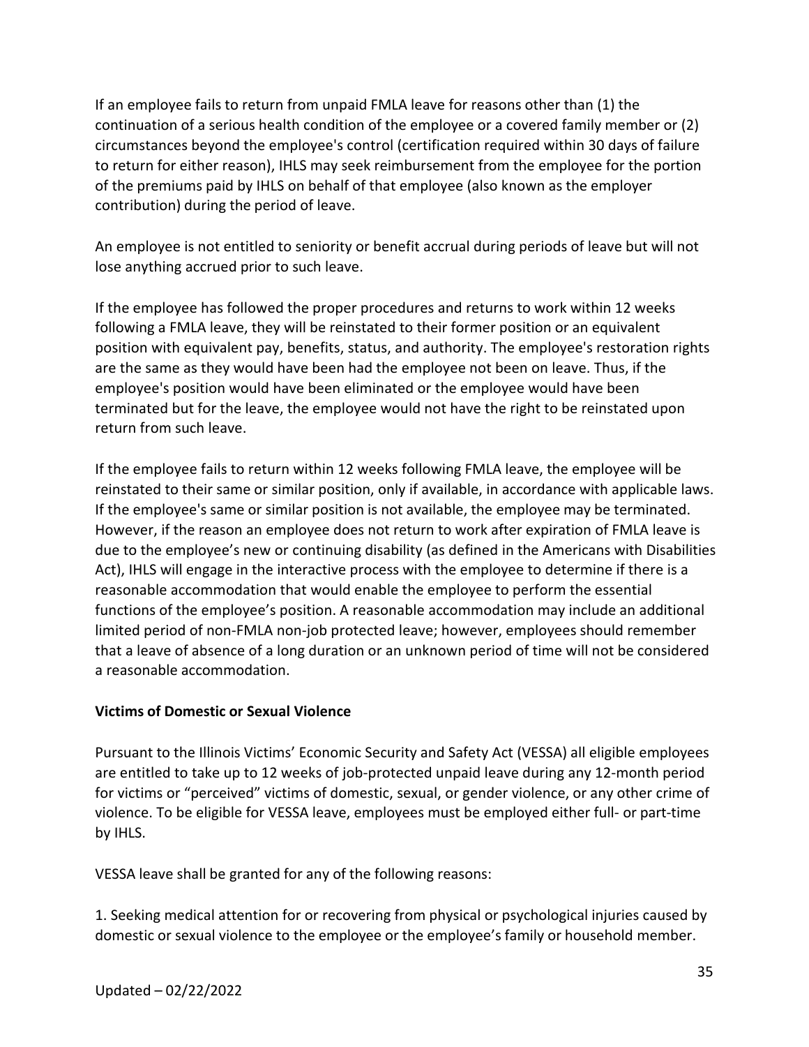If an employee fails to return from unpaid FMLA leave for reasons other than (1) the continuation of a serious health condition of the employee or a covered family member or (2) circumstances beyond the employee's control (certification required within 30 days of failure to return for either reason), IHLS may seek reimbursement from the employee for the portion of the premiums paid by IHLS on behalf of that employee (also known as the employer contribution) during the period of leave.

An employee is not entitled to seniority or benefit accrual during periods of leave but will not lose anything accrued prior to such leave.

If the employee has followed the proper procedures and returns to work within 12 weeks following a FMLA leave, they will be reinstated to their former position or an equivalent position with equivalent pay, benefits, status, and authority. The employee's restoration rights are the same as they would have been had the employee not been on leave. Thus, if the employee's position would have been eliminated or the employee would have been terminated but for the leave, the employee would not have the right to be reinstated upon return from such leave.

If the employee fails to return within 12 weeks following FMLA leave, the employee will be reinstated to their same or similar position, only if available, in accordance with applicable laws. If the employee's same or similar position is not available, the employee may be terminated. However, if the reason an employee does not return to work after expiration of FMLA leave is due to the employee's new or continuing disability (as defined in the Americans with Disabilities Act), IHLS will engage in the interactive process with the employee to determine if there is a reasonable accommodation that would enable the employee to perform the essential functions of the employee's position. A reasonable accommodation may include an additional limited period of non-FMLA non-job protected leave; however, employees should remember that a leave of absence of a long duration or an unknown period of time will not be considered a reasonable accommodation.

**Victims of Domestic or Sexual Violence**

Pursuant to the Illinois Victims' Economic Security and Safety Act (VESSA) all eligible employees are entitled to take up to 12 weeks of job-protected unpaid leave during any 12-month period for victims or "perceived" victims of domestic, sexual, or gender violence, or any other crime of violence. To be eligible for VESSA leave, employees must be employed either full- or part-time by IHLS.

VESSA leave shall be granted for any of the following reasons:

1. Seeking medical attention for or recovering from physical or psychological injuries caused by domestic or sexual violence to the employee or the employee's family or household member.

Updated – 02/22/2022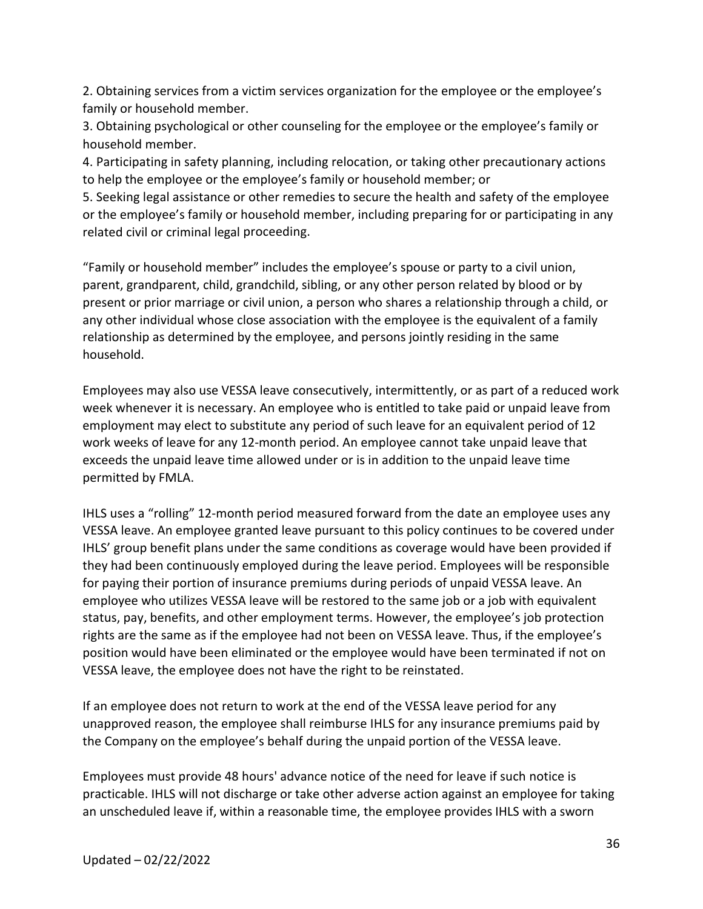2. Obtaining services from a victim services organization for the employee or the employee's family or household member.

3. Obtaining psychological or other counseling for the employee or the employee's family or household member.

4. Participating in safety planning, including relocation, or taking other precautionary actions to help the employee or the employee's family or household member; or

5. Seeking legal assistance or other remedies to secure the health and safety of the employee or the employee's family or household member, including preparing for or participating in any related civil or criminal legal proceeding.

"Family or household member" includes the employee's spouse or party to a civil union, parent, grandparent, child, grandchild, sibling, or any other person related by blood or by present or prior marriage or civil union, a person who shares a relationship through a child, or any other individual whose close association with the employee is the equivalent of a family relationship as determined by the employee, and persons jointly residing in the same household.

Employees may also use VESSA leave consecutively, intermittently, or as part of a reduced work week whenever it is necessary. An employee who is entitled to take paid or unpaid leave from employment may elect to substitute any period of such leave for an equivalent period of 12 work weeks of leave for any 12-month period. An employee cannot take unpaid leave that exceeds the unpaid leave time allowed under or is in addition to the unpaid leave time permitted by FMLA.

IHLS uses a "rolling" 12-month period measured forward from the date an employee uses any VESSA leave. An employee granted leave pursuant to this policy continues to be covered under IHLS' group benefit plans under the same conditions as coverage would have been provided if they had been continuously employed during the leave period. Employees will be responsible for paying their portion of insurance premiums during periods of unpaid VESSA leave. An employee who utilizes VESSA leave will be restored to the same job or a job with equivalent status, pay, benefits, and other employment terms. However, the employee's job protection rights are the same as if the employee had not been on VESSA leave. Thus, if the employee's position would have been eliminated or the employee would have been terminated if not on VESSA leave, the employee does not have the right to be reinstated.

If an employee does not return to work at the end of the VESSA leave period for any unapproved reason, the employee shall reimburse IHLS for any insurance premiums paid by the Company on the employee's behalf during the unpaid portion of the VESSA leave.

Employees must provide 48 hours' advance notice of the need for leave if such notice is practicable. IHLS will not discharge or take other adverse action against an employee for taking an unscheduled leave if, within a reasonable time, the employee provides IHLS with a sworn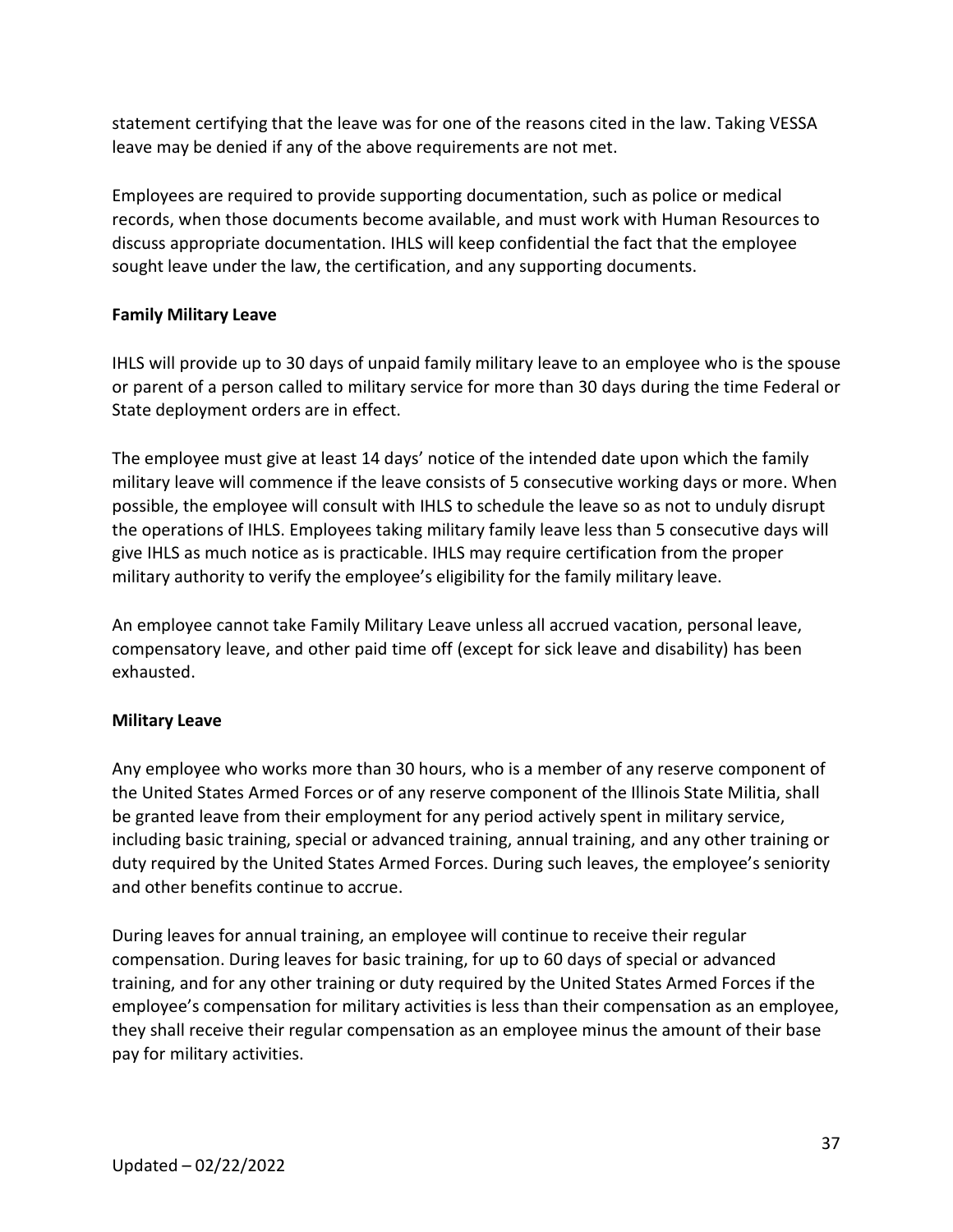statement certifying that the leave was for one of the reasons cited in the law. Taking VESSA leave may be denied if any of the above requirements are not met.

Employees are required to provide supporting documentation, such as police or medical records, when those documents become available, and must work with Human Resources to discuss appropriate documentation. IHLS will keep confidential the fact that the employee sought leave under the law, the certification, and any supporting documents.

**Family Military Leave**

IHLS will provide up to 30 days of unpaid family military leave to an employee who is the spouse or parent of a person called to military service for more than 30 days during the time Federal or State deployment orders are in effect.

The employee must give at least 14 days' notice of the intended date upon which the family military leave will commence if the leave consists of 5 consecutive working days or more. When possible, the employee will consult with IHLS to schedule the leave so as not to unduly disrupt the operations of IHLS. Employees taking military family leave less than 5 consecutive days will give IHLS as much notice as is practicable. IHLS may require certification from the proper military authority to verify the employee's eligibility for the family military leave.

An employee cannot take Family Military Leave unless all accrued vacation, personal leave, compensatory leave, and other paid time off (except for sick leave and disability) has been exhausted.

**Military Leave**

Any employee who works more than 30 hours, who is a member of any reserve component of the United States Armed Forces or of any reserve component of the Illinois State Militia, shall be granted leave from their employment for any period actively spent in military service, including basic training, special or advanced training, annual training, and any other training or duty required by the United States Armed Forces. During such leaves, the employee's seniority and other benefits continue to accrue.

During leaves for annual training, an employee will continue to receive their regular compensation. During leaves for basic training, for up to 60 days of special or advanced training, and for any other training or duty required by the United States Armed Forces if the employee's compensation for military activities is less than their compensation as an employee, they shall receive their regular compensation as an employee minus the amount of their base pay for military activities.

Updated – 02/22/2022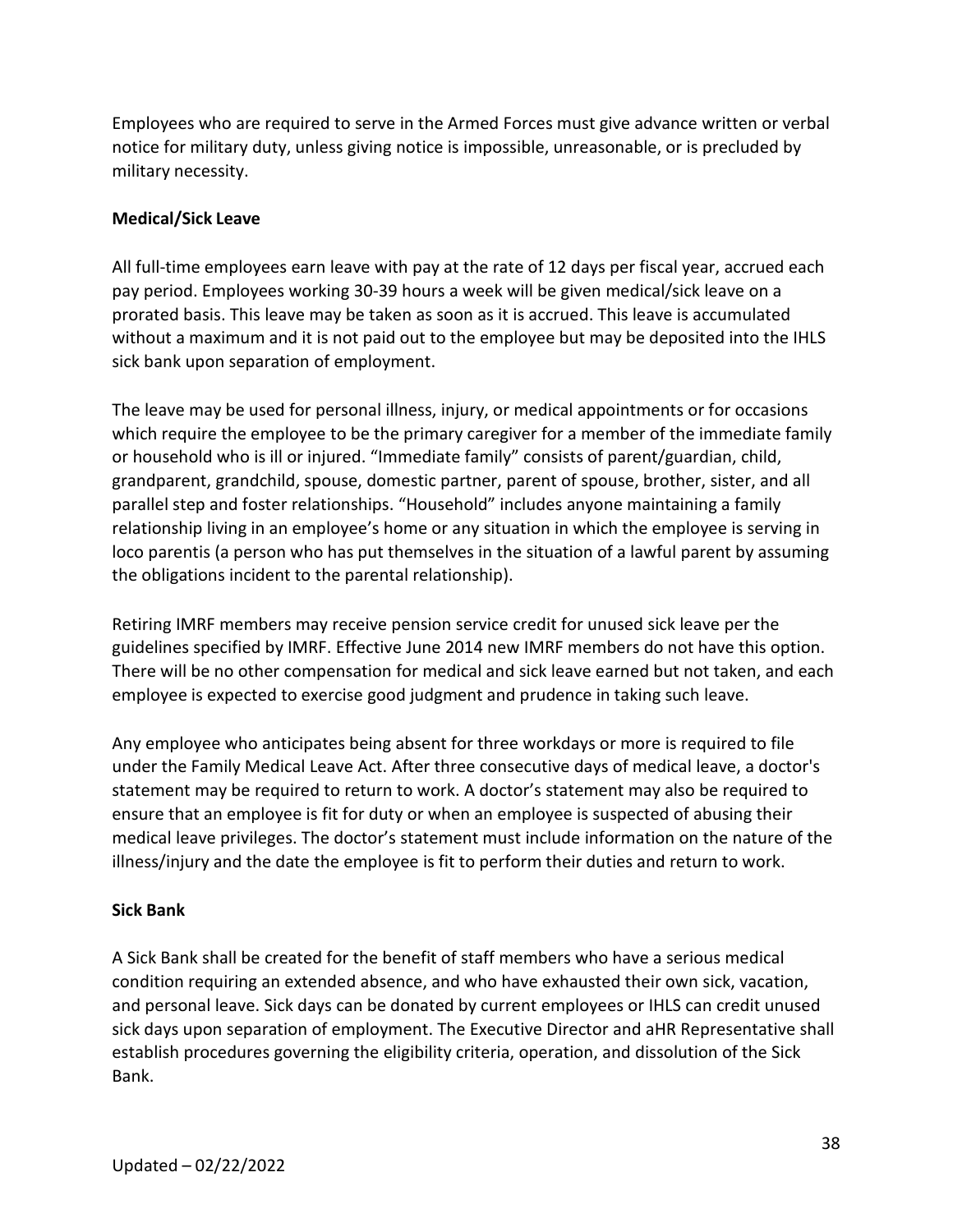Employees who are required to serve in the Armed Forces must give advance written or verbal notice for military duty, unless giving notice is impossible, unreasonable, or is precluded by military necessity.

**Medical/Sick Leave**

All full-time employees earn leave with pay at the rate of 12 days per fiscal year, accrued each pay period. Employees working 30-39 hours a week will be given medical/sick leave on a prorated basis. This leave may be taken as soon as it is accrued. This leave is accumulated without a maximum and it is not paid out to the employee but may be deposited into the IHLS sick bank upon separation of employment.

The leave may be used for personal illness, injury, or medical appointments or for occasions which require the employee to be the primary caregiver for a member of the immediate family or household who is ill or injured. "Immediate family" consists of parent/guardian, child, grandparent, grandchild, spouse, domestic partner, parent of spouse, brother, sister, and all parallel step and foster relationships. "Household" includes anyone maintaining a family relationship living in an employee's home or any situation in which the employee is serving in loco parentis (a person who has put themselves in the situation of a lawful parent by assuming the obligations incident to the parental relationship).

Retiring IMRF members may receive pension service credit for unused sick leave per the guidelines specified by IMRF. Effective June 2014 new IMRF members do not have this option. There will be no other compensation for medical and sick leave earned but not taken, and each employee is expected to exercise good judgment and prudence in taking such leave.

Any employee who anticipates being absent for three workdays or more is required to file under the Family Medical Leave Act. After three consecutive days of medical leave, a doctor's statement may be required to return to work. A doctor's statement may also be required to ensure that an employee is fit for duty or when an employee is suspected of abusing their medical leave privileges. The doctor's statement must include information on the nature of the illness/injury and the date the employee is fit to perform their duties and return to work.

**Sick Bank**

A Sick Bank shall be created for the benefit of staff members who have a serious medical condition requiring an extended absence, and who have exhausted their own sick, vacation, and personal leave. Sick days can be donated by current employees or IHLS can credit unused sick days upon separation of employment. The Executive Director and aHR Representative shall establish procedures governing the eligibility criteria, operation, and dissolution of the Sick Bank.

Updated – 02/22/2022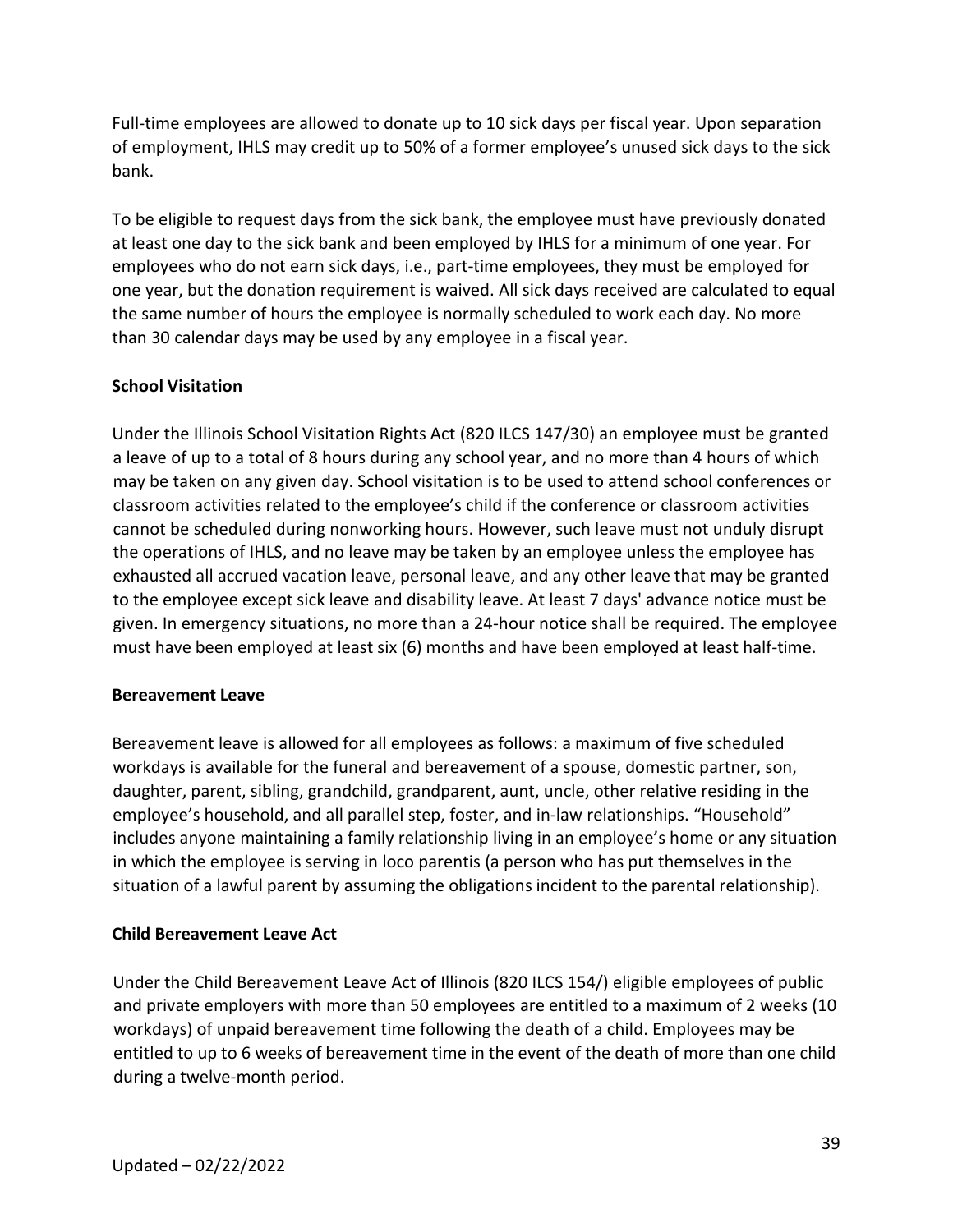Full-time employees are allowed to donate up to 10 sick days per fiscal year. Upon separation of employment, IHLS may credit up to 50% of a former employee's unused sick days to the sick bank.

To be eligible to request days from the sick bank, the employee must have previously donated at least one day to the sick bank and been employed by IHLS for a minimum of one year. For employees who do not earn sick days, i.e., part-time employees, they must be employed for one year, but the donation requirement is waived. All sick days received are calculated to equal the same number of hours the employee is normally scheduled to work each day. No more than 30 calendar days may be used by any employee in a fiscal year.

**School Visitation**

Under the Illinois School Visitation Rights Act (820 ILCS 147/30) an employee must be granted a leave of up to a total of 8 hours during any school year, and no more than 4 hours of which may be taken on any given day. School visitation is to be used to attend school conferences or classroom activities related to the employee's child if the conference or classroom activities cannot be scheduled during nonworking hours. However, such leave must not unduly disrupt the operations of IHLS, and no leave may be taken by an employee unless the employee has exhausted all accrued vacation leave, personal leave, and any other leave that may be granted to the employee except sick leave and disability leave. At least 7 days' advance notice must be given. In emergency situations, no more than a 24-hour notice shall be required. The employee must have been employed at least six (6) months and have been employed at least half-time.

**Bereavement Leave**

Bereavement leave is allowed for all employees as follows: a maximum of five scheduled workdays is available for the funeral and bereavement of a spouse, domestic partner, son, daughter, parent, sibling, grandchild, grandparent, aunt, uncle, other relative residing in the employee's household, and all parallel step, foster, and in-law relationships. "Household" includes anyone maintaining a family relationship living in an employee's home or any situation in which the employee is serving in loco parentis (a person who has put themselves in the situation of a lawful parent by assuming the obligations incident to the parental relationship).

**Child Bereavement Leave Act**

Under the Child Bereavement Leave Act of Illinois (820 ILCS 154/) eligible employees of public and private employers with more than 50 employees are entitled to a maximum of 2 weeks (10 workdays) of unpaid bereavement time following the death of a child. Employees may be entitled to up to 6 weeks of bereavement time in the event of the death of more than one child during a twelve-month period.

Updated – 02/22/2022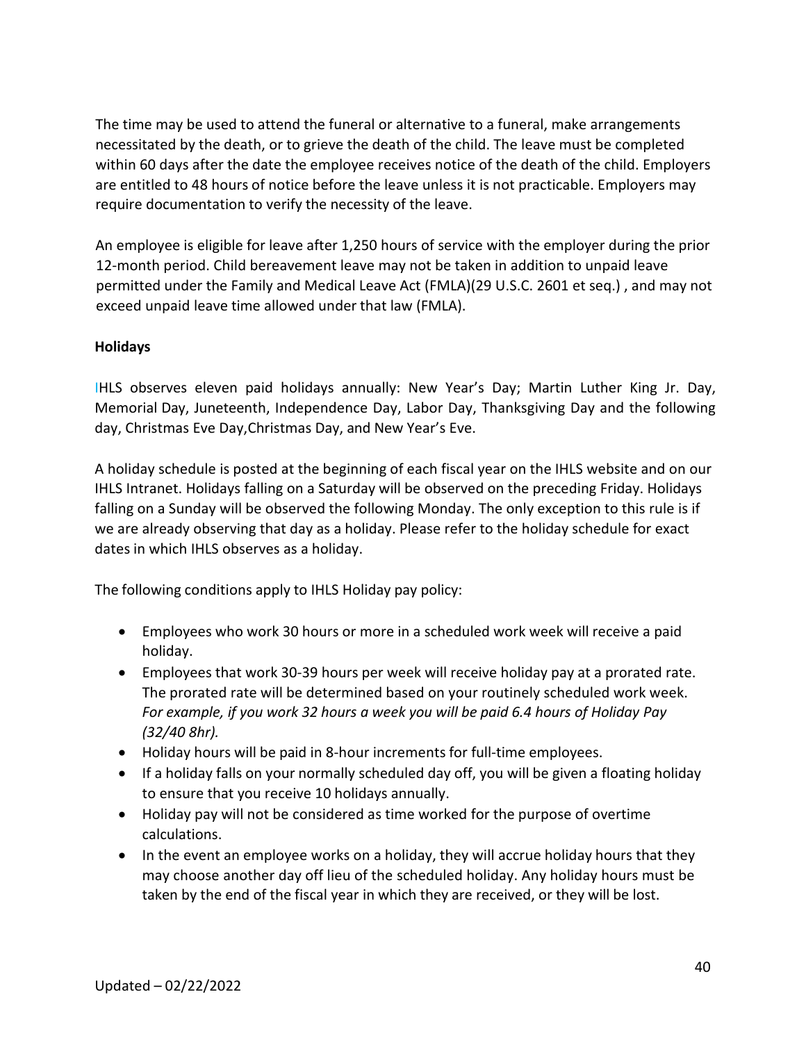The time may be used to attend the funeral or alternative to a funeral, make arrangements necessitated by the death, or to grieve the death of the child. The leave must be completed within 60 days after the date the employee receives notice of the death of the child. Employers are entitled to 48 hours of notice before the leave unless it is not practicable. Employers may require documentation to verify the necessity of the leave.

An employee is eligible for leave after 1,250 hours of service with the employer during the prior 12-month period. Child bereavement leave may not be taken in addition to unpaid leave permitted under the Family and Medical Leave Act (FMLA)(29 U.S.C. 2601 et seq.) , and may not exceed unpaid leave time allowed under that law (FMLA).

**Holidays**

IHLS observes eleven paid holidays annually: New Year's Day; Martin Luther King Jr. Day, Memorial Day, Juneteenth, Independence Day, Labor Day, Thanksgiving Day and the following day, Christmas Eve Day,Christmas Day, and New Year's Eve.

A holiday schedule is posted at the beginning of each fiscal year on the IHLS website and on our IHLS Intranet. Holidays falling on a Saturday will be observed on the preceding Friday. Holidays falling on a Sunday will be observed the following Monday. The only exception to this rule is if we are already observing that day as a holiday. Please refer to the holiday schedule for exact dates in which IHLS observes as a holiday.

The following conditions apply to IHLS Holiday pay policy:

- Employees who work 30 hours or more in a scheduled work week will receive a paid holiday.
- Employees that work 30-39 hours per week will receive holiday pay at a prorated rate. The prorated rate will be determined based on your routinely scheduled work week. *For example, if you work 32 hours a week you will be paid 6.4 hours of Holiday Pay (32/40 8hr).*
- Holiday hours will be paid in 8-hour increments for full-time employees.
- If a holiday falls on your normally scheduled day off, you will be given a floating holiday to ensure that you receive 10 holidays annually.
- Holiday pay will not be considered as time worked for the purpose of overtime calculations.
- In the event an employee works on a holiday, they will accrue holiday hours that they may choose another day off lieu of the scheduled holiday. Any holiday hours must be taken by the end of the fiscal year in which they are received, or they will be lost.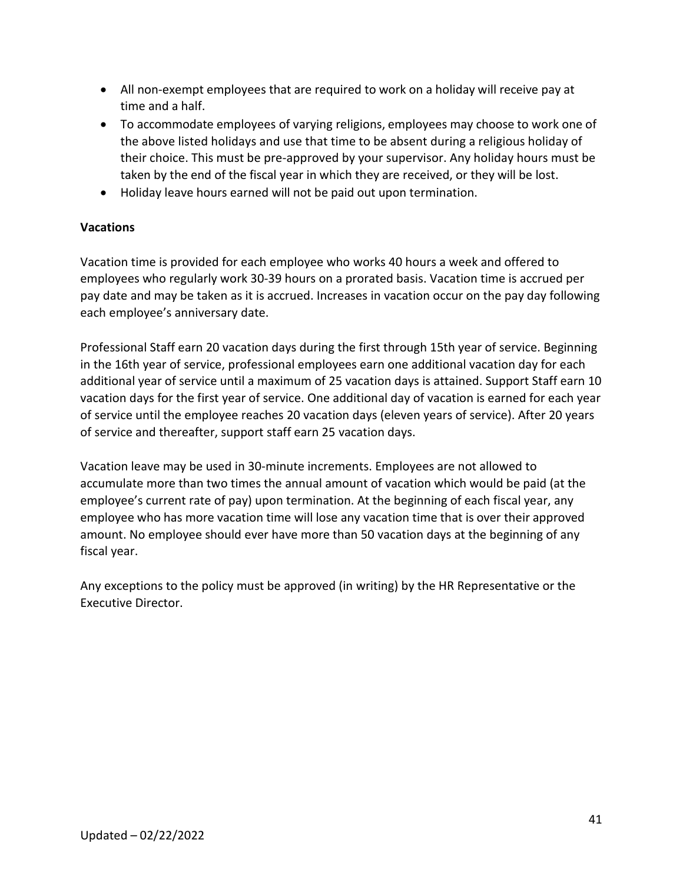- All non-exempt employees that are required to work on a holiday will receive pay at time and a half.
- To accommodate employees of varying religions, employees may choose to work one of the above listed holidays and use that time to be absent during a religious holiday of their choice. This must be pre-approved by your supervisor. Any holiday hours must be taken by the end of the fiscal year in which they are received, or they will be lost.
- Holiday leave hours earned will not be paid out upon termination.

**Vacations**

Vacation time is provided for each employee who works 40 hours a week and offered to employees who regularly work 30-39 hours on a prorated basis. Vacation time is accrued per pay date and may be taken as it is accrued. Increases in vacation occur on the pay day following each employee's anniversary date.

Professional Staff earn 20 vacation days during the first through 15th year of service. Beginning in the 16th year of service, professional employees earn one additional vacation day for each additional year of service until a maximum of 25 vacation days is attained. Support Staff earn 10 vacation days for the first year of service. One additional day of vacation is earned for each year of service until the employee reaches 20 vacation days (eleven years of service). After 20 years of service and thereafter, support staff earn 25 vacation days.

Vacation leave may be used in 30-minute increments. Employees are not allowed to accumulate more than two times the annual amount of vacation which would be paid (at the employee's current rate of pay) upon termination. At the beginning of each fiscal year, any employee who has more vacation time will lose any vacation time that is over their approved amount. No employee should ever have more than 50 vacation days at the beginning of any fiscal year.

Any exceptions to the policy must be approved (in writing) by the HR Representative or the Executive Director.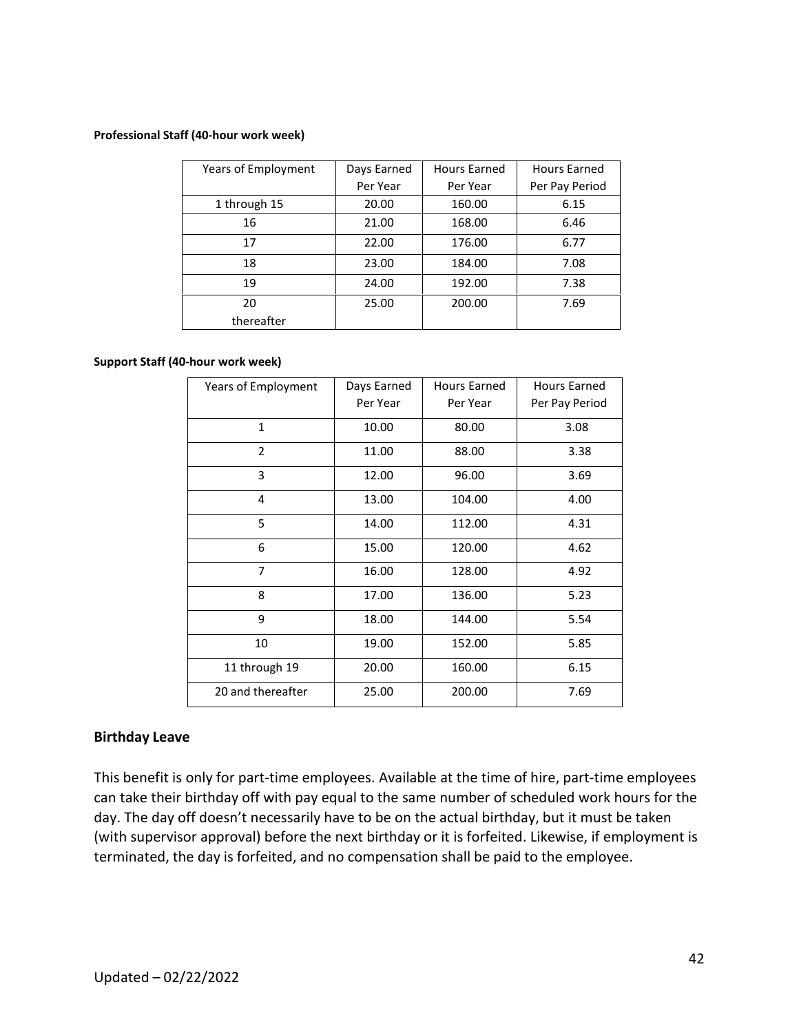**Professional Staff (40-hour work week)**

| Years of Employment | Days Earned Per Year | Hours Earned Per Year | Hours Earned Per Pay Period |
|---|---|---|---|
| 1 through 15 | 20.00 | 160.00 | 6.15 |
| 16 | 21.00 | 168.00 | 6.46 |
| 17 | 22.00 | 176.00 | 6.77 |
| 18 | 23.00 | 184.00 | 7.08 |
| 19 | 24.00 | 192.00 | 7.38 |
| 20 thereafter | 25.00 | 200.00 | 7.69 |

**Support Staff (40-hour work week)**

| Years of Employment | Days Earned Per Year | Hours Earned Per Year | Hours Earned Per Pay Period |
|---|---|---|---|
| 1 | 10.00 | 80.00 | 3.08 |
| 2 | 11.00 | 88.00 | 3.38 |
| 3 | 12.00 | 96.00 | 3.69 |
| 4 | 13.00 | 104.00 | 4.00 |
| 5 | 14.00 | 112.00 | 4.31 |
| 6 | 15.00 | 120.00 | 4.62 |
| 7 | 16.00 | 128.00 | 4.92 |
| 8 | 17.00 | 136.00 | 5.23 |
| 9 | 18.00 | 144.00 | 5.54 |
| 10 | 19.00 | 152.00 | 5.85 |
| 11 through 19 | 20.00 | 160.00 | 6.15 |
| 20 and thereafter | 25.00 | 200.00 | 7.69 |

### Birthday Leave

This benefit is only for part-time employees. Available at the time of hire, part-time employees can take their birthday off with pay equal to the same number of scheduled work hours for the day. The day off doesn't necessarily have to be on the actual birthday, but it must be taken (with supervisor approval) before the next birthday or it is forfeited. Likewise, if employment is terminated, the day is forfeited, and no compensation shall be paid to the employee.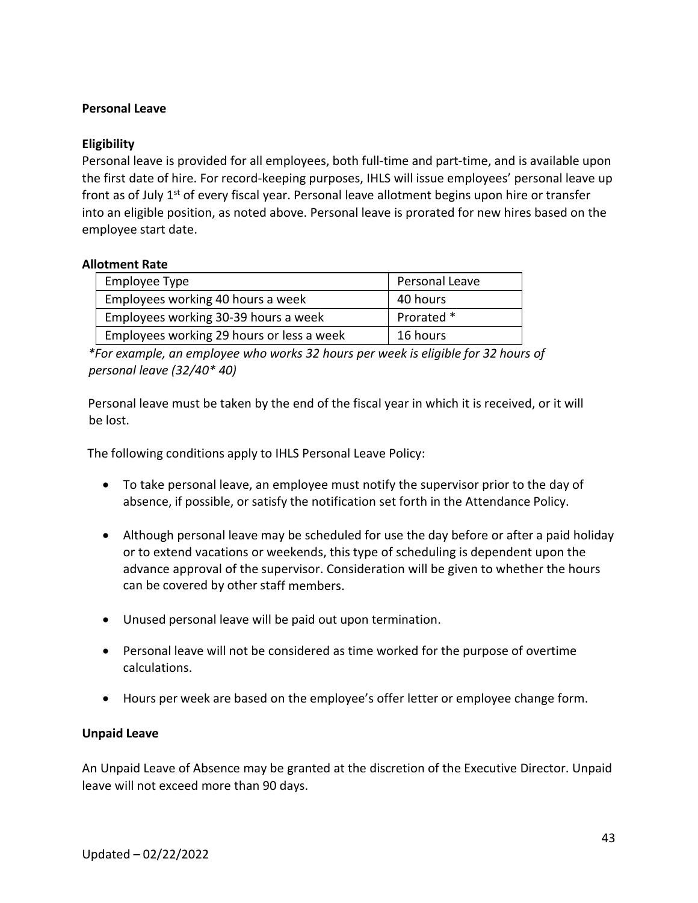**Personal Leave**

**Eligibility**

Personal leave is provided for all employees, both full-time and part-time, and is available upon the first date of hire. For record-keeping purposes, IHLS will issue employees' personal leave up front as of July 1st of every fiscal year. Personal leave allotment begins upon hire or transfer into an eligible position, as noted above. Personal leave is prorated for new hires based on the employee start date.

**Allotment Rate**

| Employee Type | Personal Leave |
|---|---|
| Employees working 40 hours a week | 40 hours |
| Employees working 30-39 hours a week | Prorated * |
| Employees working 29 hours or less a week | 16 hours |

*\*For example, an employee who works 32 hours per week is eligible for 32 hours of personal leave (32/40\* 40)*

Personal leave must be taken by the end of the fiscal year in which it is received, or it will be lost.

The following conditions apply to IHLS Personal Leave Policy:

- To take personal leave, an employee must notify the supervisor prior to the day of absence, if possible, or satisfy the notification set forth in the Attendance Policy.
- Although personal leave may be scheduled for use the day before or after a paid holiday or to extend vacations or weekends, this type of scheduling is dependent upon the advance approval of the supervisor. Consideration will be given to whether the hours can be covered by other staff members.
- Unused personal leave will be paid out upon termination.
- Personal leave will not be considered as time worked for the purpose of overtime calculations.
- Hours per week are based on the employee's offer letter or employee change form.

**Unpaid Leave**

An Unpaid Leave of Absence may be granted at the discretion of the Executive Director. Unpaid leave will not exceed more than 90 days.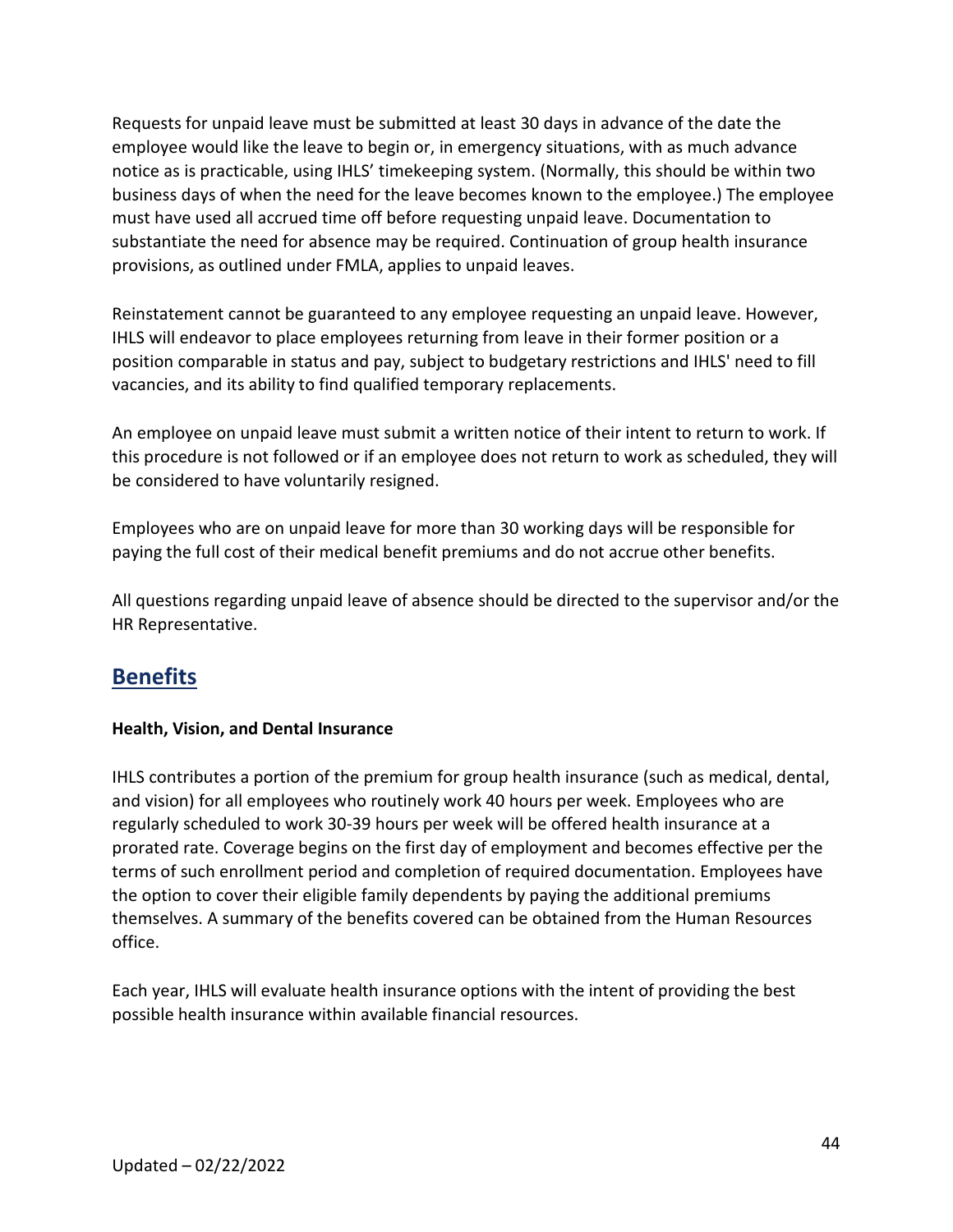Requests for unpaid leave must be submitted at least 30 days in advance of the date the employee would like the leave to begin or, in emergency situations, with as much advance notice as is practicable, using IHLS' timekeeping system. (Normally, this should be within two business days of when the need for the leave becomes known to the employee.) The employee must have used all accrued time off before requesting unpaid leave. Documentation to substantiate the need for absence may be required. Continuation of group health insurance provisions, as outlined under FMLA, applies to unpaid leaves.

Reinstatement cannot be guaranteed to any employee requesting an unpaid leave. However, IHLS will endeavor to place employees returning from leave in their former position or a position comparable in status and pay, subject to budgetary restrictions and IHLS' need to fill vacancies, and its ability to find qualified temporary replacements.

An employee on unpaid leave must submit a written notice of their intent to return to work. If this procedure is not followed or if an employee does not return to work as scheduled, they will be considered to have voluntarily resigned.

Employees who are on unpaid leave for more than 30 working days will be responsible for paying the full cost of their medical benefit premiums and do not accrue other benefits.

All questions regarding unpaid leave of absence should be directed to the supervisor and/or the HR Representative.

## Benefits

**Health, Vision, and Dental Insurance**

IHLS contributes a portion of the premium for group health insurance (such as medical, dental, and vision) for all employees who routinely work 40 hours per week. Employees who are regularly scheduled to work 30-39 hours per week will be offered health insurance at a prorated rate. Coverage begins on the first day of employment and becomes effective per the terms of such enrollment period and completion of required documentation. Employees have the option to cover their eligible family dependents by paying the additional premiums themselves. A summary of the benefits covered can be obtained from the Human Resources office.

Each year, IHLS will evaluate health insurance options with the intent of providing the best possible health insurance within available financial resources.

Updated – 02/22/2022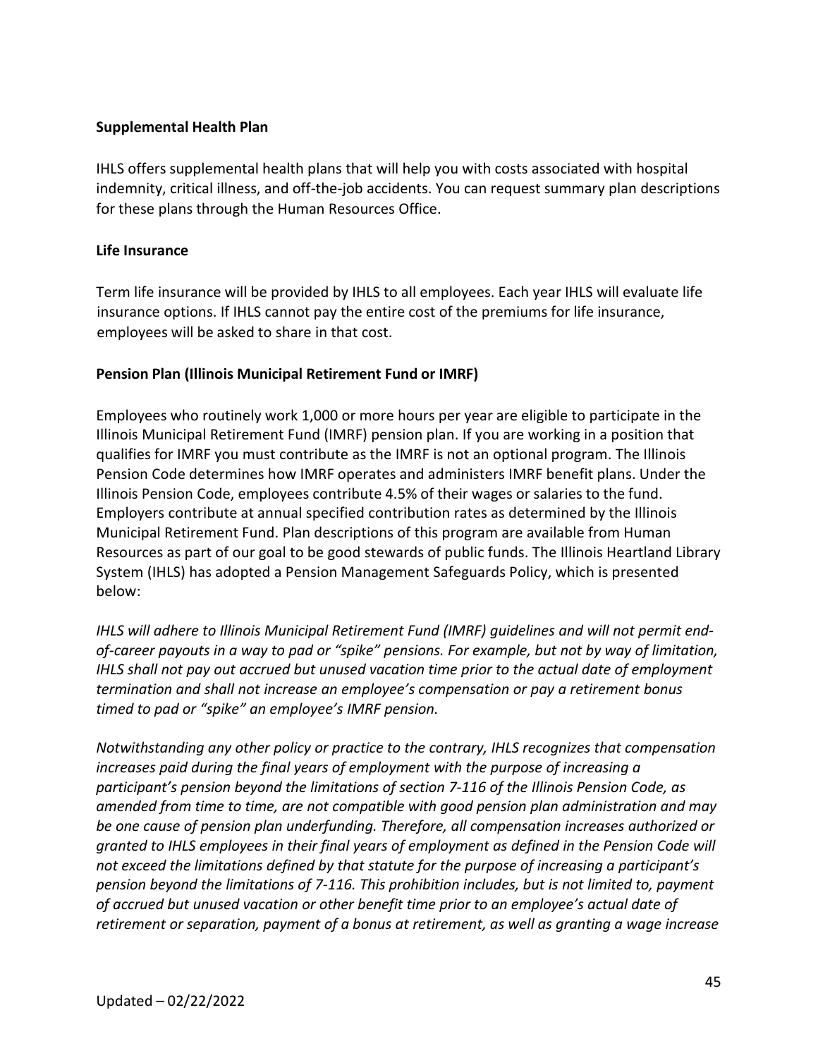**Supplemental Health Plan**

IHLS offers supplemental health plans that will help you with costs associated with hospital indemnity, critical illness, and off-the-job accidents. You can request summary plan descriptions for these plans through the Human Resources Office.

**Life Insurance**

Term life insurance will be provided by IHLS to all employees. Each year IHLS will evaluate life insurance options. If IHLS cannot pay the entire cost of the premiums for life insurance, employees will be asked to share in that cost.

**Pension Plan (Illinois Municipal Retirement Fund or IMRF)**

Employees who routinely work 1,000 or more hours per year are eligible to participate in the Illinois Municipal Retirement Fund (IMRF) pension plan. If you are working in a position that qualifies for IMRF you must contribute as the IMRF is not an optional program. The Illinois Pension Code determines how IMRF operates and administers IMRF benefit plans. Under the Illinois Pension Code, employees contribute 4.5% of their wages or salaries to the fund. Employers contribute at annual specified contribution rates as determined by the Illinois Municipal Retirement Fund. Plan descriptions of this program are available from Human Resources as part of our goal to be good stewards of public funds. The Illinois Heartland Library System (IHLS) has adopted a Pension Management Safeguards Policy, which is presented below:

*IHLS will adhere to Illinois Municipal Retirement Fund (IMRF) guidelines and will not permit end-of-career payouts in a way to pad or "spike" pensions. For example, but not by way of limitation, IHLS shall not pay out accrued but unused vacation time prior to the actual date of employment termination and shall not increase an employee's compensation or pay a retirement bonus timed to pad or "spike" an employee's IMRF pension.*

*Notwithstanding any other policy or practice to the contrary, IHLS recognizes that compensation increases paid during the final years of employment with the purpose of increasing a participant's pension beyond the limitations of section 7-116 of the Illinois Pension Code, as amended from time to time, are not compatible with good pension plan administration and may be one cause of pension plan underfunding. Therefore, all compensation increases authorized or granted to IHLS employees in their final years of employment as defined in the Pension Code will not exceed the limitations defined by that statute for the purpose of increasing a participant's pension beyond the limitations of 7-116. This prohibition includes, but is not limited to, payment of accrued but unused vacation or other benefit time prior to an employee's actual date of retirement or separation, payment of a bonus at retirement, as well as granting a wage increase*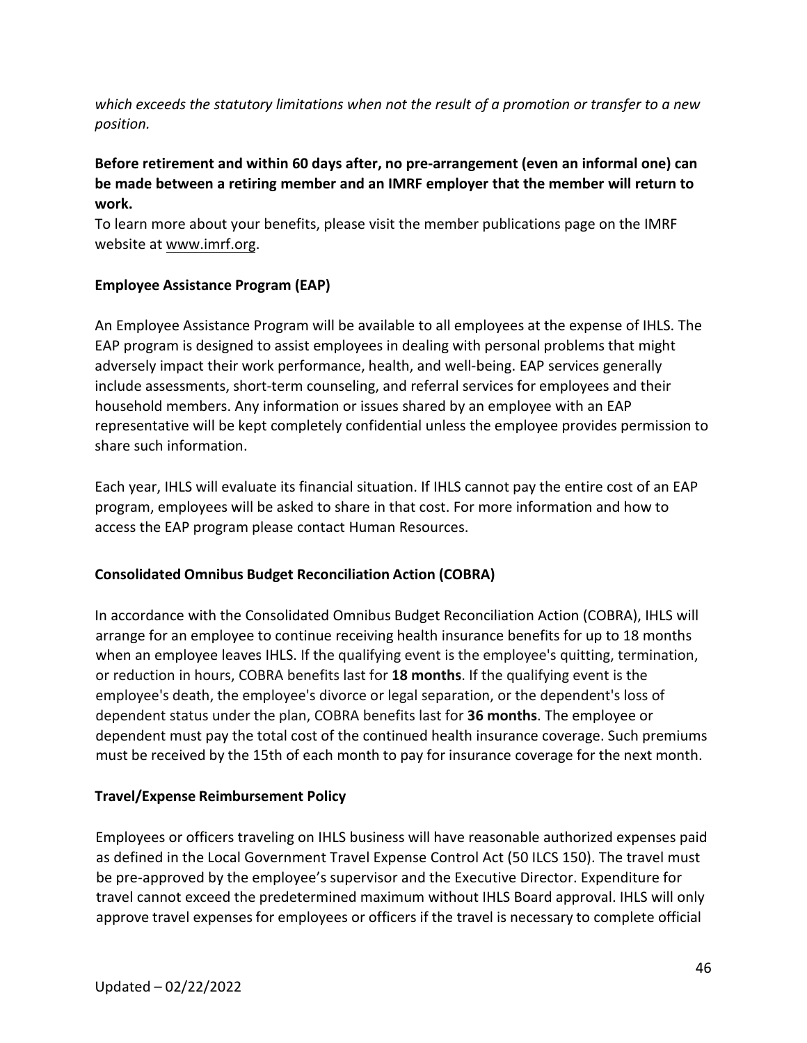*which exceeds the statutory limitations when not the result of a promotion or transfer to a new position.*

**Before retirement and within 60 days after, no pre-arrangement (even an informal one) can be made between a retiring member and an IMRF employer that the member will return to work.**

To learn more about your benefits, please visit the member publications page on the IMRF website at www.imrf.org.

**Employee Assistance Program (EAP)**

An Employee Assistance Program will be available to all employees at the expense of IHLS. The EAP program is designed to assist employees in dealing with personal problems that might adversely impact their work performance, health, and well-being. EAP services generally include assessments, short-term counseling, and referral services for employees and their household members. Any information or issues shared by an employee with an EAP representative will be kept completely confidential unless the employee provides permission to share such information.

Each year, IHLS will evaluate its financial situation. If IHLS cannot pay the entire cost of an EAP program, employees will be asked to share in that cost. For more information and how to access the EAP program please contact Human Resources.

**Consolidated Omnibus Budget Reconciliation Action (COBRA)**

In accordance with the Consolidated Omnibus Budget Reconciliation Action (COBRA), IHLS will arrange for an employee to continue receiving health insurance benefits for up to 18 months when an employee leaves IHLS. If the qualifying event is the employee's quitting, termination, or reduction in hours, COBRA benefits last for **18 months**. If the qualifying event is the employee's death, the employee's divorce or legal separation, or the dependent's loss of dependent status under the plan, COBRA benefits last for **36 months**. The employee or dependent must pay the total cost of the continued health insurance coverage. Such premiums must be received by the 15th of each month to pay for insurance coverage for the next month.

**Travel/Expense Reimbursement Policy**

Employees or officers traveling on IHLS business will have reasonable authorized expenses paid as defined in the Local Government Travel Expense Control Act (50 ILCS 150). The travel must be pre-approved by the employee's supervisor and the Executive Director. Expenditure for travel cannot exceed the predetermined maximum without IHLS Board approval. IHLS will only approve travel expenses for employees or officers if the travel is necessary to complete official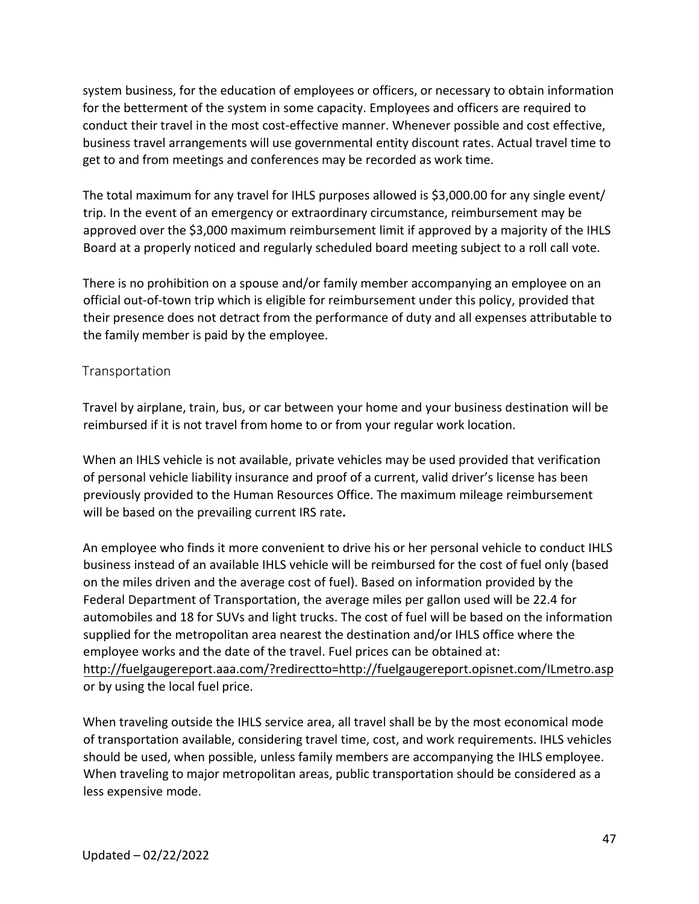system business, for the education of employees or officers, or necessary to obtain information for the betterment of the system in some capacity. Employees and officers are required to conduct their travel in the most cost-effective manner. Whenever possible and cost effective, business travel arrangements will use governmental entity discount rates. Actual travel time to get to and from meetings and conferences may be recorded as work time.

The total maximum for any travel for IHLS purposes allowed is $3,000.00 for any single event/ trip. In the event of an emergency or extraordinary circumstance, reimbursement may be approved over the $3,000 maximum reimbursement limit if approved by a majority of the IHLS Board at a properly noticed and regularly scheduled board meeting subject to a roll call vote.

There is no prohibition on a spouse and/or family member accompanying an employee on an official out-of-town trip which is eligible for reimbursement under this policy, provided that their presence does not detract from the performance of duty and all expenses attributable to the family member is paid by the employee.

### Transportation

Travel by airplane, train, bus, or car between your home and your business destination will be reimbursed if it is not travel from home to or from your regular work location.

When an IHLS vehicle is not available, private vehicles may be used provided that verification of personal vehicle liability insurance and proof of a current, valid driver's license has been previously provided to the Human Resources Office. The maximum mileage reimbursement will be based on the prevailing current IRS rate**.**

An employee who finds it more convenient to drive his or her personal vehicle to conduct IHLS business instead of an available IHLS vehicle will be reimbursed for the cost of fuel only (based on the miles driven and the average cost of fuel). Based on information provided by the Federal Department of Transportation, the average miles per gallon used will be 22.4 for automobiles and 18 for SUVs and light trucks. The cost of fuel will be based on the information supplied for the metropolitan area nearest the destination and/or IHLS office where the employee works and the date of the travel. Fuel prices can be obtained at: http://fuelgaugereport.aaa.com/?redirectto=http://fuelgaugereport.opisnet.com/ILmetro.asp or by using the local fuel price.

When traveling outside the IHLS service area, all travel shall be by the most economical mode of transportation available, considering travel time, cost, and work requirements. IHLS vehicles should be used, when possible, unless family members are accompanying the IHLS employee. When traveling to major metropolitan areas, public transportation should be considered as a less expensive mode.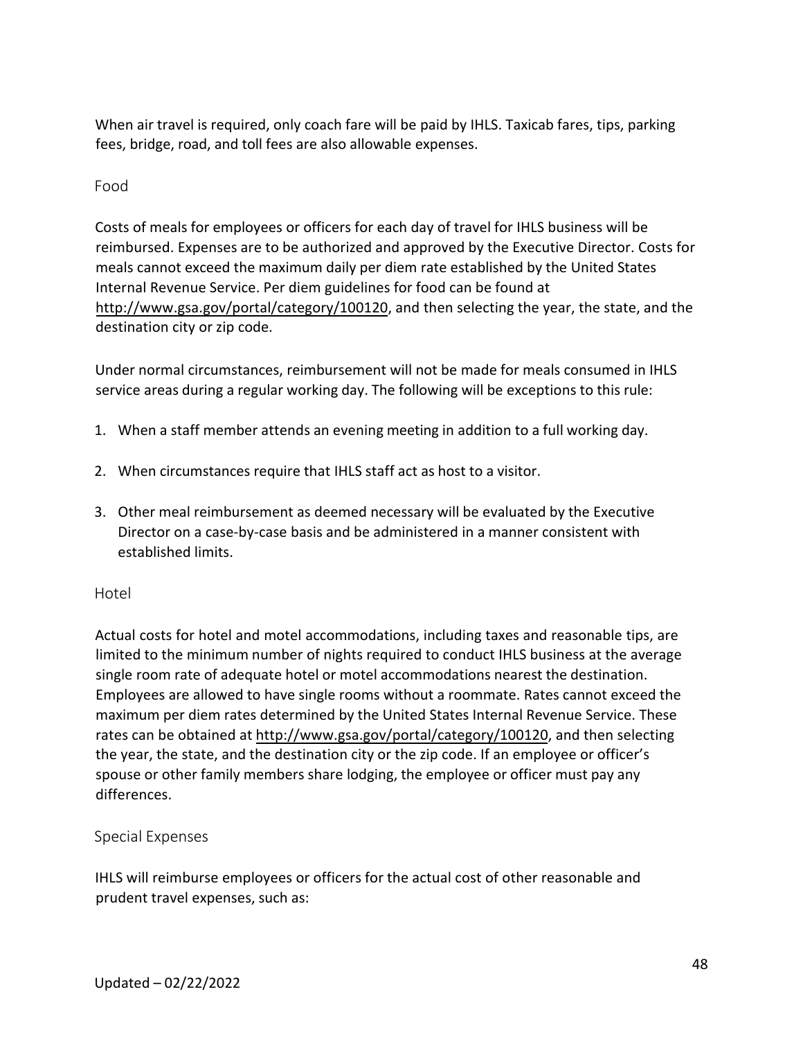When air travel is required, only coach fare will be paid by IHLS. Taxicab fares, tips, parking fees, bridge, road, and toll fees are also allowable expenses.

### Food

Costs of meals for employees or officers for each day of travel for IHLS business will be reimbursed. Expenses are to be authorized and approved by the Executive Director. Costs for meals cannot exceed the maximum daily per diem rate established by the United States Internal Revenue Service. Per diem guidelines for food can be found at http://www.gsa.gov/portal/category/100120, and then selecting the year, the state, and the destination city or zip code.

Under normal circumstances, reimbursement will not be made for meals consumed in IHLS service areas during a regular working day. The following will be exceptions to this rule:

1. When a staff member attends an evening meeting in addition to a full working day.
2. When circumstances require that IHLS staff act as host to a visitor.
3. Other meal reimbursement as deemed necessary will be evaluated by the Executive Director on a case-by-case basis and be administered in a manner consistent with established limits.

### Hotel

Actual costs for hotel and motel accommodations, including taxes and reasonable tips, are limited to the minimum number of nights required to conduct IHLS business at the average single room rate of adequate hotel or motel accommodations nearest the destination. Employees are allowed to have single rooms without a roommate. Rates cannot exceed the maximum per diem rates determined by the United States Internal Revenue Service. These rates can be obtained at http://www.gsa.gov/portal/category/100120, and then selecting the year, the state, and the destination city or the zip code. If an employee or officer's spouse or other family members share lodging, the employee or officer must pay any differences.

### Special Expenses

IHLS will reimburse employees or officers for the actual cost of other reasonable and prudent travel expenses, such as: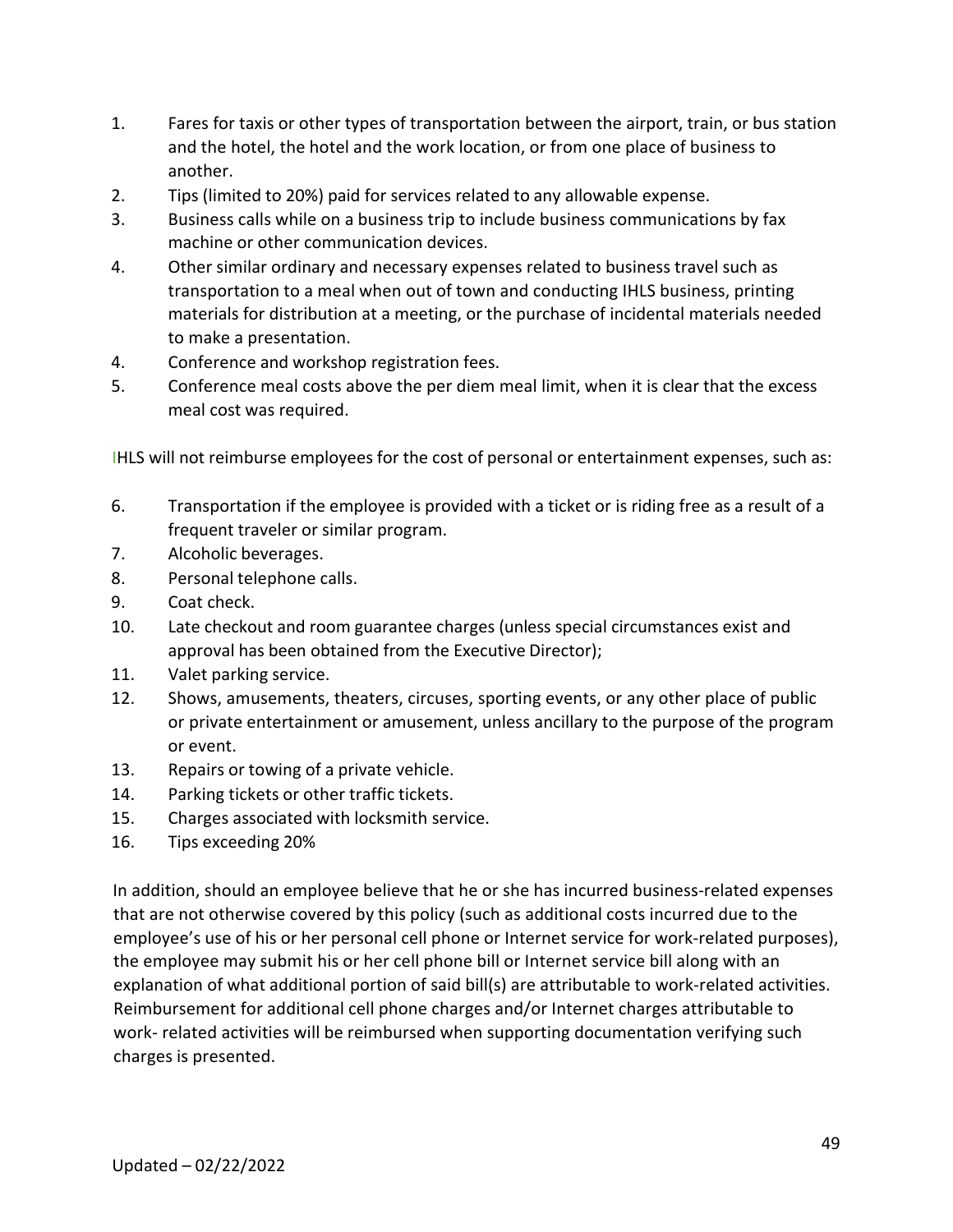1. Fares for taxis or other types of transportation between the airport, train, or bus station and the hotel, the hotel and the work location, or from one place of business to another.
2. Tips (limited to 20%) paid for services related to any allowable expense.
3. Business calls while on a business trip to include business communications by fax machine or other communication devices.
4. Other similar ordinary and necessary expenses related to business travel such as transportation to a meal when out of town and conducting IHLS business, printing materials for distribution at a meeting, or the purchase of incidental materials needed to make a presentation.
4. Conference and workshop registration fees.
5. Conference meal costs above the per diem meal limit, when it is clear that the excess meal cost was required.

IHLS will not reimburse employees for the cost of personal or entertainment expenses, such as:

6. Transportation if the employee is provided with a ticket or is riding free as a result of a frequent traveler or similar program.
7. Alcoholic beverages.
8. Personal telephone calls.
9. Coat check.
10. Late checkout and room guarantee charges (unless special circumstances exist and approval has been obtained from the Executive Director);
11. Valet parking service.
12. Shows, amusements, theaters, circuses, sporting events, or any other place of public or private entertainment or amusement, unless ancillary to the purpose of the program or event.
13. Repairs or towing of a private vehicle.
14. Parking tickets or other traffic tickets.
15. Charges associated with locksmith service.
16. Tips exceeding 20%

In addition, should an employee believe that he or she has incurred business-related expenses that are not otherwise covered by this policy (such as additional costs incurred due to the employee's use of his or her personal cell phone or Internet service for work-related purposes), the employee may submit his or her cell phone bill or Internet service bill along with an explanation of what additional portion of said bill(s) are attributable to work-related activities. Reimbursement for additional cell phone charges and/or Internet charges attributable to work- related activities will be reimbursed when supporting documentation verifying such charges is presented.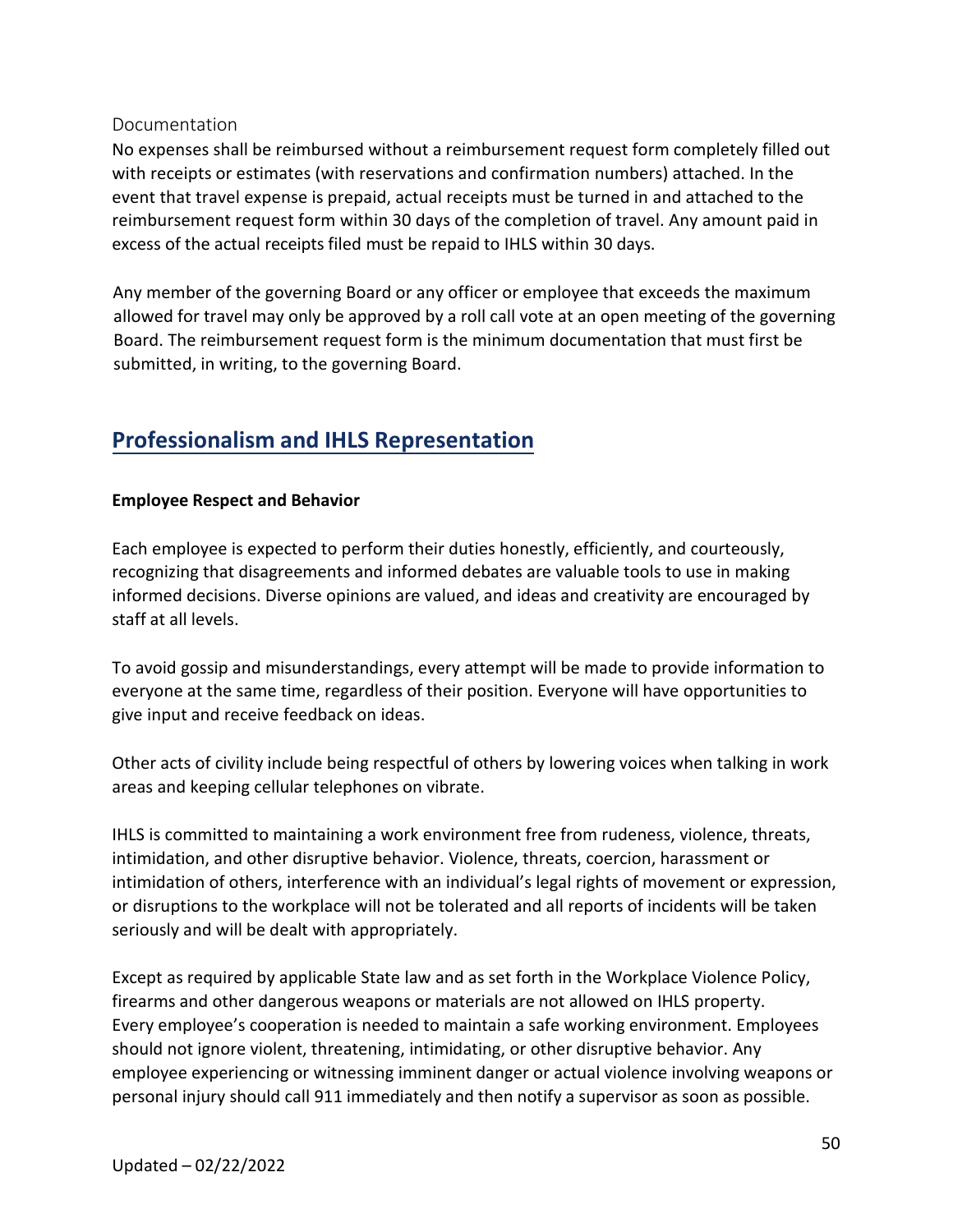### Documentation

No expenses shall be reimbursed without a reimbursement request form completely filled out with receipts or estimates (with reservations and confirmation numbers) attached. In the event that travel expense is prepaid, actual receipts must be turned in and attached to the reimbursement request form within 30 days of the completion of travel. Any amount paid in excess of the actual receipts filed must be repaid to IHLS within 30 days.

Any member of the governing Board or any officer or employee that exceeds the maximum allowed for travel may only be approved by a roll call vote at an open meeting of the governing Board. The reimbursement request form is the minimum documentation that must first be submitted, in writing, to the governing Board.

## Professionalism and IHLS Representation

**Employee Respect and Behavior**

Each employee is expected to perform their duties honestly, efficiently, and courteously, recognizing that disagreements and informed debates are valuable tools to use in making informed decisions. Diverse opinions are valued, and ideas and creativity are encouraged by staff at all levels.

To avoid gossip and misunderstandings, every attempt will be made to provide information to everyone at the same time, regardless of their position. Everyone will have opportunities to give input and receive feedback on ideas.

Other acts of civility include being respectful of others by lowering voices when talking in work areas and keeping cellular telephones on vibrate.

IHLS is committed to maintaining a work environment free from rudeness, violence, threats, intimidation, and other disruptive behavior. Violence, threats, coercion, harassment or intimidation of others, interference with an individual's legal rights of movement or expression, or disruptions to the workplace will not be tolerated and all reports of incidents will be taken seriously and will be dealt with appropriately.

Except as required by applicable State law and as set forth in the Workplace Violence Policy, firearms and other dangerous weapons or materials are not allowed on IHLS property. Every employee's cooperation is needed to maintain a safe working environment. Employees should not ignore violent, threatening, intimidating, or other disruptive behavior. Any employee experiencing or witnessing imminent danger or actual violence involving weapons or personal injury should call 911 immediately and then notify a supervisor as soon as possible.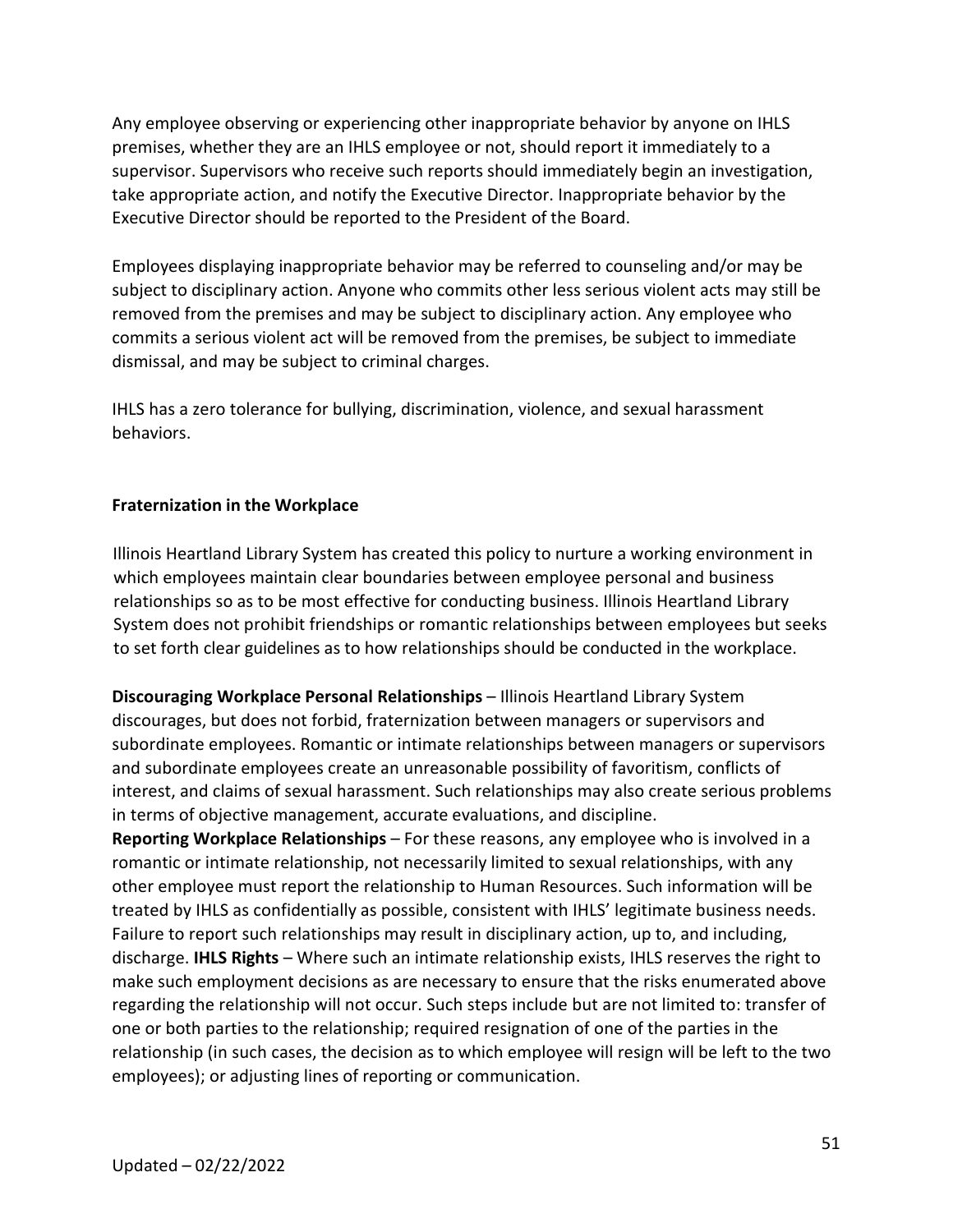Any employee observing or experiencing other inappropriate behavior by anyone on IHLS premises, whether they are an IHLS employee or not, should report it immediately to a supervisor. Supervisors who receive such reports should immediately begin an investigation, take appropriate action, and notify the Executive Director. Inappropriate behavior by the Executive Director should be reported to the President of the Board.

Employees displaying inappropriate behavior may be referred to counseling and/or may be subject to disciplinary action. Anyone who commits other less serious violent acts may still be removed from the premises and may be subject to disciplinary action. Any employee who commits a serious violent act will be removed from the premises, be subject to immediate dismissal, and may be subject to criminal charges.

IHLS has a zero tolerance for bullying, discrimination, violence, and sexual harassment behaviors.

**Fraternization in the Workplace**

Illinois Heartland Library System has created this policy to nurture a working environment in which employees maintain clear boundaries between employee personal and business relationships so as to be most effective for conducting business. Illinois Heartland Library System does not prohibit friendships or romantic relationships between employees but seeks to set forth clear guidelines as to how relationships should be conducted in the workplace.

**Discouraging Workplace Personal Relationships** – Illinois Heartland Library System discourages, but does not forbid, fraternization between managers or supervisors and subordinate employees. Romantic or intimate relationships between managers or supervisors and subordinate employees create an unreasonable possibility of favoritism, conflicts of interest, and claims of sexual harassment. Such relationships may also create serious problems in terms of objective management, accurate evaluations, and discipline.
**Reporting Workplace Relationships** – For these reasons, any employee who is involved in a romantic or intimate relationship, not necessarily limited to sexual relationships, with any other employee must report the relationship to Human Resources. Such information will be treated by IHLS as confidentially as possible, consistent with IHLS' legitimate business needs. Failure to report such relationships may result in disciplinary action, up to, and including, discharge. **IHLS Rights** – Where such an intimate relationship exists, IHLS reserves the right to make such employment decisions as are necessary to ensure that the risks enumerated above regarding the relationship will not occur. Such steps include but are not limited to: transfer of one or both parties to the relationship; required resignation of one of the parties in the relationship (in such cases, the decision as to which employee will resign will be left to the two employees); or adjusting lines of reporting or communication.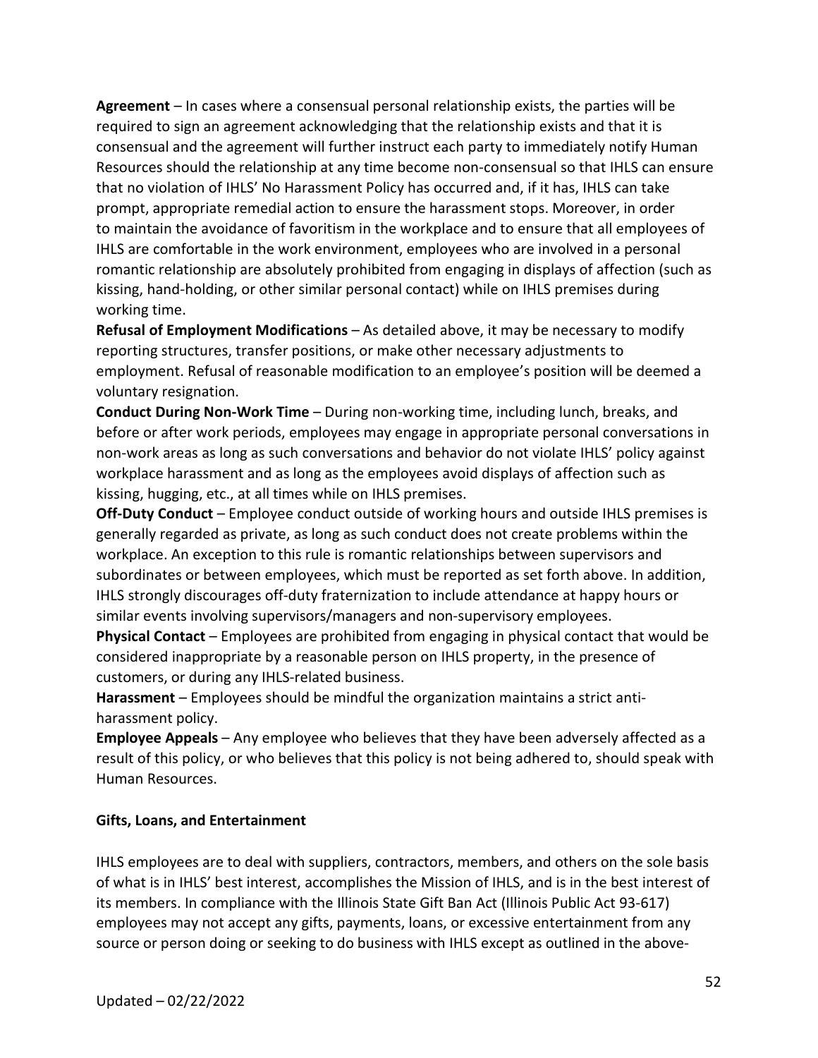**Agreement** – In cases where a consensual personal relationship exists, the parties will be required to sign an agreement acknowledging that the relationship exists and that it is consensual and the agreement will further instruct each party to immediately notify Human Resources should the relationship at any time become non-consensual so that IHLS can ensure that no violation of IHLS' No Harassment Policy has occurred and, if it has, IHLS can take prompt, appropriate remedial action to ensure the harassment stops. Moreover, in order to maintain the avoidance of favoritism in the workplace and to ensure that all employees of IHLS are comfortable in the work environment, employees who are involved in a personal romantic relationship are absolutely prohibited from engaging in displays of affection (such as kissing, hand-holding, or other similar personal contact) while on IHLS premises during working time.

**Refusal of Employment Modifications** – As detailed above, it may be necessary to modify reporting structures, transfer positions, or make other necessary adjustments to employment. Refusal of reasonable modification to an employee's position will be deemed a voluntary resignation.

**Conduct During Non-Work Time** – During non-working time, including lunch, breaks, and before or after work periods, employees may engage in appropriate personal conversations in non-work areas as long as such conversations and behavior do not violate IHLS' policy against workplace harassment and as long as the employees avoid displays of affection such as kissing, hugging, etc., at all times while on IHLS premises.

**Off-Duty Conduct** – Employee conduct outside of working hours and outside IHLS premises is generally regarded as private, as long as such conduct does not create problems within the workplace. An exception to this rule is romantic relationships between supervisors and subordinates or between employees, which must be reported as set forth above. In addition, IHLS strongly discourages off-duty fraternization to include attendance at happy hours or similar events involving supervisors/managers and non-supervisory employees.

**Physical Contact** – Employees are prohibited from engaging in physical contact that would be considered inappropriate by a reasonable person on IHLS property, in the presence of customers, or during any IHLS-related business.

**Harassment** – Employees should be mindful the organization maintains a strict anti-harassment policy.

**Employee Appeals** – Any employee who believes that they have been adversely affected as a result of this policy, or who believes that this policy is not being adhered to, should speak with Human Resources.

### Gifts, Loans, and Entertainment

IHLS employees are to deal with suppliers, contractors, members, and others on the sole basis of what is in IHLS' best interest, accomplishes the Mission of IHLS, and is in the best interest of its members. In compliance with the Illinois State Gift Ban Act (Illinois Public Act 93-617) employees may not accept any gifts, payments, loans, or excessive entertainment from any source or person doing or seeking to do business with IHLS except as outlined in the above-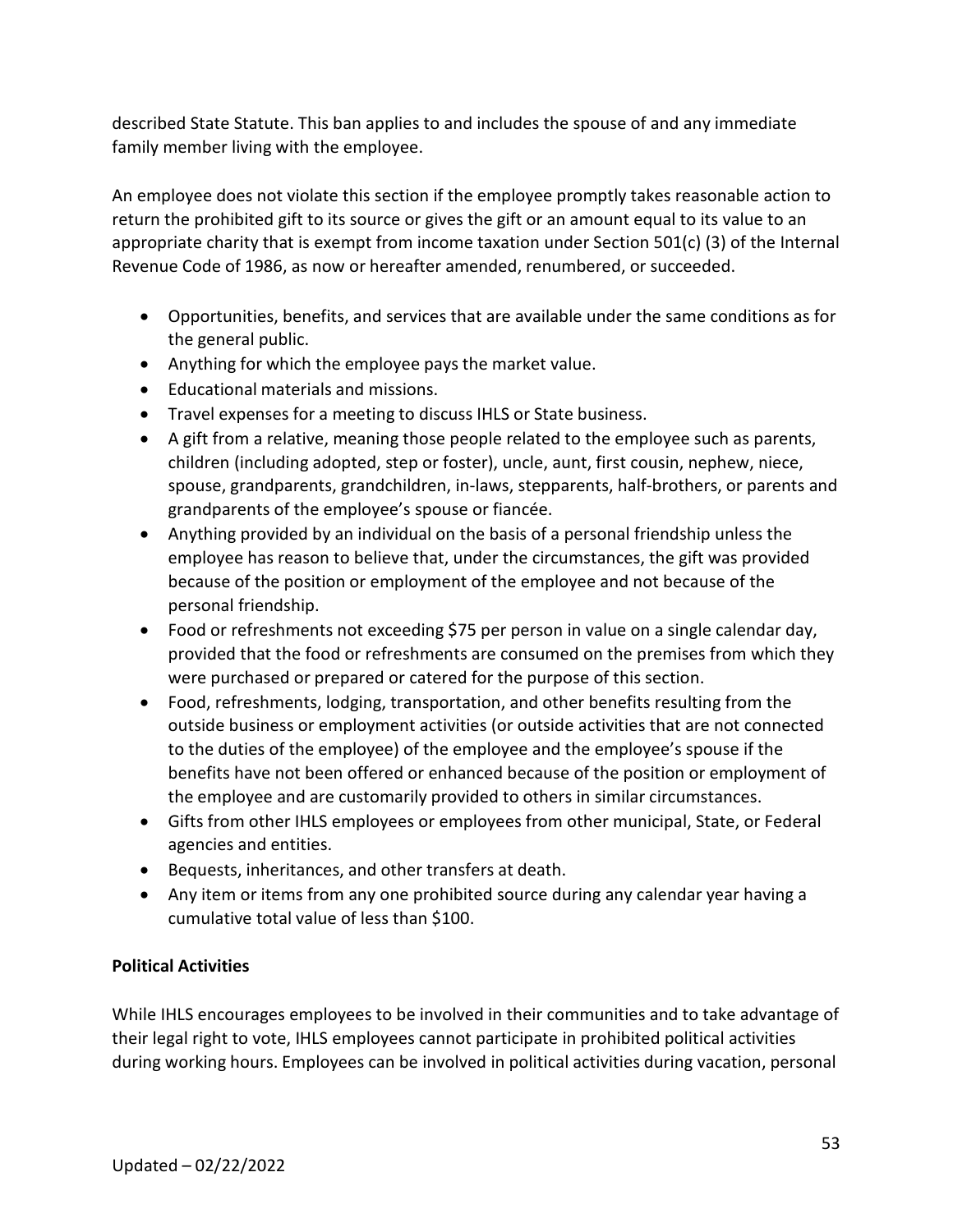described State Statute. This ban applies to and includes the spouse of and any immediate family member living with the employee.

An employee does not violate this section if the employee promptly takes reasonable action to return the prohibited gift to its source or gives the gift or an amount equal to its value to an appropriate charity that is exempt from income taxation under Section 501(c) (3) of the Internal Revenue Code of 1986, as now or hereafter amended, renumbered, or succeeded.

- Opportunities, benefits, and services that are available under the same conditions as for the general public.
- Anything for which the employee pays the market value.
- Educational materials and missions.
- Travel expenses for a meeting to discuss IHLS or State business.
- A gift from a relative, meaning those people related to the employee such as parents, children (including adopted, step or foster), uncle, aunt, first cousin, nephew, niece, spouse, grandparents, grandchildren, in-laws, stepparents, half-brothers, or parents and grandparents of the employee's spouse or fiancée.
- Anything provided by an individual on the basis of a personal friendship unless the employee has reason to believe that, under the circumstances, the gift was provided because of the position or employment of the employee and not because of the personal friendship.
- Food or refreshments not exceeding $75 per person in value on a single calendar day, provided that the food or refreshments are consumed on the premises from which they were purchased or prepared or catered for the purpose of this section.
- Food, refreshments, lodging, transportation, and other benefits resulting from the outside business or employment activities (or outside activities that are not connected to the duties of the employee) of the employee and the employee's spouse if the benefits have not been offered or enhanced because of the position or employment of the employee and are customarily provided to others in similar circumstances.
- Gifts from other IHLS employees or employees from other municipal, State, or Federal agencies and entities.
- Bequests, inheritances, and other transfers at death.
- Any item or items from any one prohibited source during any calendar year having a cumulative total value of less than $100.

**Political Activities**

While IHLS encourages employees to be involved in their communities and to take advantage of their legal right to vote, IHLS employees cannot participate in prohibited political activities during working hours. Employees can be involved in political activities during vacation, personal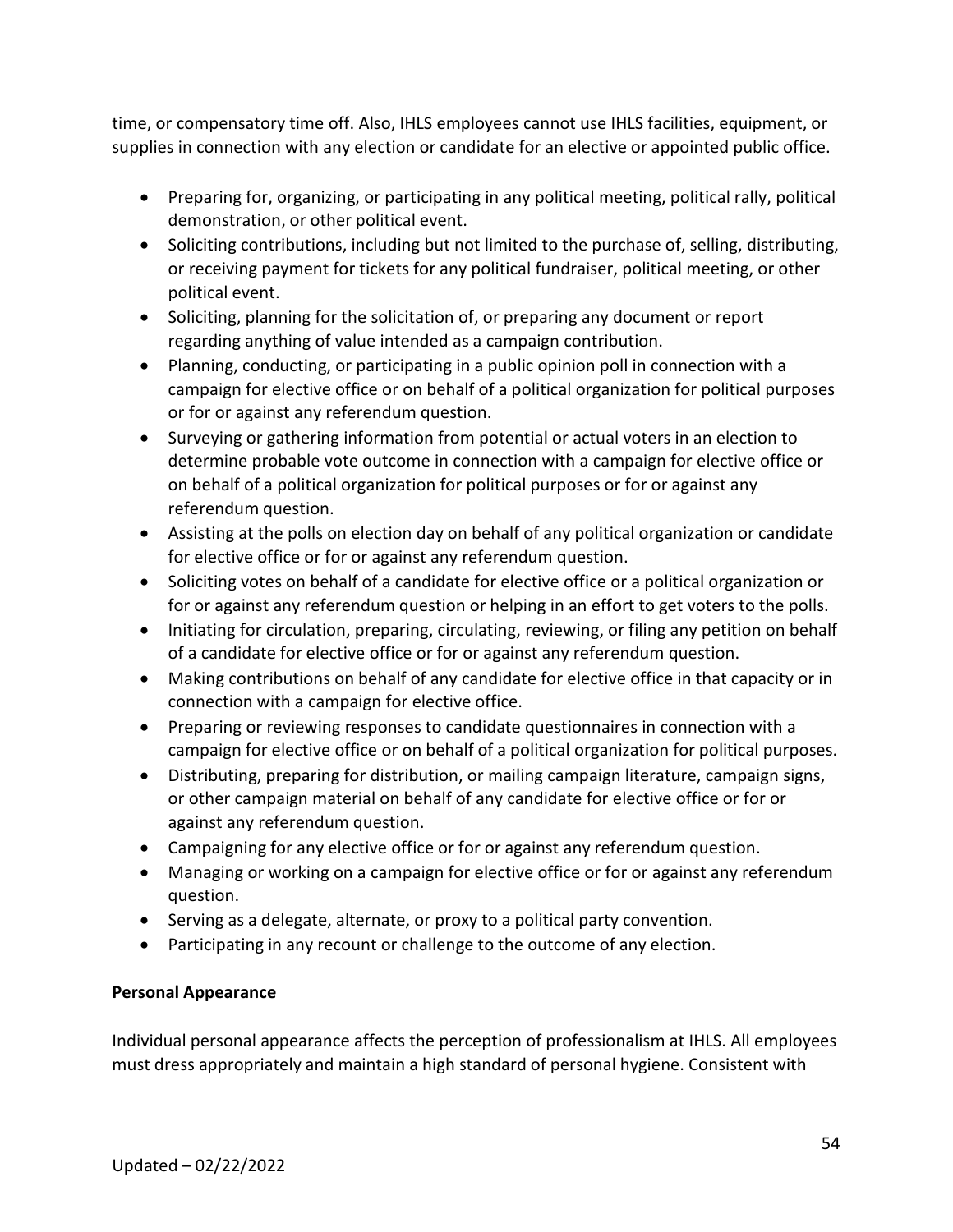time, or compensatory time off. Also, IHLS employees cannot use IHLS facilities, equipment, or supplies in connection with any election or candidate for an elective or appointed public office.

- Preparing for, organizing, or participating in any political meeting, political rally, political demonstration, or other political event.
- Soliciting contributions, including but not limited to the purchase of, selling, distributing, or receiving payment for tickets for any political fundraiser, political meeting, or other political event.
- Soliciting, planning for the solicitation of, or preparing any document or report regarding anything of value intended as a campaign contribution.
- Planning, conducting, or participating in a public opinion poll in connection with a campaign for elective office or on behalf of a political organization for political purposes or for or against any referendum question.
- Surveying or gathering information from potential or actual voters in an election to determine probable vote outcome in connection with a campaign for elective office or on behalf of a political organization for political purposes or for or against any referendum question.
- Assisting at the polls on election day on behalf of any political organization or candidate for elective office or for or against any referendum question.
- Soliciting votes on behalf of a candidate for elective office or a political organization or for or against any referendum question or helping in an effort to get voters to the polls.
- Initiating for circulation, preparing, circulating, reviewing, or filing any petition on behalf of a candidate for elective office or for or against any referendum question.
- Making contributions on behalf of any candidate for elective office in that capacity or in connection with a campaign for elective office.
- Preparing or reviewing responses to candidate questionnaires in connection with a campaign for elective office or on behalf of a political organization for political purposes.
- Distributing, preparing for distribution, or mailing campaign literature, campaign signs, or other campaign material on behalf of any candidate for elective office or for or against any referendum question.
- Campaigning for any elective office or for or against any referendum question.
- Managing or working on a campaign for elective office or for or against any referendum question.
- Serving as a delegate, alternate, or proxy to a political party convention.
- Participating in any recount or challenge to the outcome of any election.

**Personal Appearance**

Individual personal appearance affects the perception of professionalism at IHLS. All employees must dress appropriately and maintain a high standard of personal hygiene. Consistent with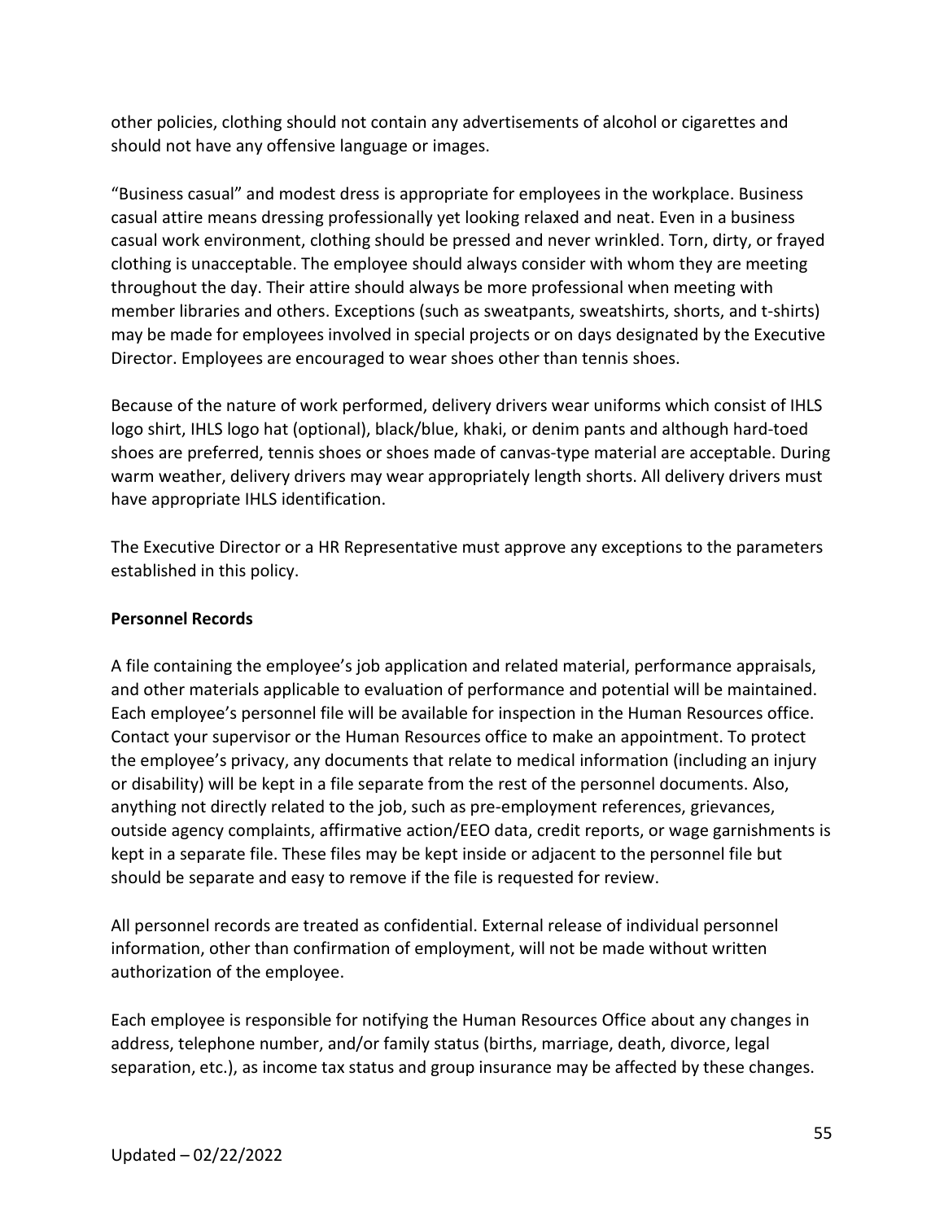other policies, clothing should not contain any advertisements of alcohol or cigarettes and should not have any offensive language or images.

"Business casual" and modest dress is appropriate for employees in the workplace. Business casual attire means dressing professionally yet looking relaxed and neat. Even in a business casual work environment, clothing should be pressed and never wrinkled. Torn, dirty, or frayed clothing is unacceptable. The employee should always consider with whom they are meeting throughout the day. Their attire should always be more professional when meeting with member libraries and others. Exceptions (such as sweatpants, sweatshirts, shorts, and t-shirts) may be made for employees involved in special projects or on days designated by the Executive Director. Employees are encouraged to wear shoes other than tennis shoes.

Because of the nature of work performed, delivery drivers wear uniforms which consist of IHLS logo shirt, IHLS logo hat (optional), black/blue, khaki, or denim pants and although hard-toed shoes are preferred, tennis shoes or shoes made of canvas-type material are acceptable. During warm weather, delivery drivers may wear appropriately length shorts. All delivery drivers must have appropriate IHLS identification.

The Executive Director or a HR Representative must approve any exceptions to the parameters established in this policy.

**Personnel Records**

A file containing the employee's job application and related material, performance appraisals, and other materials applicable to evaluation of performance and potential will be maintained. Each employee's personnel file will be available for inspection in the Human Resources office. Contact your supervisor or the Human Resources office to make an appointment. To protect the employee's privacy, any documents that relate to medical information (including an injury or disability) will be kept in a file separate from the rest of the personnel documents. Also, anything not directly related to the job, such as pre-employment references, grievances, outside agency complaints, affirmative action/EEO data, credit reports, or wage garnishments is kept in a separate file. These files may be kept inside or adjacent to the personnel file but should be separate and easy to remove if the file is requested for review.

All personnel records are treated as confidential. External release of individual personnel information, other than confirmation of employment, will not be made without written authorization of the employee.

Each employee is responsible for notifying the Human Resources Office about any changes in address, telephone number, and/or family status (births, marriage, death, divorce, legal separation, etc.), as income tax status and group insurance may be affected by these changes.

Updated – 02/22/2022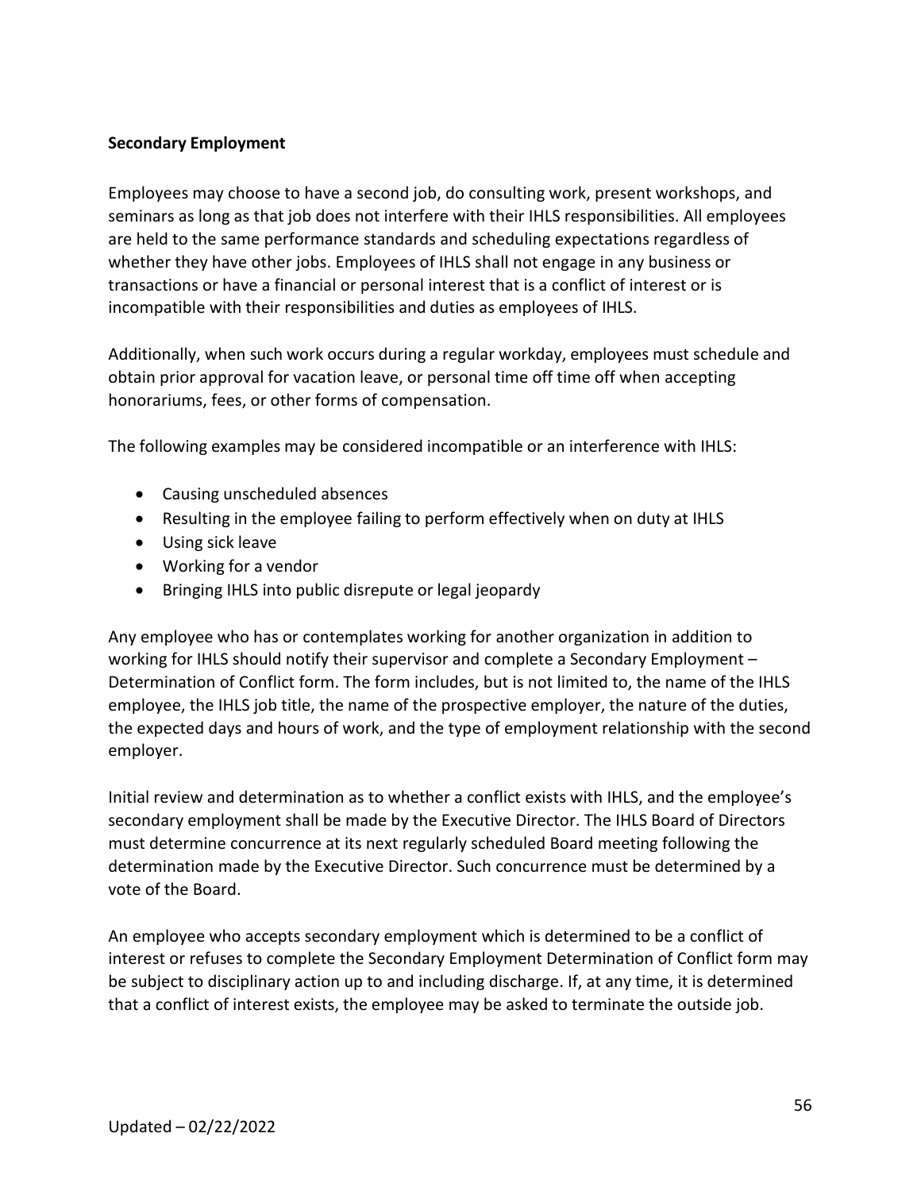**Secondary Employment**

Employees may choose to have a second job, do consulting work, present workshops, and seminars as long as that job does not interfere with their IHLS responsibilities. All employees are held to the same performance standards and scheduling expectations regardless of whether they have other jobs. Employees of IHLS shall not engage in any business or transactions or have a financial or personal interest that is a conflict of interest or is incompatible with their responsibilities and duties as employees of IHLS.

Additionally, when such work occurs during a regular workday, employees must schedule and obtain prior approval for vacation leave, or personal time off time off when accepting honorariums, fees, or other forms of compensation.

The following examples may be considered incompatible or an interference with IHLS:

- Causing unscheduled absences
- Resulting in the employee failing to perform effectively when on duty at IHLS
- Using sick leave
- Working for a vendor
- Bringing IHLS into public disrepute or legal jeopardy

Any employee who has or contemplates working for another organization in addition to working for IHLS should notify their supervisor and complete a Secondary Employment – Determination of Conflict form. The form includes, but is not limited to, the name of the IHLS employee, the IHLS job title, the name of the prospective employer, the nature of the duties, the expected days and hours of work, and the type of employment relationship with the second employer.

Initial review and determination as to whether a conflict exists with IHLS, and the employee's secondary employment shall be made by the Executive Director. The IHLS Board of Directors must determine concurrence at its next regularly scheduled Board meeting following the determination made by the Executive Director. Such concurrence must be determined by a vote of the Board.

An employee who accepts secondary employment which is determined to be a conflict of interest or refuses to complete the Secondary Employment Determination of Conflict form may be subject to disciplinary action up to and including discharge. If, at any time, it is determined that a conflict of interest exists, the employee may be asked to terminate the outside job.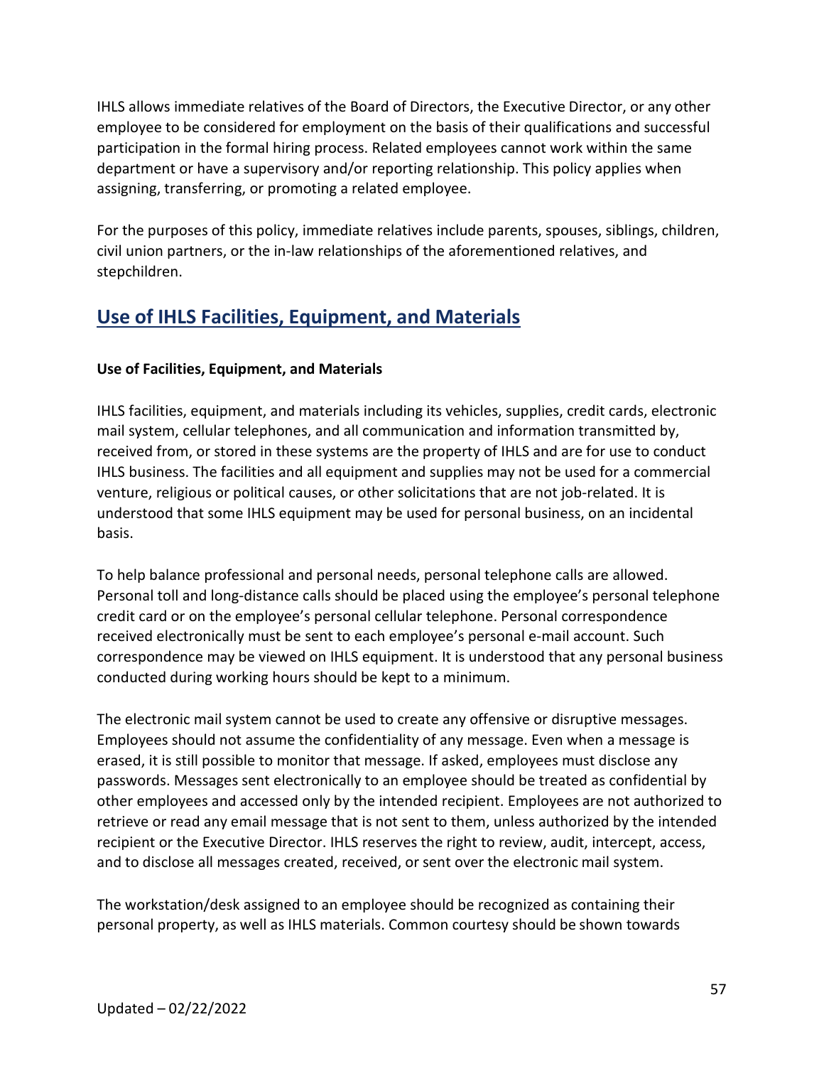IHLS allows immediate relatives of the Board of Directors, the Executive Director, or any other employee to be considered for employment on the basis of their qualifications and successful participation in the formal hiring process. Related employees cannot work within the same department or have a supervisory and/or reporting relationship. This policy applies when assigning, transferring, or promoting a related employee.

For the purposes of this policy, immediate relatives include parents, spouses, siblings, children, civil union partners, or the in-law relationships of the aforementioned relatives, and stepchildren.

## Use of IHLS Facilities, Equipment, and Materials

**Use of Facilities, Equipment, and Materials**

IHLS facilities, equipment, and materials including its vehicles, supplies, credit cards, electronic mail system, cellular telephones, and all communication and information transmitted by, received from, or stored in these systems are the property of IHLS and are for use to conduct IHLS business. The facilities and all equipment and supplies may not be used for a commercial venture, religious or political causes, or other solicitations that are not job-related. It is understood that some IHLS equipment may be used for personal business, on an incidental basis.

To help balance professional and personal needs, personal telephone calls are allowed. Personal toll and long-distance calls should be placed using the employee's personal telephone credit card or on the employee's personal cellular telephone. Personal correspondence received electronically must be sent to each employee's personal e-mail account. Such correspondence may be viewed on IHLS equipment. It is understood that any personal business conducted during working hours should be kept to a minimum.

The electronic mail system cannot be used to create any offensive or disruptive messages. Employees should not assume the confidentiality of any message. Even when a message is erased, it is still possible to monitor that message. If asked, employees must disclose any passwords. Messages sent electronically to an employee should be treated as confidential by other employees and accessed only by the intended recipient. Employees are not authorized to retrieve or read any email message that is not sent to them, unless authorized by the intended recipient or the Executive Director. IHLS reserves the right to review, audit, intercept, access, and to disclose all messages created, received, or sent over the electronic mail system.

The workstation/desk assigned to an employee should be recognized as containing their personal property, as well as IHLS materials. Common courtesy should be shown towards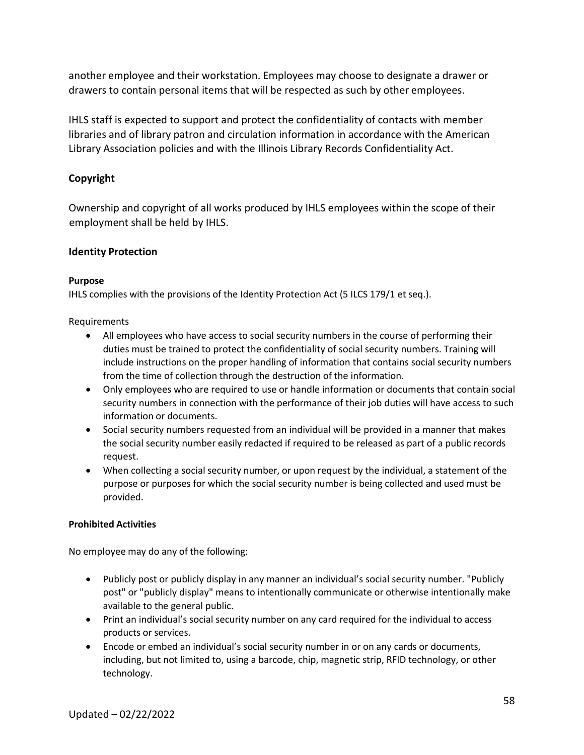another employee and their workstation. Employees may choose to designate a drawer or drawers to contain personal items that will be respected as such by other employees.

IHLS staff is expected to support and protect the confidentiality of contacts with member libraries and of library patron and circulation information in accordance with the American Library Association policies and with the Illinois Library Records Confidentiality Act.

## Copyright

Ownership and copyright of all works produced by IHLS employees within the scope of their employment shall be held by IHLS.

## Identity Protection

### Purpose

IHLS complies with the provisions of the Identity Protection Act (5 ILCS 179/1 et seq.).

Requirements

- All employees who have access to social security numbers in the course of performing their duties must be trained to protect the confidentiality of social security numbers. Training will include instructions on the proper handling of information that contains social security numbers from the time of collection through the destruction of the information.
- Only employees who are required to use or handle information or documents that contain social security numbers in connection with the performance of their job duties will have access to such information or documents.
- Social security numbers requested from an individual will be provided in a manner that makes the social security number easily redacted if required to be released as part of a public records request.
- When collecting a social security number, or upon request by the individual, a statement of the purpose or purposes for which the social security number is being collected and used must be provided.

### Prohibited Activities

No employee may do any of the following:

- Publicly post or publicly display in any manner an individual's social security number. "Publicly post" or "publicly display" means to intentionally communicate or otherwise intentionally make available to the general public.
- Print an individual's social security number on any card required for the individual to access products or services.
- Encode or embed an individual's social security number in or on any cards or documents, including, but not limited to, using a barcode, chip, magnetic strip, RFID technology, or other technology.

Updated – 02/22/2022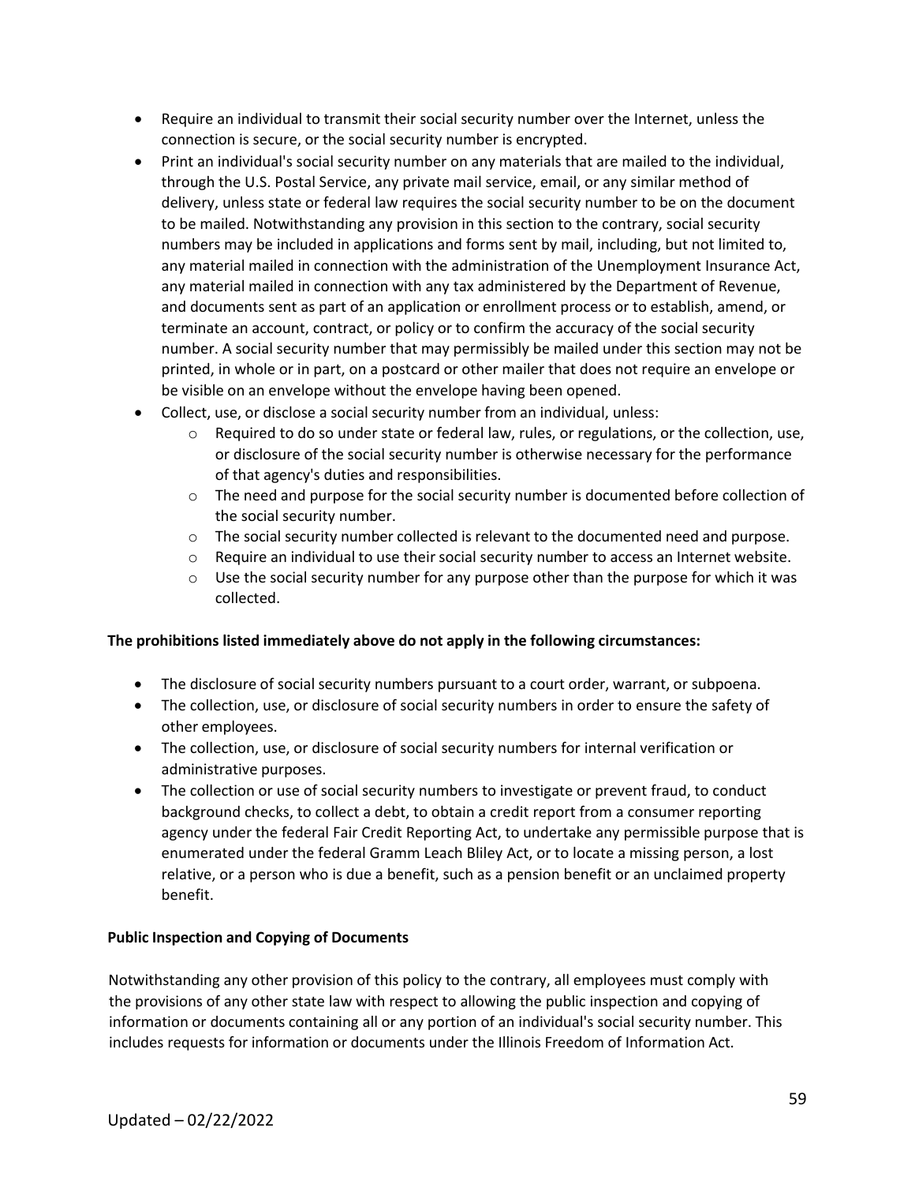- Require an individual to transmit their social security number over the Internet, unless the connection is secure, or the social security number is encrypted.
- Print an individual's social security number on any materials that are mailed to the individual, through the U.S. Postal Service, any private mail service, email, or any similar method of delivery, unless state or federal law requires the social security number to be on the document to be mailed. Notwithstanding any provision in this section to the contrary, social security numbers may be included in applications and forms sent by mail, including, but not limited to, any material mailed in connection with the administration of the Unemployment Insurance Act, any material mailed in connection with any tax administered by the Department of Revenue, and documents sent as part of an application or enrollment process or to establish, amend, or terminate an account, contract, or policy or to confirm the accuracy of the social security number. A social security number that may permissibly be mailed under this section may not be printed, in whole or in part, on a postcard or other mailer that does not require an envelope or be visible on an envelope without the envelope having been opened.
- Collect, use, or disclose a social security number from an individual, unless:
  - Required to do so under state or federal law, rules, or regulations, or the collection, use, or disclosure of the social security number is otherwise necessary for the performance of that agency's duties and responsibilities.
  - The need and purpose for the social security number is documented before collection of the social security number.
  - The social security number collected is relevant to the documented need and purpose.
  - Require an individual to use their social security number to access an Internet website.
  - Use the social security number for any purpose other than the purpose for which it was collected.

**The prohibitions listed immediately above do not apply in the following circumstances:**

- The disclosure of social security numbers pursuant to a court order, warrant, or subpoena.
- The collection, use, or disclosure of social security numbers in order to ensure the safety of other employees.
- The collection, use, or disclosure of social security numbers for internal verification or administrative purposes.
- The collection or use of social security numbers to investigate or prevent fraud, to conduct background checks, to collect a debt, to obtain a credit report from a consumer reporting agency under the federal Fair Credit Reporting Act, to undertake any permissible purpose that is enumerated under the federal Gramm Leach Bliley Act, or to locate a missing person, a lost relative, or a person who is due a benefit, such as a pension benefit or an unclaimed property benefit.

**Public Inspection and Copying of Documents**

Notwithstanding any other provision of this policy to the contrary, all employees must comply with the provisions of any other state law with respect to allowing the public inspection and copying of information or documents containing all or any portion of an individual's social security number. This includes requests for information or documents under the Illinois Freedom of Information Act.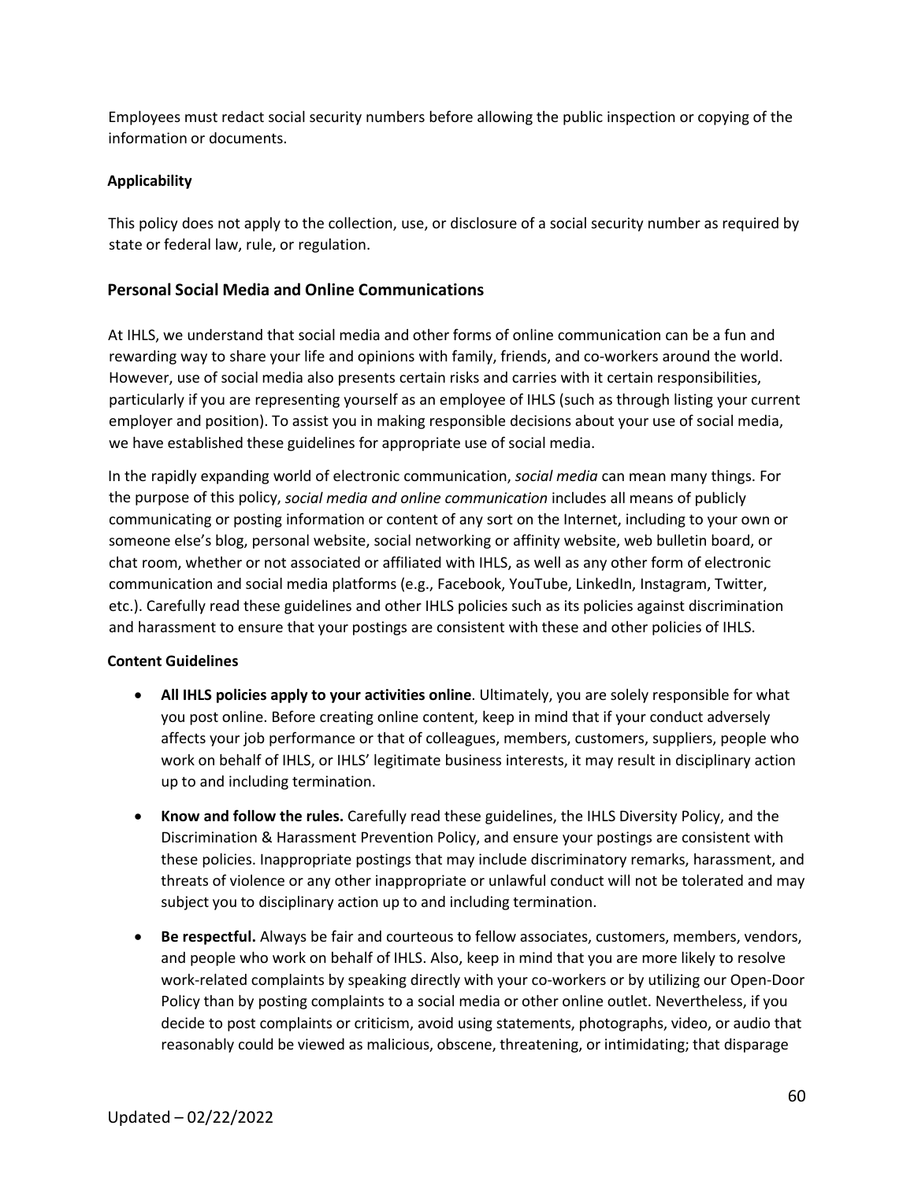Employees must redact social security numbers before allowing the public inspection or copying of the information or documents.

**Applicability**

This policy does not apply to the collection, use, or disclosure of a social security number as required by state or federal law, rule, or regulation.

## Personal Social Media and Online Communications

At IHLS, we understand that social media and other forms of online communication can be a fun and rewarding way to share your life and opinions with family, friends, and co-workers around the world. However, use of social media also presents certain risks and carries with it certain responsibilities, particularly if you are representing yourself as an employee of IHLS (such as through listing your current employer and position). To assist you in making responsible decisions about your use of social media, we have established these guidelines for appropriate use of social media.

In the rapidly expanding world of electronic communication, *social media* can mean many things. For the purpose of this policy, *social media and online communication* includes all means of publicly communicating or posting information or content of any sort on the Internet, including to your own or someone else's blog, personal website, social networking or affinity website, web bulletin board, or chat room, whether or not associated or affiliated with IHLS, as well as any other form of electronic communication and social media platforms (e.g., Facebook, YouTube, LinkedIn, Instagram, Twitter, etc.). Carefully read these guidelines and other IHLS policies such as its policies against discrimination and harassment to ensure that your postings are consistent with these and other policies of IHLS.

**Content Guidelines**

- **All IHLS policies apply to your activities online**. Ultimately, you are solely responsible for what you post online. Before creating online content, keep in mind that if your conduct adversely affects your job performance or that of colleagues, members, customers, suppliers, people who work on behalf of IHLS, or IHLS' legitimate business interests, it may result in disciplinary action up to and including termination.
- **Know and follow the rules.** Carefully read these guidelines, the IHLS Diversity Policy, and the Discrimination & Harassment Prevention Policy, and ensure your postings are consistent with these policies. Inappropriate postings that may include discriminatory remarks, harassment, and threats of violence or any other inappropriate or unlawful conduct will not be tolerated and may subject you to disciplinary action up to and including termination.
- **Be respectful.** Always be fair and courteous to fellow associates, customers, members, vendors, and people who work on behalf of IHLS. Also, keep in mind that you are more likely to resolve work-related complaints by speaking directly with your co-workers or by utilizing our Open-Door Policy than by posting complaints to a social media or other online outlet. Nevertheless, if you decide to post complaints or criticism, avoid using statements, photographs, video, or audio that reasonably could be viewed as malicious, obscene, threatening, or intimidating; that disparage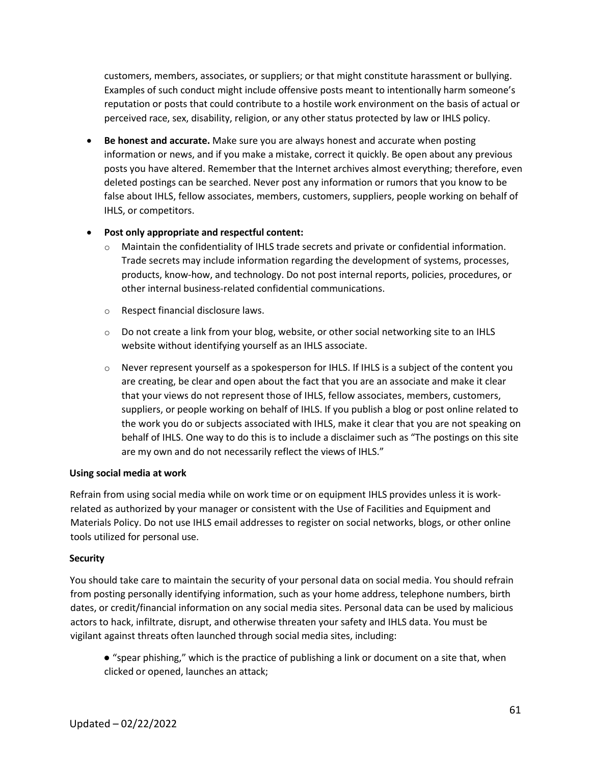customers, members, associates, or suppliers; or that might constitute harassment or bullying. Examples of such conduct might include offensive posts meant to intentionally harm someone's reputation or posts that could contribute to a hostile work environment on the basis of actual or perceived race, sex, disability, religion, or any other status protected by law or IHLS policy.

- **Be honest and accurate.** Make sure you are always honest and accurate when posting information or news, and if you make a mistake, correct it quickly. Be open about any previous posts you have altered. Remember that the Internet archives almost everything; therefore, even deleted postings can be searched. Never post any information or rumors that you know to be false about IHLS, fellow associates, members, customers, suppliers, people working on behalf of IHLS, or competitors.
- **Post only appropriate and respectful content:**
  - Maintain the confidentiality of IHLS trade secrets and private or confidential information. Trade secrets may include information regarding the development of systems, processes, products, know-how, and technology. Do not post internal reports, policies, procedures, or other internal business-related confidential communications.
  - Respect financial disclosure laws.
  - Do not create a link from your blog, website, or other social networking site to an IHLS website without identifying yourself as an IHLS associate.
  - Never represent yourself as a spokesperson for IHLS. If IHLS is a subject of the content you are creating, be clear and open about the fact that you are an associate and make it clear that your views do not represent those of IHLS, fellow associates, members, customers, suppliers, or people working on behalf of IHLS. If you publish a blog or post online related to the work you do or subjects associated with IHLS, make it clear that you are not speaking on behalf of IHLS. One way to do this is to include a disclaimer such as "The postings on this site are my own and do not necessarily reflect the views of IHLS."

**Using social media at work**

Refrain from using social media while on work time or on equipment IHLS provides unless it is work-related as authorized by your manager or consistent with the Use of Facilities and Equipment and Materials Policy. Do not use IHLS email addresses to register on social networks, blogs, or other online tools utilized for personal use.

**Security**

You should take care to maintain the security of your personal data on social media. You should refrain from posting personally identifying information, such as your home address, telephone numbers, birth dates, or credit/financial information on any social media sites. Personal data can be used by malicious actors to hack, infiltrate, disrupt, and otherwise threaten your safety and IHLS data. You must be vigilant against threats often launched through social media sites, including:

- "spear phishing," which is the practice of publishing a link or document on a site that, when clicked or opened, launches an attack;

Updated – 02/22/2022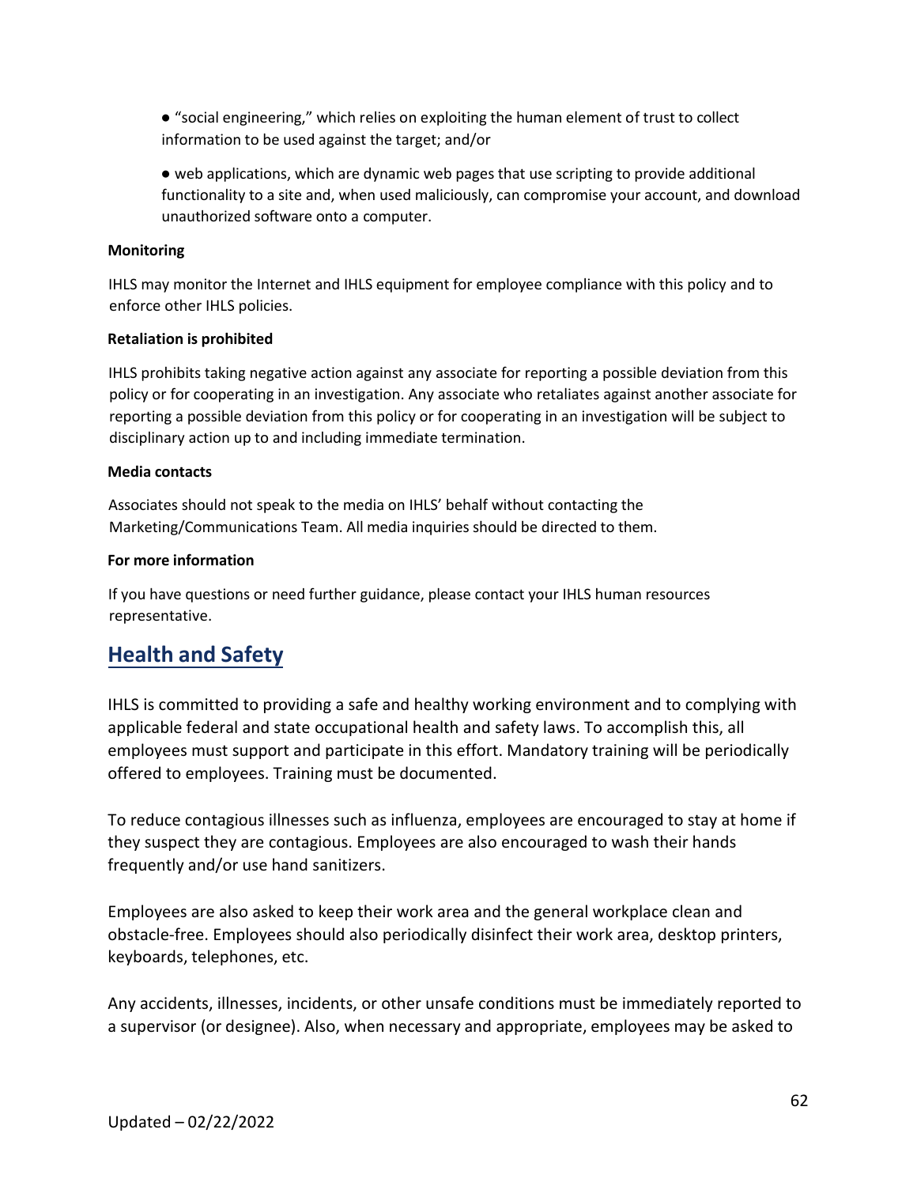- "social engineering," which relies on exploiting the human element of trust to collect information to be used against the target; and/or

- web applications, which are dynamic web pages that use scripting to provide additional functionality to a site and, when used maliciously, can compromise your account, and download unauthorized software onto a computer.

**Monitoring**

IHLS may monitor the Internet and IHLS equipment for employee compliance with this policy and to enforce other IHLS policies.

**Retaliation is prohibited**

IHLS prohibits taking negative action against any associate for reporting a possible deviation from this policy or for cooperating in an investigation. Any associate who retaliates against another associate for reporting a possible deviation from this policy or for cooperating in an investigation will be subject to disciplinary action up to and including immediate termination.

**Media contacts**

Associates should not speak to the media on IHLS' behalf without contacting the Marketing/Communications Team. All media inquiries should be directed to them.

**For more information**

If you have questions or need further guidance, please contact your IHLS human resources representative.

## Health and Safety

IHLS is committed to providing a safe and healthy working environment and to complying with applicable federal and state occupational health and safety laws. To accomplish this, all employees must support and participate in this effort. Mandatory training will be periodically offered to employees. Training must be documented.

To reduce contagious illnesses such as influenza, employees are encouraged to stay at home if they suspect they are contagious. Employees are also encouraged to wash their hands frequently and/or use hand sanitizers.

Employees are also asked to keep their work area and the general workplace clean and obstacle-free. Employees should also periodically disinfect their work area, desktop printers, keyboards, telephones, etc.

Any accidents, illnesses, incidents, or other unsafe conditions must be immediately reported to a supervisor (or designee). Also, when necessary and appropriate, employees may be asked to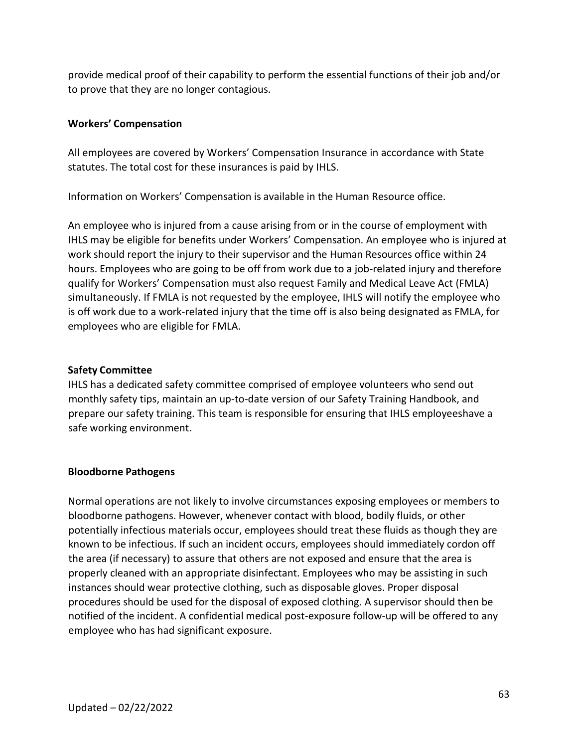provide medical proof of their capability to perform the essential functions of their job and/or to prove that they are no longer contagious.

**Workers' Compensation**

All employees are covered by Workers' Compensation Insurance in accordance with State statutes. The total cost for these insurances is paid by IHLS.

Information on Workers' Compensation is available in the Human Resource office.

An employee who is injured from a cause arising from or in the course of employment with IHLS may be eligible for benefits under Workers' Compensation. An employee who is injured at work should report the injury to their supervisor and the Human Resources office within 24 hours. Employees who are going to be off from work due to a job-related injury and therefore qualify for Workers' Compensation must also request Family and Medical Leave Act (FMLA) simultaneously. If FMLA is not requested by the employee, IHLS will notify the employee who is off work due to a work-related injury that the time off is also being designated as FMLA, for employees who are eligible for FMLA.

**Safety Committee**

IHLS has a dedicated safety committee comprised of employee volunteers who send out monthly safety tips, maintain an up-to-date version of our Safety Training Handbook, and prepare our safety training. This team is responsible for ensuring that IHLS employeeshave a safe working environment.

**Bloodborne Pathogens**

Normal operations are not likely to involve circumstances exposing employees or members to bloodborne pathogens. However, whenever contact with blood, bodily fluids, or other potentially infectious materials occur, employees should treat these fluids as though they are known to be infectious. If such an incident occurs, employees should immediately cordon off the area (if necessary) to assure that others are not exposed and ensure that the area is properly cleaned with an appropriate disinfectant. Employees who may be assisting in such instances should wear protective clothing, such as disposable gloves. Proper disposal procedures should be used for the disposal of exposed clothing. A supervisor should then be notified of the incident. A confidential medical post-exposure follow-up will be offered to any employee who has had significant exposure.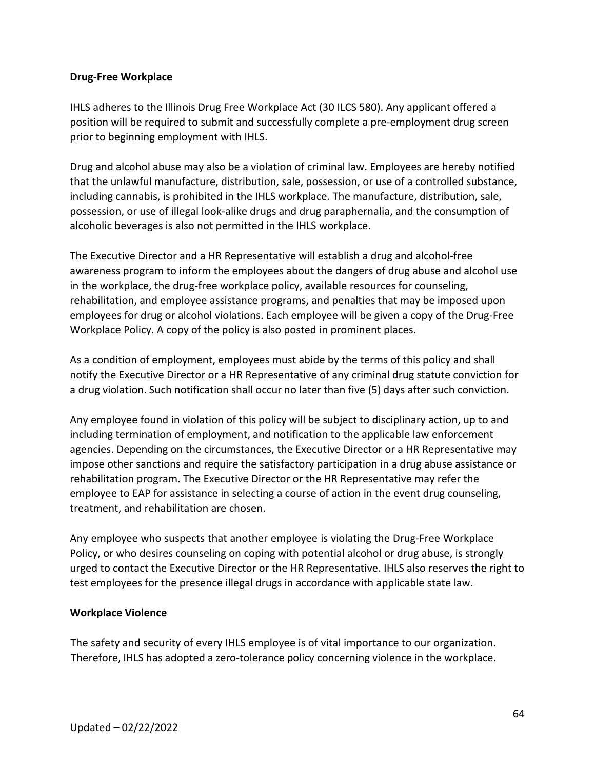**Drug-Free Workplace**

IHLS adheres to the Illinois Drug Free Workplace Act (30 ILCS 580). Any applicant offered a position will be required to submit and successfully complete a pre-employment drug screen prior to beginning employment with IHLS.

Drug and alcohol abuse may also be a violation of criminal law. Employees are hereby notified that the unlawful manufacture, distribution, sale, possession, or use of a controlled substance, including cannabis, is prohibited in the IHLS workplace. The manufacture, distribution, sale, possession, or use of illegal look-alike drugs and drug paraphernalia, and the consumption of alcoholic beverages is also not permitted in the IHLS workplace.

The Executive Director and a HR Representative will establish a drug and alcohol-free awareness program to inform the employees about the dangers of drug abuse and alcohol use in the workplace, the drug-free workplace policy, available resources for counseling, rehabilitation, and employee assistance programs, and penalties that may be imposed upon employees for drug or alcohol violations. Each employee will be given a copy of the Drug-Free Workplace Policy. A copy of the policy is also posted in prominent places.

As a condition of employment, employees must abide by the terms of this policy and shall notify the Executive Director or a HR Representative of any criminal drug statute conviction for a drug violation. Such notification shall occur no later than five (5) days after such conviction.

Any employee found in violation of this policy will be subject to disciplinary action, up to and including termination of employment, and notification to the applicable law enforcement agencies. Depending on the circumstances, the Executive Director or a HR Representative may impose other sanctions and require the satisfactory participation in a drug abuse assistance or rehabilitation program. The Executive Director or the HR Representative may refer the employee to EAP for assistance in selecting a course of action in the event drug counseling, treatment, and rehabilitation are chosen.

Any employee who suspects that another employee is violating the Drug-Free Workplace Policy, or who desires counseling on coping with potential alcohol or drug abuse, is strongly urged to contact the Executive Director or the HR Representative. IHLS also reserves the right to test employees for the presence illegal drugs in accordance with applicable state law.

**Workplace Violence**

The safety and security of every IHLS employee is of vital importance to our organization. Therefore, IHLS has adopted a zero-tolerance policy concerning violence in the workplace.

Updated – 02/22/2022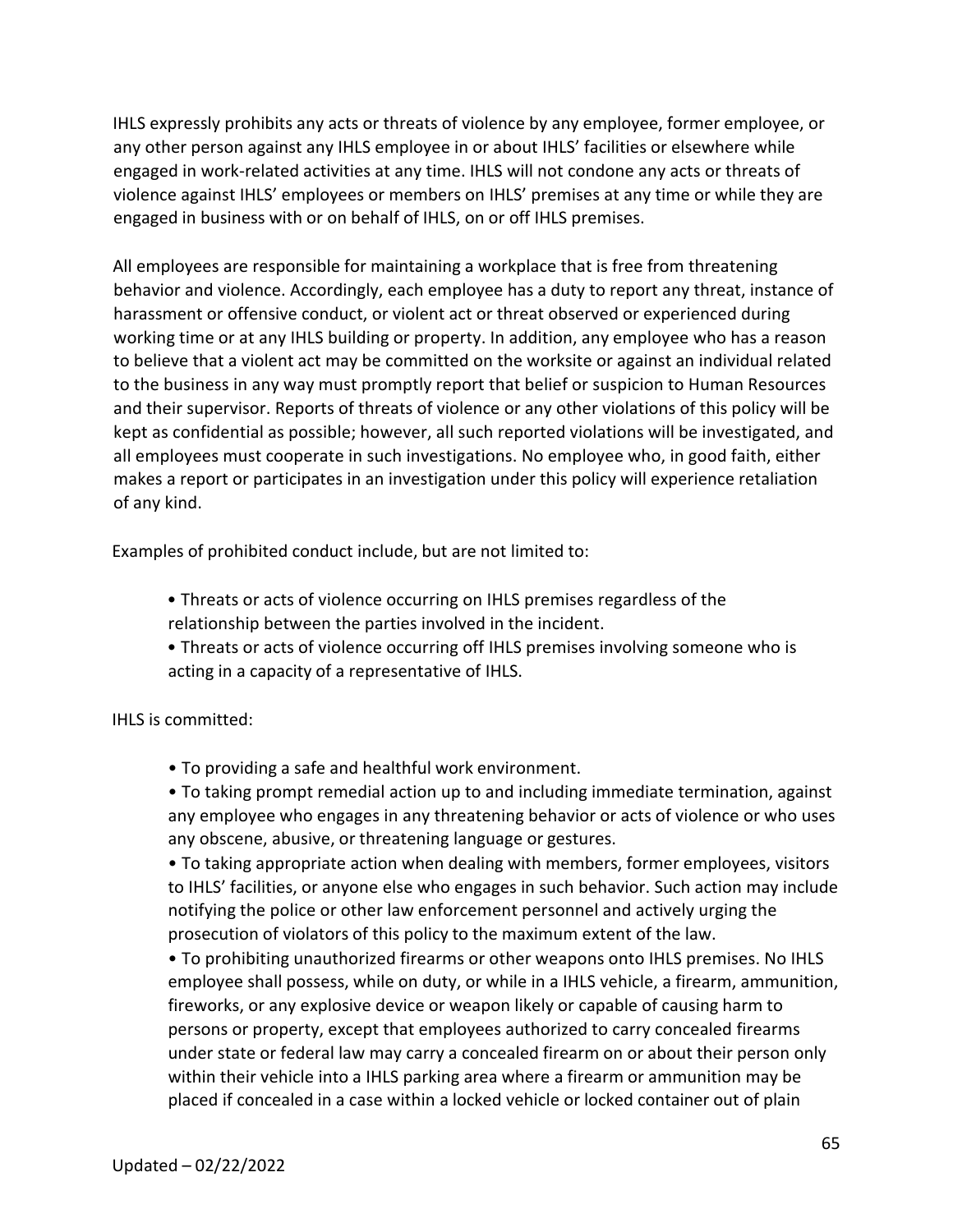IHLS expressly prohibits any acts or threats of violence by any employee, former employee, or any other person against any IHLS employee in or about IHLS' facilities or elsewhere while engaged in work-related activities at any time. IHLS will not condone any acts or threats of violence against IHLS' employees or members on IHLS' premises at any time or while they are engaged in business with or on behalf of IHLS, on or off IHLS premises.

All employees are responsible for maintaining a workplace that is free from threatening behavior and violence. Accordingly, each employee has a duty to report any threat, instance of harassment or offensive conduct, or violent act or threat observed or experienced during working time or at any IHLS building or property. In addition, any employee who has a reason to believe that a violent act may be committed on the worksite or against an individual related to the business in any way must promptly report that belief or suspicion to Human Resources and their supervisor. Reports of threats of violence or any other violations of this policy will be kept as confidential as possible; however, all such reported violations will be investigated, and all employees must cooperate in such investigations. No employee who, in good faith, either makes a report or participates in an investigation under this policy will experience retaliation of any kind.

Examples of prohibited conduct include, but are not limited to:

- Threats or acts of violence occurring on IHLS premises regardless of the relationship between the parties involved in the incident.
- Threats or acts of violence occurring off IHLS premises involving someone who is acting in a capacity of a representative of IHLS.

IHLS is committed:

- To providing a safe and healthful work environment.
- To taking prompt remedial action up to and including immediate termination, against any employee who engages in any threatening behavior or acts of violence or who uses any obscene, abusive, or threatening language or gestures.
- To taking appropriate action when dealing with members, former employees, visitors to IHLS' facilities, or anyone else who engages in such behavior. Such action may include notifying the police or other law enforcement personnel and actively urging the prosecution of violators of this policy to the maximum extent of the law.
- To prohibiting unauthorized firearms or other weapons onto IHLS premises. No IHLS employee shall possess, while on duty, or while in a IHLS vehicle, a firearm, ammunition, fireworks, or any explosive device or weapon likely or capable of causing harm to persons or property, except that employees authorized to carry concealed firearms under state or federal law may carry a concealed firearm on or about their person only within their vehicle into a IHLS parking area where a firearm or ammunition may be placed if concealed in a case within a locked vehicle or locked container out of plain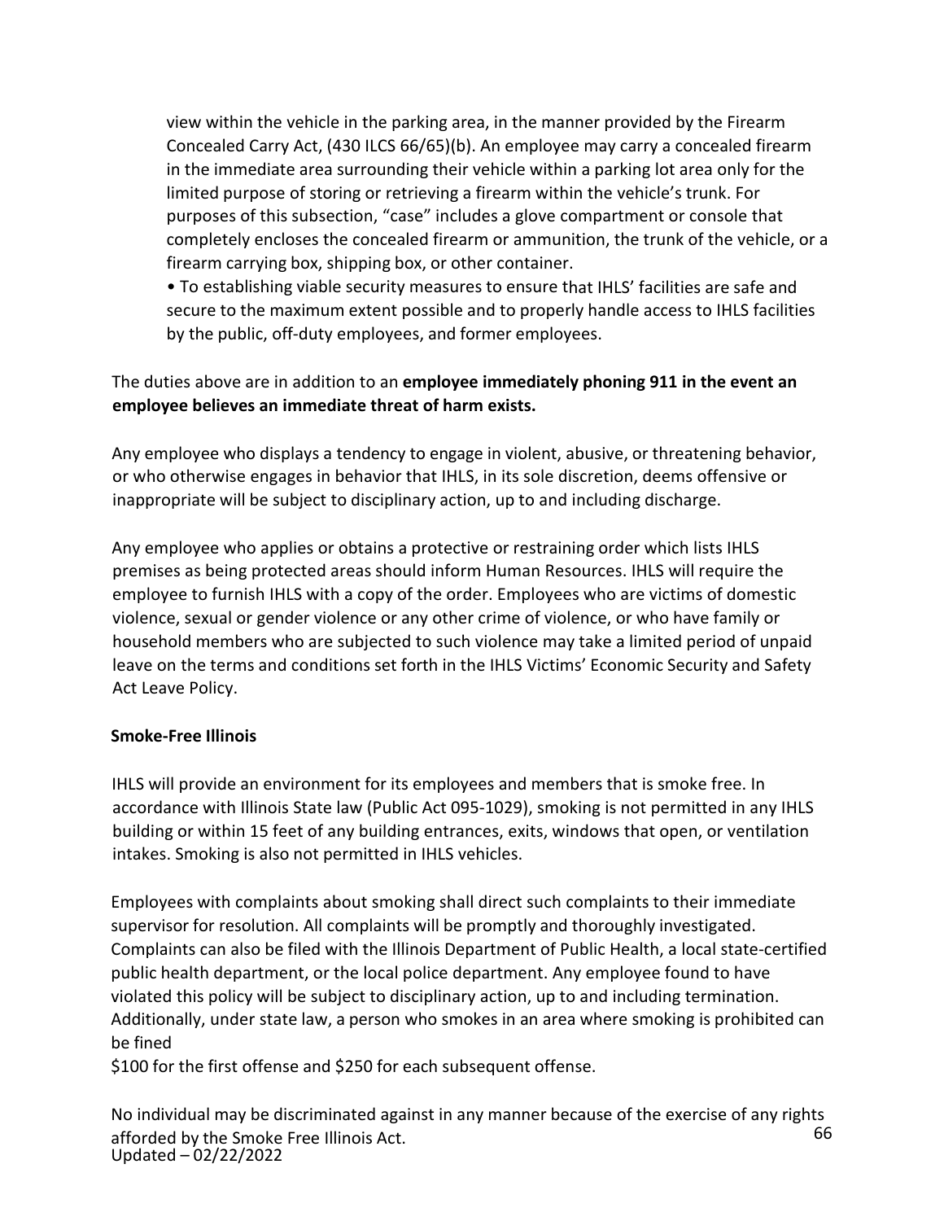view within the vehicle in the parking area, in the manner provided by the Firearm Concealed Carry Act, (430 ILCS 66/65)(b). An employee may carry a concealed firearm in the immediate area surrounding their vehicle within a parking lot area only for the limited purpose of storing or retrieving a firearm within the vehicle's trunk. For purposes of this subsection, "case" includes a glove compartment or console that completely encloses the concealed firearm or ammunition, the trunk of the vehicle, or a firearm carrying box, shipping box, or other container.

- To establishing viable security measures to ensure that IHLS' facilities are safe and secure to the maximum extent possible and to properly handle access to IHLS facilities by the public, off-duty employees, and former employees.

The duties above are in addition to an **employee immediately phoning 911 in the event an employee believes an immediate threat of harm exists.**

Any employee who displays a tendency to engage in violent, abusive, or threatening behavior, or who otherwise engages in behavior that IHLS, in its sole discretion, deems offensive or inappropriate will be subject to disciplinary action, up to and including discharge.

Any employee who applies or obtains a protective or restraining order which lists IHLS premises as being protected areas should inform Human Resources. IHLS will require the employee to furnish IHLS with a copy of the order. Employees who are victims of domestic violence, sexual or gender violence or any other crime of violence, or who have family or household members who are subjected to such violence may take a limited period of unpaid leave on the terms and conditions set forth in the IHLS Victims' Economic Security and Safety Act Leave Policy.

**Smoke-Free Illinois**

IHLS will provide an environment for its employees and members that is smoke free. In accordance with Illinois State law (Public Act 095-1029), smoking is not permitted in any IHLS building or within 15 feet of any building entrances, exits, windows that open, or ventilation intakes. Smoking is also not permitted in IHLS vehicles.

Employees with complaints about smoking shall direct such complaints to their immediate supervisor for resolution. All complaints will be promptly and thoroughly investigated. Complaints can also be filed with the Illinois Department of Public Health, a local state-certified public health department, or the local police department. Any employee found to have violated this policy will be subject to disciplinary action, up to and including termination. Additionally, under state law, a person who smokes in an area where smoking is prohibited can be fined
$100 for the first offense and $250 for each subsequent offense.

No individual may be discriminated against in any manner because of the exercise of any rights afforded by the Smoke Free Illinois Act.

Updated – 02/22/2022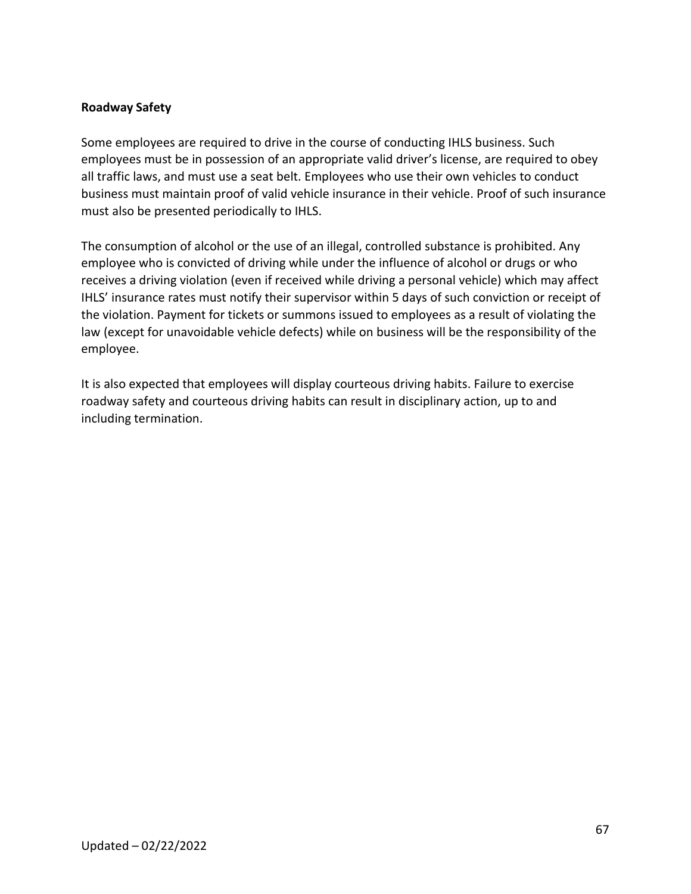**Roadway Safety**

Some employees are required to drive in the course of conducting IHLS business. Such employees must be in possession of an appropriate valid driver's license, are required to obey all traffic laws, and must use a seat belt. Employees who use their own vehicles to conduct business must maintain proof of valid vehicle insurance in their vehicle. Proof of such insurance must also be presented periodically to IHLS.

The consumption of alcohol or the use of an illegal, controlled substance is prohibited. Any employee who is convicted of driving while under the influence of alcohol or drugs or who receives a driving violation (even if received while driving a personal vehicle) which may affect IHLS' insurance rates must notify their supervisor within 5 days of such conviction or receipt of the violation. Payment for tickets or summons issued to employees as a result of violating the law (except for unavoidable vehicle defects) while on business will be the responsibility of the employee.

It is also expected that employees will display courteous driving habits. Failure to exercise roadway safety and courteous driving habits can result in disciplinary action, up to and including termination.

Updated – 02/22/2022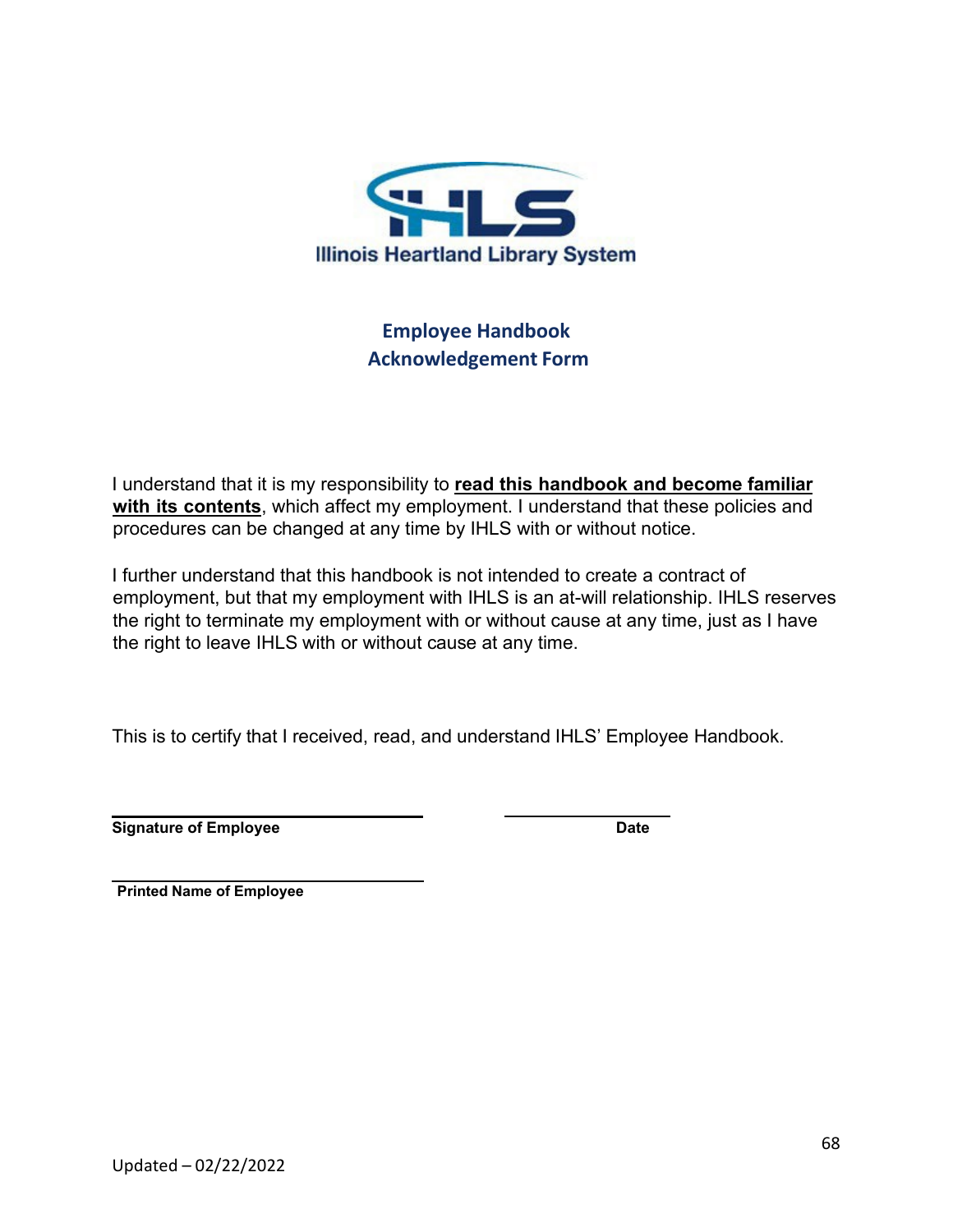Illinois Heartland Library System

# Employee Handbook Acknowledgement Form

I understand that it is my responsibility to **read this handbook and become familiar with its contents**, which affect my employment. I understand that these policies and procedures can be changed at any time by IHLS with or without notice.

I further understand that this handbook is not intended to create a contract of employment, but that my employment with IHLS is an at-will relationship. IHLS reserves the right to terminate my employment with or without cause at any time, just as I have the right to leave IHLS with or without cause at any time.

This is to certify that I received, read, and understand IHLS' Employee Handbook.

______________________________ ______________

**Signature of Employee** **Date**

______________________________

**Printed Name of Employee**

Updated – 02/22/2022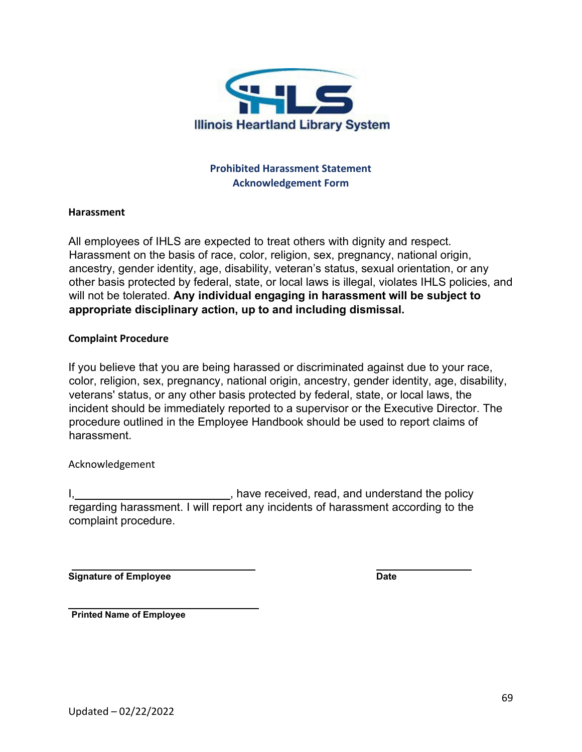Illinois Heartland Library System

## Prohibited Harassment Statement
## Acknowledgement Form

**Harassment**

All employees of IHLS are expected to treat others with dignity and respect. Harassment on the basis of race, color, religion, sex, pregnancy, national origin, ancestry, gender identity, age, disability, veteran's status, sexual orientation, or any other basis protected by federal, state, or local laws is illegal, violates IHLS policies, and will not be tolerated. **Any individual engaging in harassment will be subject to appropriate disciplinary action, up to and including dismissal.**

**Complaint Procedure**

If you believe that you are being harassed or discriminated against due to your race, color, religion, sex, pregnancy, national origin, ancestry, gender identity, age, disability, veterans' status, or any other basis protected by federal, state, or local laws, the incident should be immediately reported to a supervisor or the Executive Director. The procedure outlined in the Employee Handbook should be used to report claims of harassment.

Acknowledgement

I,________________________, have received, read, and understand the policy regarding harassment. I will report any incidents of harassment according to the complaint procedure.

______________________________ &nbsp;&nbsp;&nbsp;&nbsp;&nbsp;&nbsp;&nbsp;&nbsp; ________________
**Signature of Employee** &nbsp;&nbsp;&nbsp;&nbsp;&nbsp;&nbsp;&nbsp;&nbsp;&nbsp;&nbsp;&nbsp;&nbsp;&nbsp;&nbsp;&nbsp;&nbsp;&nbsp;&nbsp;&nbsp;&nbsp;&nbsp;&nbsp;&nbsp;&nbsp; **Date**

______________________________
**Printed Name of Employee**

Updated – 02/22/2022